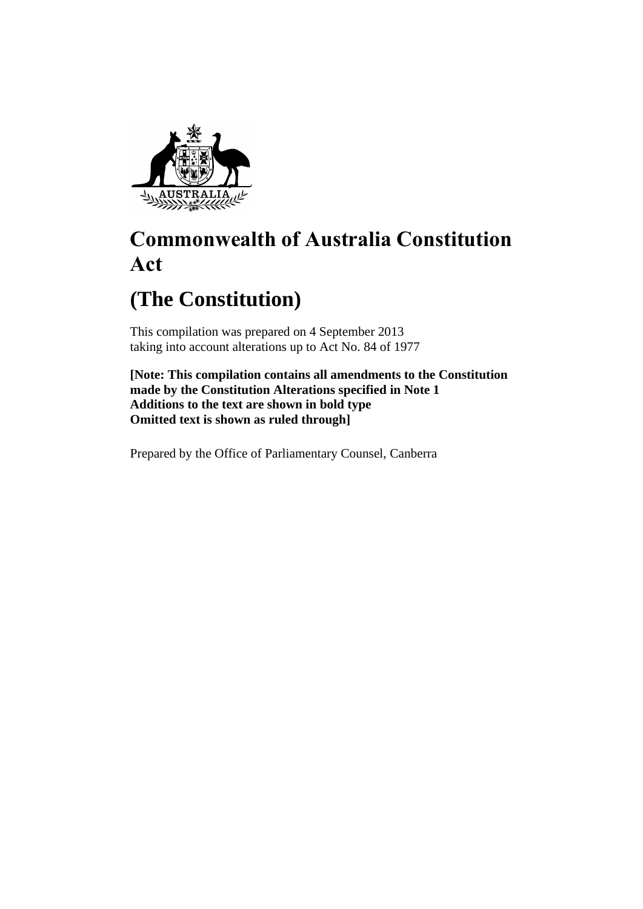# Commonwealth of Australia Constitution Act

# (The Constitution)

This compilation was prepared on 4 September 2013
taking into account alterations up to Act No. 84 of 1977

**[Note: This compilation contains all amendments to the Constitution made by the Constitution Alterations specified in Note 1**
**Additions to the text are shown in bold type**
**Omitted text is shown as ruled through]**

Prepared by the Office of Parliamentary Counsel, Canberra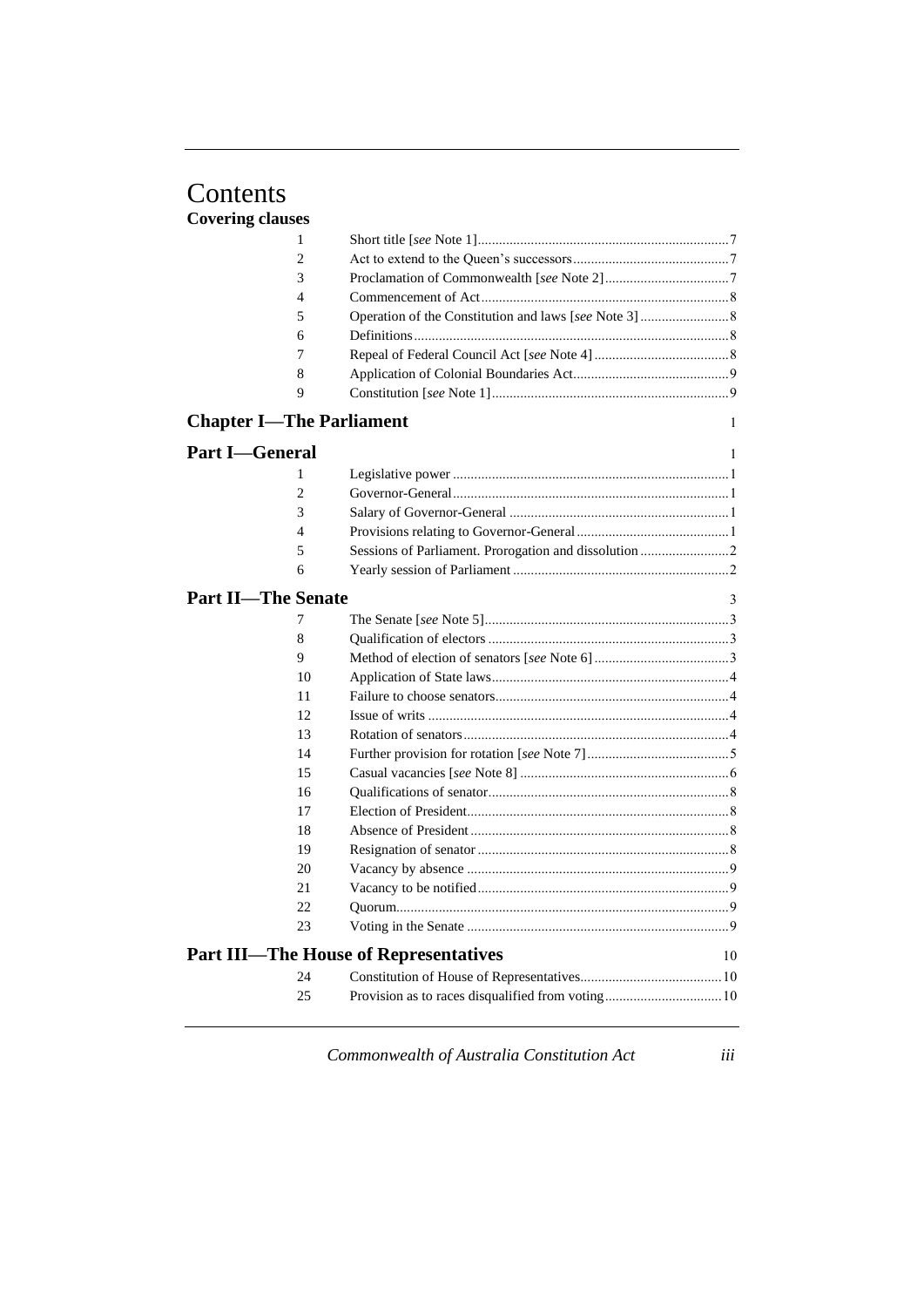# Contents

**Covering clauses**

| | | |
|---|---|---|
| 1 | Short title [*see* Note 1] | 7 |
| 2 | Act to extend to the Queen's successors | 7 |
| 3 | Proclamation of Commonwealth [*see* Note 2] | 7 |
| 4 | Commencement of Act | 8 |
| 5 | Operation of the Constitution and laws [*see* Note 3] | 8 |
| 6 | Definitions | 8 |
| 7 | Repeal of Federal Council Act [*see* Note 4] | 8 |
| 8 | Application of Colonial Boundaries Act | 9 |
| 9 | Constitution [*see* Note 1] | 9 |

## Chapter I—The Parliament — 1

### Part I—General — 1

| | | |
|---|---|---|
| 1 | Legislative power | 1 |
| 2 | Governor-General | 1 |
| 3 | Salary of Governor-General | 1 |
| 4 | Provisions relating to Governor-General | 1 |
| 5 | Sessions of Parliament. Prorogation and dissolution | 2 |
| 6 | Yearly session of Parliament | 2 |

### Part II—The Senate — 3

| | | |
|---|---|---|
| 7 | The Senate [*see* Note 5] | 3 |
| 8 | Qualification of electors | 3 |
| 9 | Method of election of senators [*see* Note 6] | 3 |
| 10 | Application of State laws | 4 |
| 11 | Failure to choose senators | 4 |
| 12 | Issue of writs | 4 |
| 13 | Rotation of senators | 4 |
| 14 | Further provision for rotation [*see* Note 7] | 5 |
| 15 | Casual vacancies [*see* Note 8] | 6 |
| 16 | Qualifications of senator | 8 |
| 17 | Election of President | 8 |
| 18 | Absence of President | 8 |
| 19 | Resignation of senator | 8 |
| 20 | Vacancy by absence | 9 |
| 21 | Vacancy to be notified | 9 |
| 22 | Quorum | 9 |
| 23 | Voting in the Senate | 9 |

### Part III—The House of Representatives — 10

| | | |
|---|---|---|
| 24 | Constitution of House of Representatives | 10 |
| 25 | Provision as to races disqualified from voting | 10 |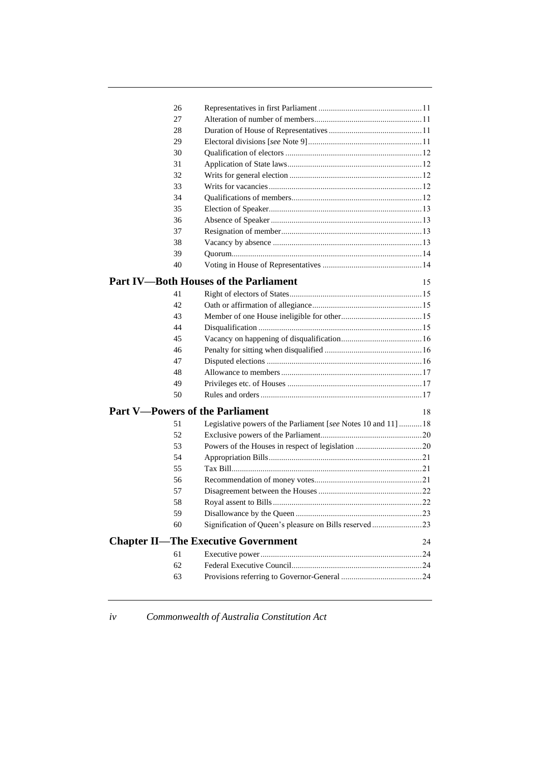| | | |
|---|---|---|
| 26 | Representatives in first Parliament | 11 |
| 27 | Alteration of number of members | 11 |
| 28 | Duration of House of Representatives | 11 |
| 29 | Electoral divisions [*see* Note 9] | 11 |
| 30 | Qualification of electors | 12 |
| 31 | Application of State laws | 12 |
| 32 | Writs for general election | 12 |
| 33 | Writs for vacancies | 12 |
| 34 | Qualifications of members | 12 |
| 35 | Election of Speaker | 13 |
| 36 | Absence of Speaker | 13 |
| 37 | Resignation of member | 13 |
| 38 | Vacancy by absence | 13 |
| 39 | Quorum | 14 |
| 40 | Voting in House of Representatives | 14 |

## Part IV—Both Houses of the Parliament 15

| | | |
|---|---|---|
| 41 | Right of electors of States | 15 |
| 42 | Oath or affirmation of allegiance | 15 |
| 43 | Member of one House ineligible for other | 15 |
| 44 | Disqualification | 15 |
| 45 | Vacancy on happening of disqualification | 16 |
| 46 | Penalty for sitting when disqualified | 16 |
| 47 | Disputed elections | 16 |
| 48 | Allowance to members | 17 |
| 49 | Privileges etc. of Houses | 17 |
| 50 | Rules and orders | 17 |

## Part V—Powers of the Parliament 18

| | | |
|---|---|---|
| 51 | Legislative powers of the Parliament [*see* Notes 10 and 11] | 18 |
| 52 | Exclusive powers of the Parliament | 20 |
| 53 | Powers of the Houses in respect of legislation | 20 |
| 54 | Appropriation Bills | 21 |
| 55 | Tax Bill | 21 |
| 56 | Recommendation of money votes | 21 |
| 57 | Disagreement between the Houses | 22 |
| 58 | Royal assent to Bills | 22 |
| 59 | Disallowance by the Queen | 23 |
| 60 | Signification of Queen's pleasure on Bills reserved | 23 |

## Chapter II—The Executive Government 24

| | | |
|---|---|---|
| 61 | Executive power | 24 |
| 62 | Federal Executive Council | 24 |
| 63 | Provisions referring to Governor-General | 24 |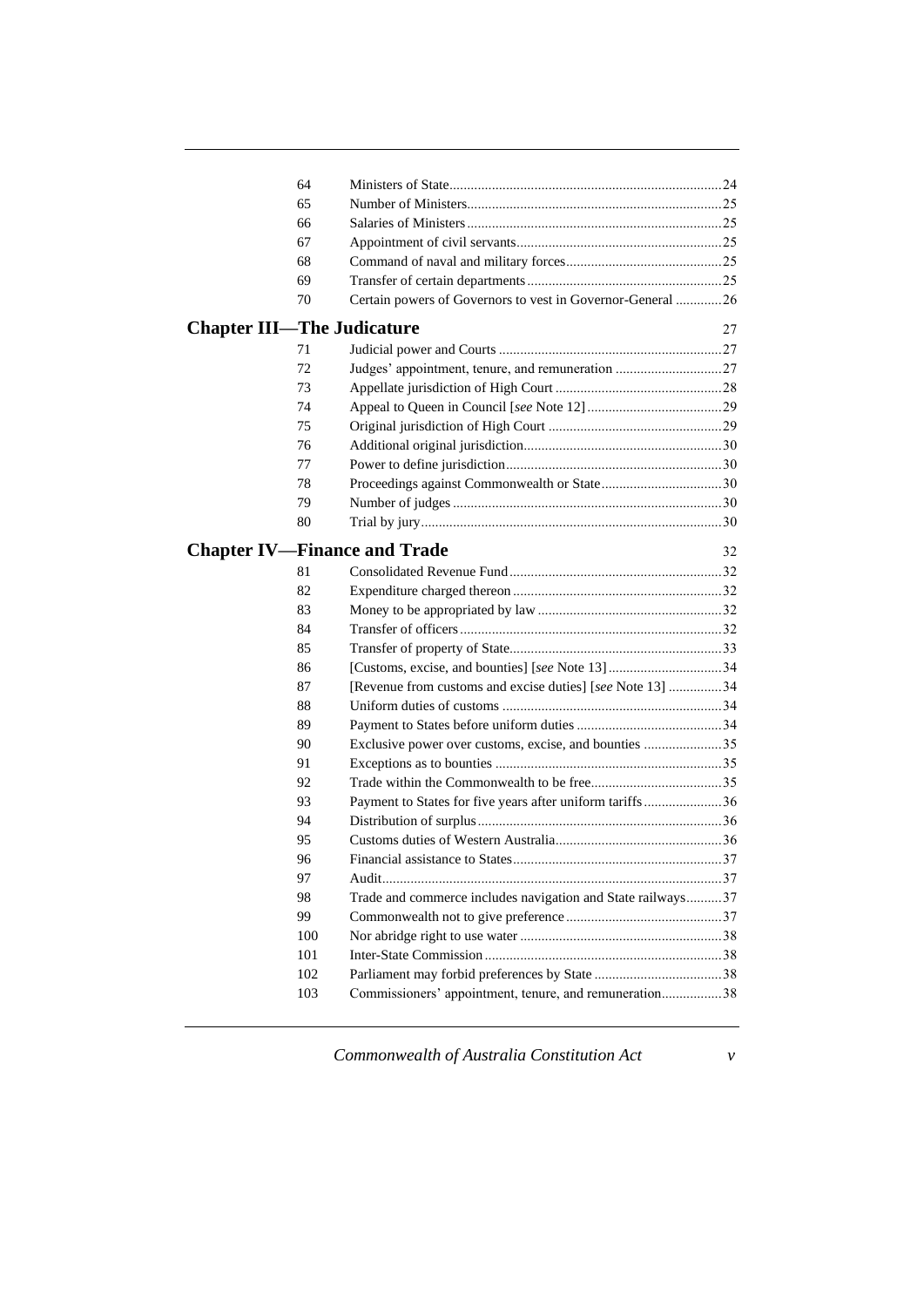| | | |
|---|---|---|
| 64 | Ministers of State | 24 |
| 65 | Number of Ministers | 25 |
| 66 | Salaries of Ministers | 25 |
| 67 | Appointment of civil servants | 25 |
| 68 | Command of naval and military forces | 25 |
| 69 | Transfer of certain departments | 25 |
| 70 | Certain powers of Governors to vest in Governor-General | 26 |

## Chapter III—The Judicature — 27

| | | |
|---|---|---|
| 71 | Judicial power and Courts | 27 |
| 72 | Judges' appointment, tenure, and remuneration | 27 |
| 73 | Appellate jurisdiction of High Court | 28 |
| 74 | Appeal to Queen in Council [*see* Note 12] | 29 |
| 75 | Original jurisdiction of High Court | 29 |
| 76 | Additional original jurisdiction | 30 |
| 77 | Power to define jurisdiction | 30 |
| 78 | Proceedings against Commonwealth or State | 30 |
| 79 | Number of judges | 30 |
| 80 | Trial by jury | 30 |

## Chapter IV—Finance and Trade — 32

| | | |
|---|---|---|
| 81 | Consolidated Revenue Fund | 32 |
| 82 | Expenditure charged thereon | 32 |
| 83 | Money to be appropriated by law | 32 |
| 84 | Transfer of officers | 32 |
| 85 | Transfer of property of State | 33 |
| 86 | [Customs, excise, and bounties] [*see* Note 13] | 34 |
| 87 | [Revenue from customs and excise duties] [*see* Note 13] | 34 |
| 88 | Uniform duties of customs | 34 |
| 89 | Payment to States before uniform duties | 34 |
| 90 | Exclusive power over customs, excise, and bounties | 35 |
| 91 | Exceptions as to bounties | 35 |
| 92 | Trade within the Commonwealth to be free | 35 |
| 93 | Payment to States for five years after uniform tariffs | 36 |
| 94 | Distribution of surplus | 36 |
| 95 | Customs duties of Western Australia | 36 |
| 96 | Financial assistance to States | 37 |
| 97 | Audit | 37 |
| 98 | Trade and commerce includes navigation and State railways | 37 |
| 99 | Commonwealth not to give preference | 37 |
| 100 | Nor abridge right to use water | 38 |
| 101 | Inter-State Commission | 38 |
| 102 | Parliament may forbid preferences by State | 38 |
| 103 | Commissioners' appointment, tenure, and remuneration | 38 |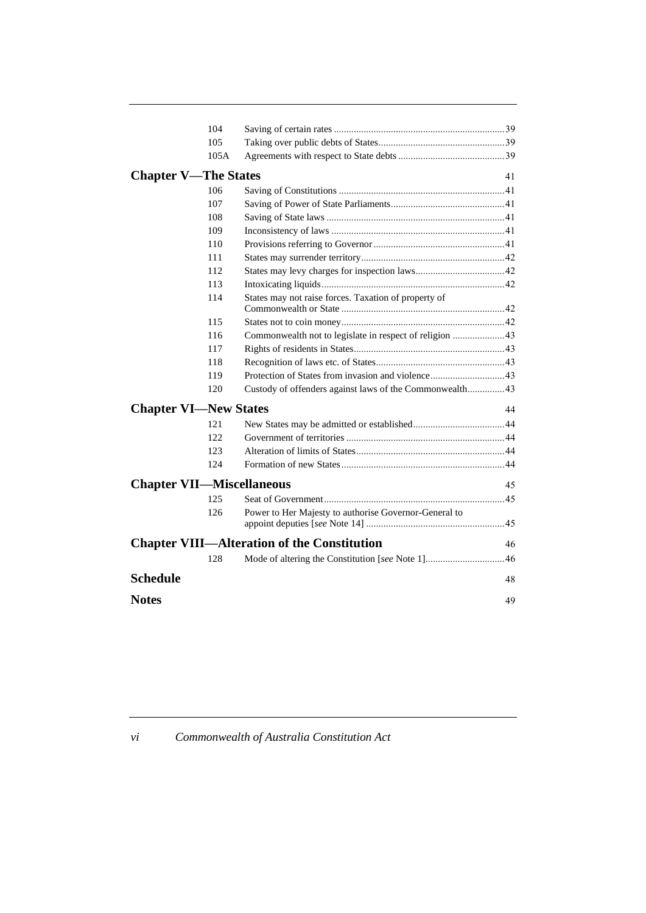| | | |
|---|---|---|
| 104 | Saving of certain rates | 39 |
| 105 | Taking over public debts of States | 39 |
| 105A | Agreements with respect to State debts | 39 |

**Chapter V—The States** 41

| | | |
|---|---|---|
| 106 | Saving of Constitutions | 41 |
| 107 | Saving of Power of State Parliaments | 41 |
| 108 | Saving of State laws | 41 |
| 109 | Inconsistency of laws | 41 |
| 110 | Provisions referring to Governor | 41 |
| 111 | States may surrender territory | 42 |
| 112 | States may levy charges for inspection laws | 42 |
| 113 | Intoxicating liquids | 42 |
| 114 | States may not raise forces. Taxation of property of Commonwealth or State | 42 |
| 115 | States not to coin money | 42 |
| 116 | Commonwealth not to legislate in respect of religion | 43 |
| 117 | Rights of residents in States | 43 |
| 118 | Recognition of laws etc. of States | 43 |
| 119 | Protection of States from invasion and violence | 43 |
| 120 | Custody of offenders against laws of the Commonwealth | 43 |

**Chapter VI—New States** 44

| | | |
|---|---|---|
| 121 | New States may be admitted or established | 44 |
| 122 | Government of territories | 44 |
| 123 | Alteration of limits of States | 44 |
| 124 | Formation of new States | 44 |

**Chapter VII—Miscellaneous** 45

| | | |
|---|---|---|
| 125 | Seat of Government | 45 |
| 126 | Power to Her Majesty to authorise Governor-General to appoint deputies [*see* Note 14] | 45 |

**Chapter VIII—Alteration of the Constitution** 46

| | | |
|---|---|---|
| 128 | Mode of altering the Constitution [*see* Note 1] | 46 |

**Schedule** 48

**Notes** 49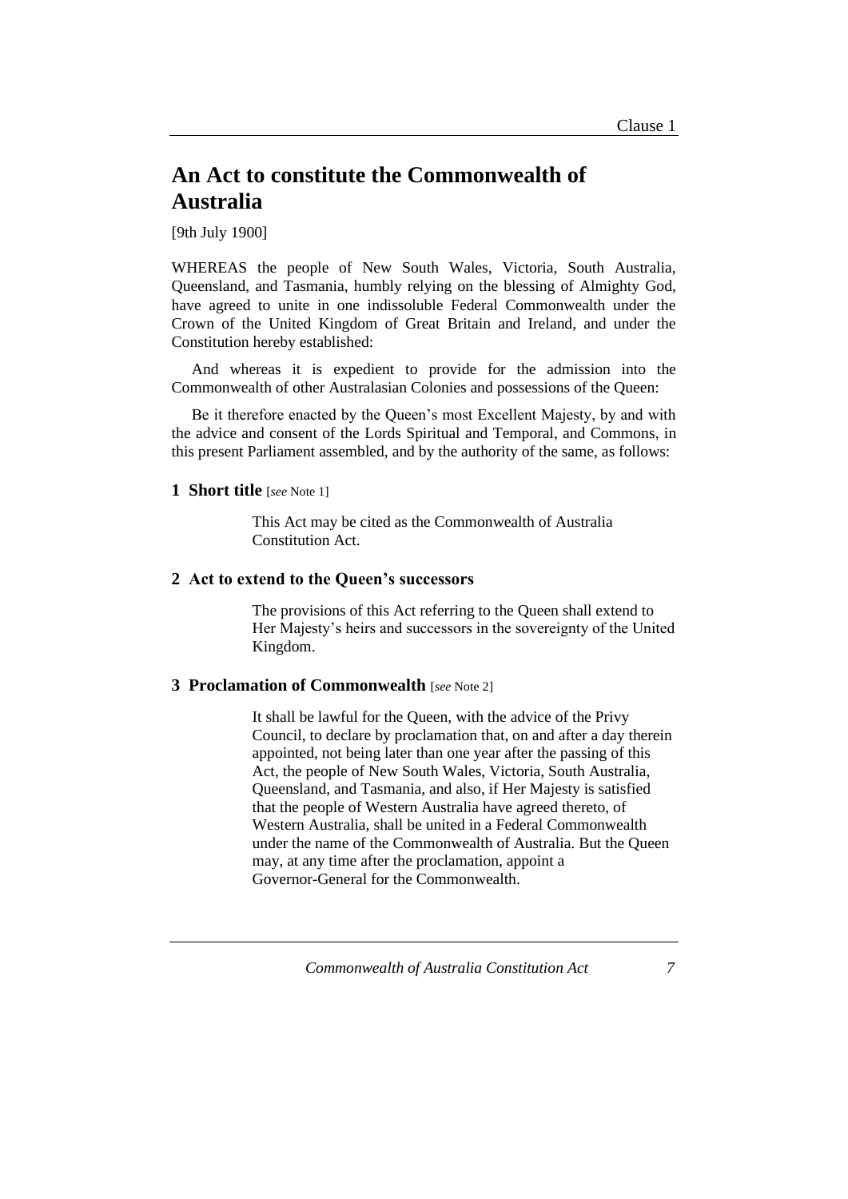# An Act to constitute the Commonwealth of Australia

[9th July 1900]

WHEREAS the people of New South Wales, Victoria, South Australia, Queensland, and Tasmania, humbly relying on the blessing of Almighty God, have agreed to unite in one indissoluble Federal Commonwealth under the Crown of the United Kingdom of Great Britain and Ireland, and under the Constitution hereby established:

And whereas it is expedient to provide for the admission into the Commonwealth of other Australasian Colonies and possessions of the Queen:

Be it therefore enacted by the Queen's most Excellent Majesty, by and with the advice and consent of the Lords Spiritual and Temporal, and Commons, in this present Parliament assembled, and by the authority of the same, as follows:

### 1 Short title [*see* Note 1]

This Act may be cited as the Commonwealth of Australia Constitution Act.

### 2 Act to extend to the Queen's successors

The provisions of this Act referring to the Queen shall extend to Her Majesty's heirs and successors in the sovereignty of the United Kingdom.

### 3 Proclamation of Commonwealth [*see* Note 2]

It shall be lawful for the Queen, with the advice of the Privy Council, to declare by proclamation that, on and after a day therein appointed, not being later than one year after the passing of this Act, the people of New South Wales, Victoria, South Australia, Queensland, and Tasmania, and also, if Her Majesty is satisfied that the people of Western Australia have agreed thereto, of Western Australia, shall be united in a Federal Commonwealth under the name of the Commonwealth of Australia. But the Queen may, at any time after the proclamation, appoint a Governor-General for the Commonwealth.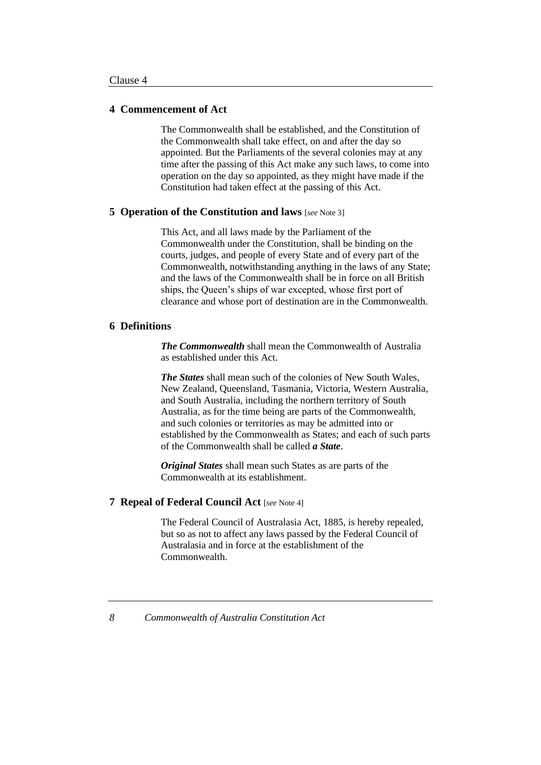## 4 Commencement of Act

The Commonwealth shall be established, and the Constitution of the Commonwealth shall take effect, on and after the day so appointed. But the Parliaments of the several colonies may at any time after the passing of this Act make any such laws, to come into operation on the day so appointed, as they might have made if the Constitution had taken effect at the passing of this Act.

## 5 Operation of the Constitution and laws [*see* Note 3]

This Act, and all laws made by the Parliament of the Commonwealth under the Constitution, shall be binding on the courts, judges, and people of every State and of every part of the Commonwealth, notwithstanding anything in the laws of any State; and the laws of the Commonwealth shall be in force on all British ships, the Queen's ships of war excepted, whose first port of clearance and whose port of destination are in the Commonwealth.

## 6 Definitions

***The Commonwealth*** shall mean the Commonwealth of Australia as established under this Act.

***The States*** shall mean such of the colonies of New South Wales, New Zealand, Queensland, Tasmania, Victoria, Western Australia, and South Australia, including the northern territory of South Australia, as for the time being are parts of the Commonwealth, and such colonies or territories as may be admitted into or established by the Commonwealth as States; and each of such parts of the Commonwealth shall be called ***a State***.

***Original States*** shall mean such States as are parts of the Commonwealth at its establishment.

## 7 Repeal of Federal Council Act [*see* Note 4]

The Federal Council of Australasia Act, 1885, is hereby repealed, but so as not to affect any laws passed by the Federal Council of Australasia and in force at the establishment of the Commonwealth.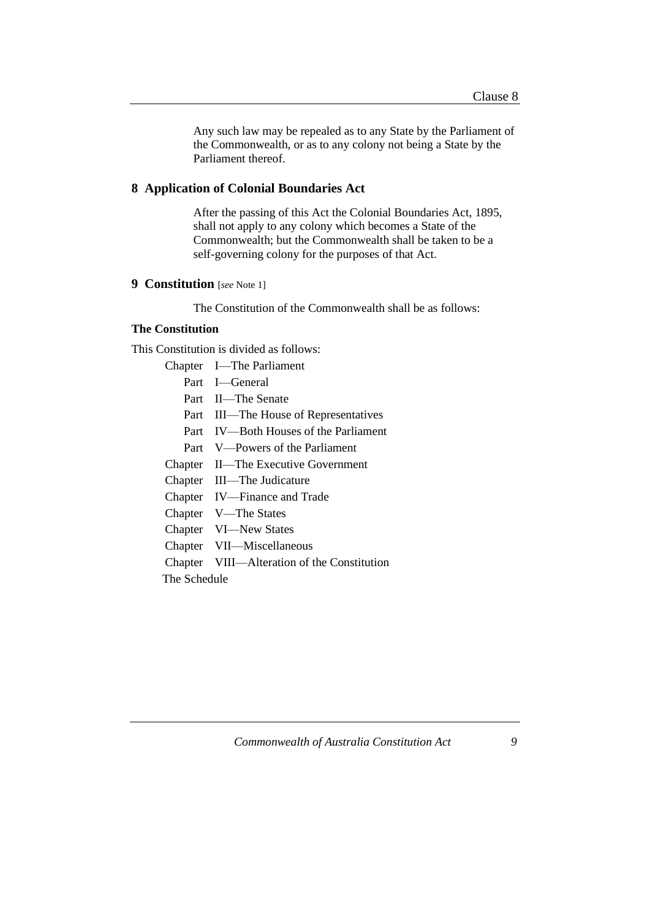Any such law may be repealed as to any State by the Parliament of the Commonwealth, or as to any colony not being a State by the Parliament thereof.

## 8 Application of Colonial Boundaries Act

After the passing of this Act the Colonial Boundaries Act, 1895, shall not apply to any colony which becomes a State of the Commonwealth; but the Commonwealth shall be taken to be a self-governing colony for the purposes of that Act.

## 9 Constitution [*see* Note 1]

The Constitution of the Commonwealth shall be as follows:

**The Constitution**

This Constitution is divided as follows:

- Chapter I—The Parliament
  - Part I—General
  - Part II—The Senate
  - Part III—The House of Representatives
  - Part IV—Both Houses of the Parliament
  - Part V—Powers of the Parliament
- Chapter II—The Executive Government
- Chapter III—The Judicature
- Chapter IV—Finance and Trade
- Chapter V—The States
- Chapter VI—New States
- Chapter VII—Miscellaneous
- Chapter VIII—Alteration of the Constitution
- The Schedule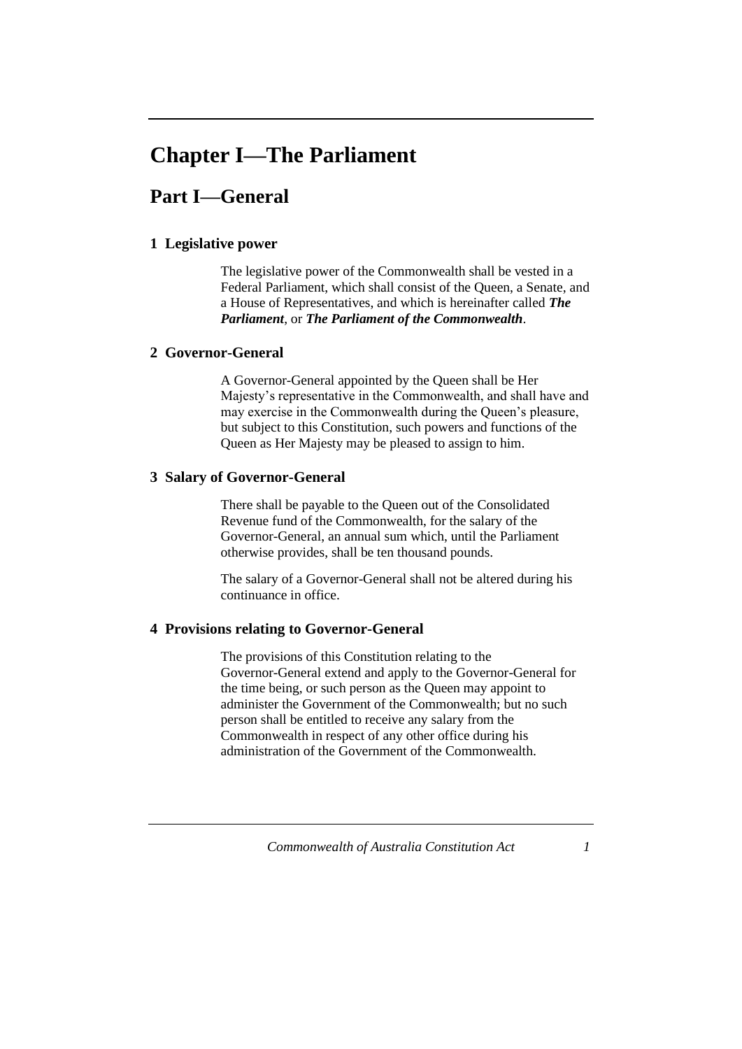# Chapter I—The Parliament

## Part I—General

### 1 Legislative power

The legislative power of the Commonwealth shall be vested in a Federal Parliament, which shall consist of the Queen, a Senate, and a House of Representatives, and which is hereinafter called ***The Parliament***, or ***The Parliament of the Commonwealth***.

### 2 Governor-General

A Governor-General appointed by the Queen shall be Her Majesty's representative in the Commonwealth, and shall have and may exercise in the Commonwealth during the Queen's pleasure, but subject to this Constitution, such powers and functions of the Queen as Her Majesty may be pleased to assign to him.

### 3 Salary of Governor-General

There shall be payable to the Queen out of the Consolidated Revenue fund of the Commonwealth, for the salary of the Governor-General, an annual sum which, until the Parliament otherwise provides, shall be ten thousand pounds.

The salary of a Governor-General shall not be altered during his continuance in office.

### 4 Provisions relating to Governor-General

The provisions of this Constitution relating to the Governor-General extend and apply to the Governor-General for the time being, or such person as the Queen may appoint to administer the Government of the Commonwealth; but no such person shall be entitled to receive any salary from the Commonwealth in respect of any other office during his administration of the Government of the Commonwealth.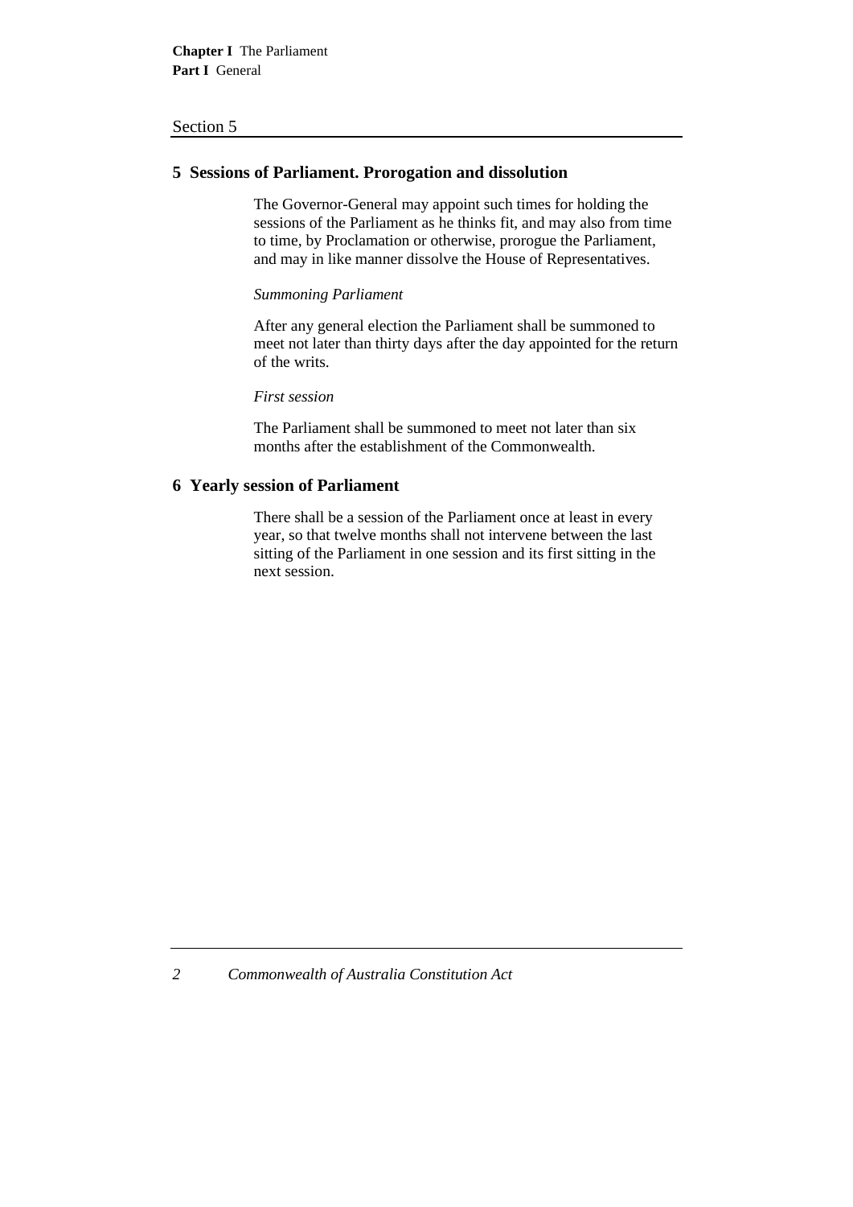## 5 Sessions of Parliament. Prorogation and dissolution

The Governor-General may appoint such times for holding the sessions of the Parliament as he thinks fit, and may also from time to time, by Proclamation or otherwise, prorogue the Parliament, and may in like manner dissolve the House of Representatives.

*Summoning Parliament*

After any general election the Parliament shall be summoned to meet not later than thirty days after the day appointed for the return of the writs.

*First session*

The Parliament shall be summoned to meet not later than six months after the establishment of the Commonwealth.

## 6 Yearly session of Parliament

There shall be a session of the Parliament once at least in every year, so that twelve months shall not intervene between the last sitting of the Parliament in one session and its first sitting in the next session.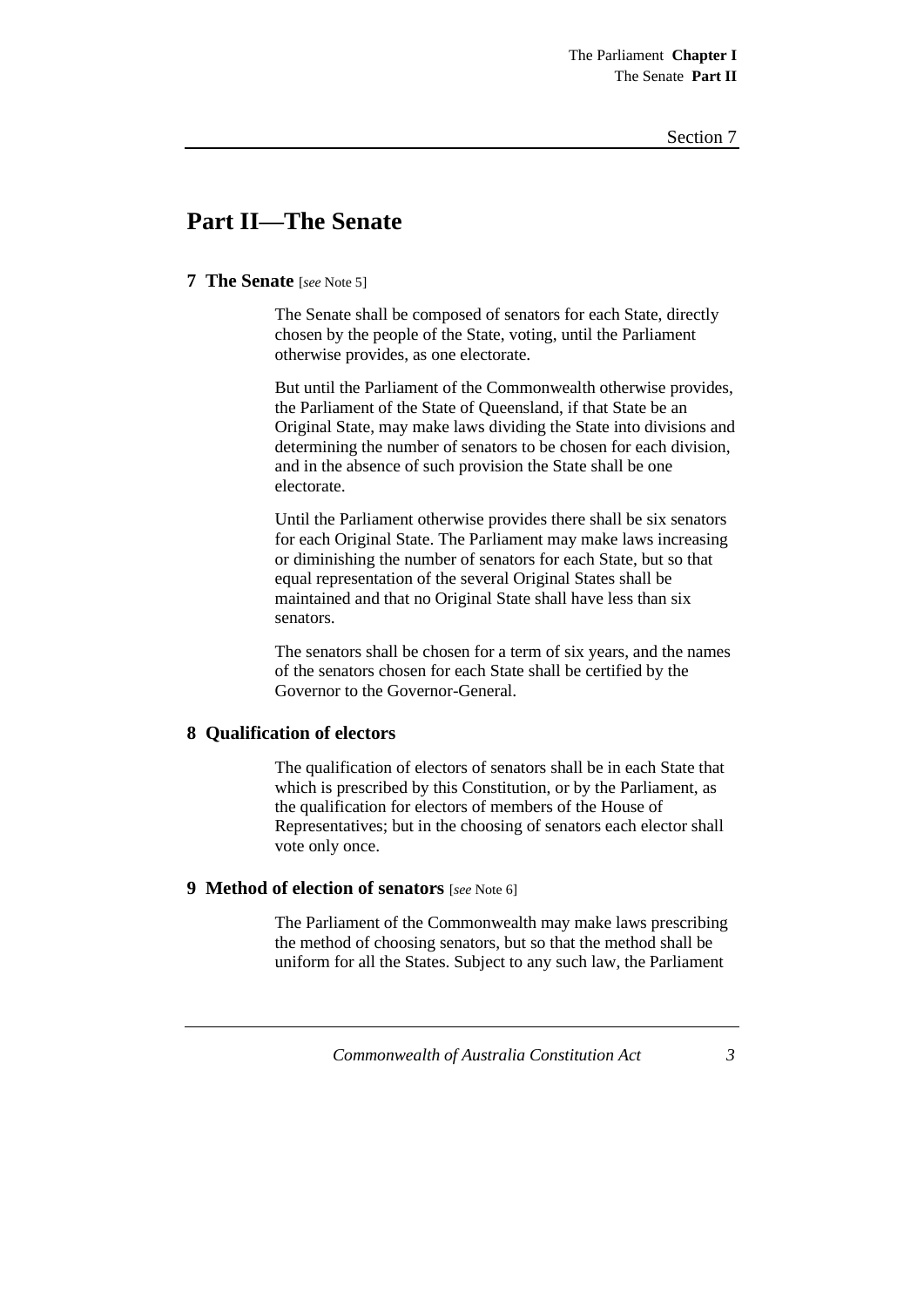## Part II—The Senate

### 7 The Senate [*see* Note 5]

The Senate shall be composed of senators for each State, directly chosen by the people of the State, voting, until the Parliament otherwise provides, as one electorate.

But until the Parliament of the Commonwealth otherwise provides, the Parliament of the State of Queensland, if that State be an Original State, may make laws dividing the State into divisions and determining the number of senators to be chosen for each division, and in the absence of such provision the State shall be one electorate.

Until the Parliament otherwise provides there shall be six senators for each Original State. The Parliament may make laws increasing or diminishing the number of senators for each State, but so that equal representation of the several Original States shall be maintained and that no Original State shall have less than six senators.

The senators shall be chosen for a term of six years, and the names of the senators chosen for each State shall be certified by the Governor to the Governor-General.

### 8 Qualification of electors

The qualification of electors of senators shall be in each State that which is prescribed by this Constitution, or by the Parliament, as the qualification for electors of members of the House of Representatives; but in the choosing of senators each elector shall vote only once.

### 9 Method of election of senators [*see* Note 6]

The Parliament of the Commonwealth may make laws prescribing the method of choosing senators, but so that the method shall be uniform for all the States. Subject to any such law, the Parliament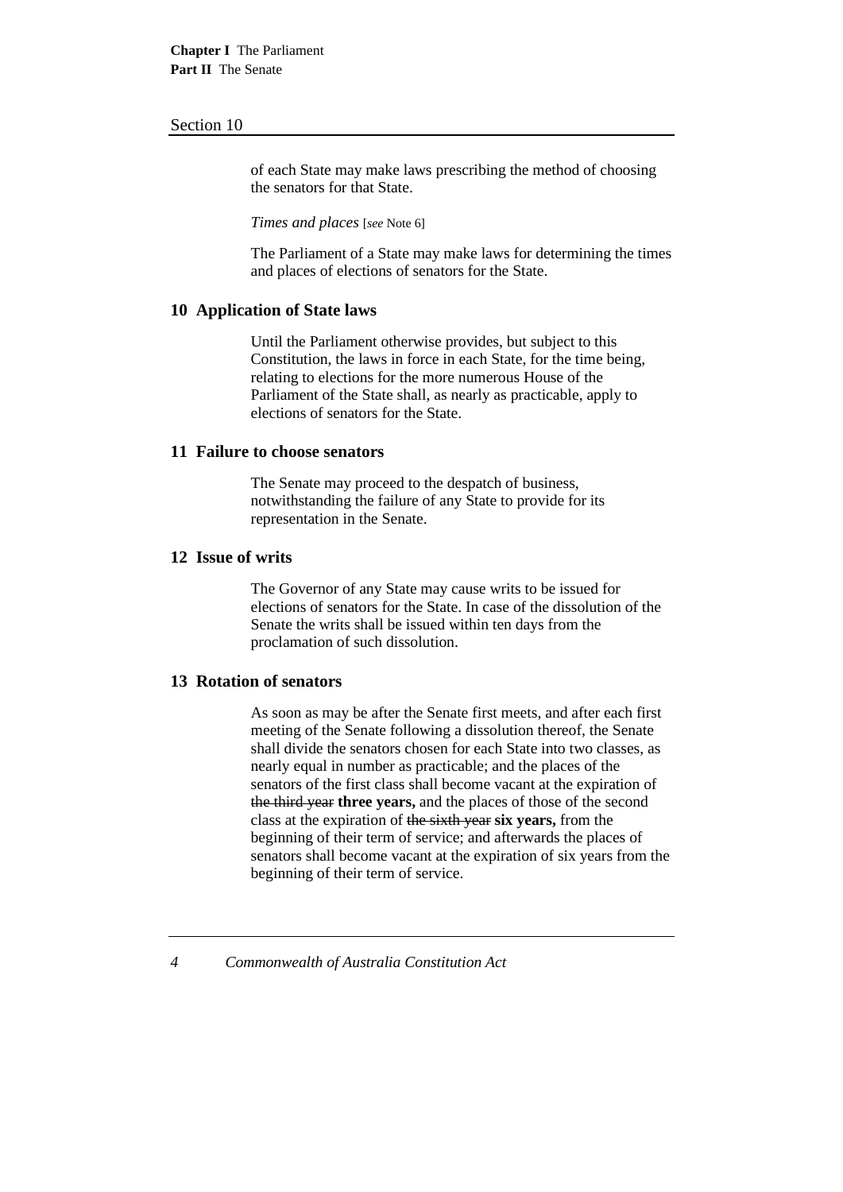of each State may make laws prescribing the method of choosing the senators for that State.

*Times and places* [*see* Note 6]

The Parliament of a State may make laws for determining the times and places of elections of senators for the State.

## 10 Application of State laws

Until the Parliament otherwise provides, but subject to this Constitution, the laws in force in each State, for the time being, relating to elections for the more numerous House of the Parliament of the State shall, as nearly as practicable, apply to elections of senators for the State.

## 11 Failure to choose senators

The Senate may proceed to the despatch of business, notwithstanding the failure of any State to provide for its representation in the Senate.

## 12 Issue of writs

The Governor of any State may cause writs to be issued for elections of senators for the State. In case of the dissolution of the Senate the writs shall be issued within ten days from the proclamation of such dissolution.

## 13 Rotation of senators

As soon as may be after the Senate first meets, and after each first meeting of the Senate following a dissolution thereof, the Senate shall divide the senators chosen for each State into two classes, as nearly equal in number as practicable; and the places of the senators of the first class shall become vacant at the expiration of ~~the third year~~ **three years,** and the places of those of the second class at the expiration of ~~the sixth year~~ **six years,** from the beginning of their term of service; and afterwards the places of senators shall become vacant at the expiration of six years from the beginning of their term of service.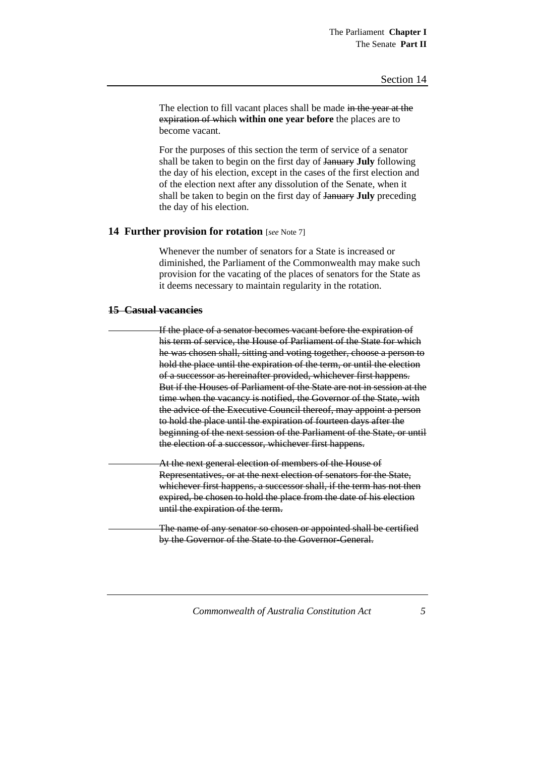The election to fill vacant places shall be made ~~in the year at the expiration of which~~ **within one year before** the places are to become vacant.

For the purposes of this section the term of service of a senator shall be taken to begin on the first day of ~~January~~ **July** following the day of his election, except in the cases of the first election and of the election next after any dissolution of the Senate, when it shall be taken to begin on the first day of ~~January~~ **July** preceding the day of his election.

### 14 Further provision for rotation [*see* Note 7]

Whenever the number of senators for a State is increased or diminished, the Parliament of the Commonwealth may make such provision for the vacating of the places of senators for the State as it deems necessary to maintain regularity in the rotation.

### ~~15 Casual vacancies~~

~~If the place of a senator becomes vacant before the expiration of his term of service, the House of Parliament of the State for which he was chosen shall, sitting and voting together, choose a person to hold the place until the expiration of the term, or until the election of a successor as hereinafter provided, whichever first happens. But if the Houses of Parliament of the State are not in session at the time when the vacancy is notified, the Governor of the State, with the advice of the Executive Council thereof, may appoint a person to hold the place until the expiration of fourteen days after the beginning of the next session of the Parliament of the State, or until the election of a successor, whichever first happens.~~

~~At the next general election of members of the House of Representatives, or at the next election of senators for the State, whichever first happens, a successor shall, if the term has not then expired, be chosen to hold the place from the date of his election until the expiration of the term.~~

~~The name of any senator so chosen or appointed shall be certified by the Governor of the State to the Governor-General.~~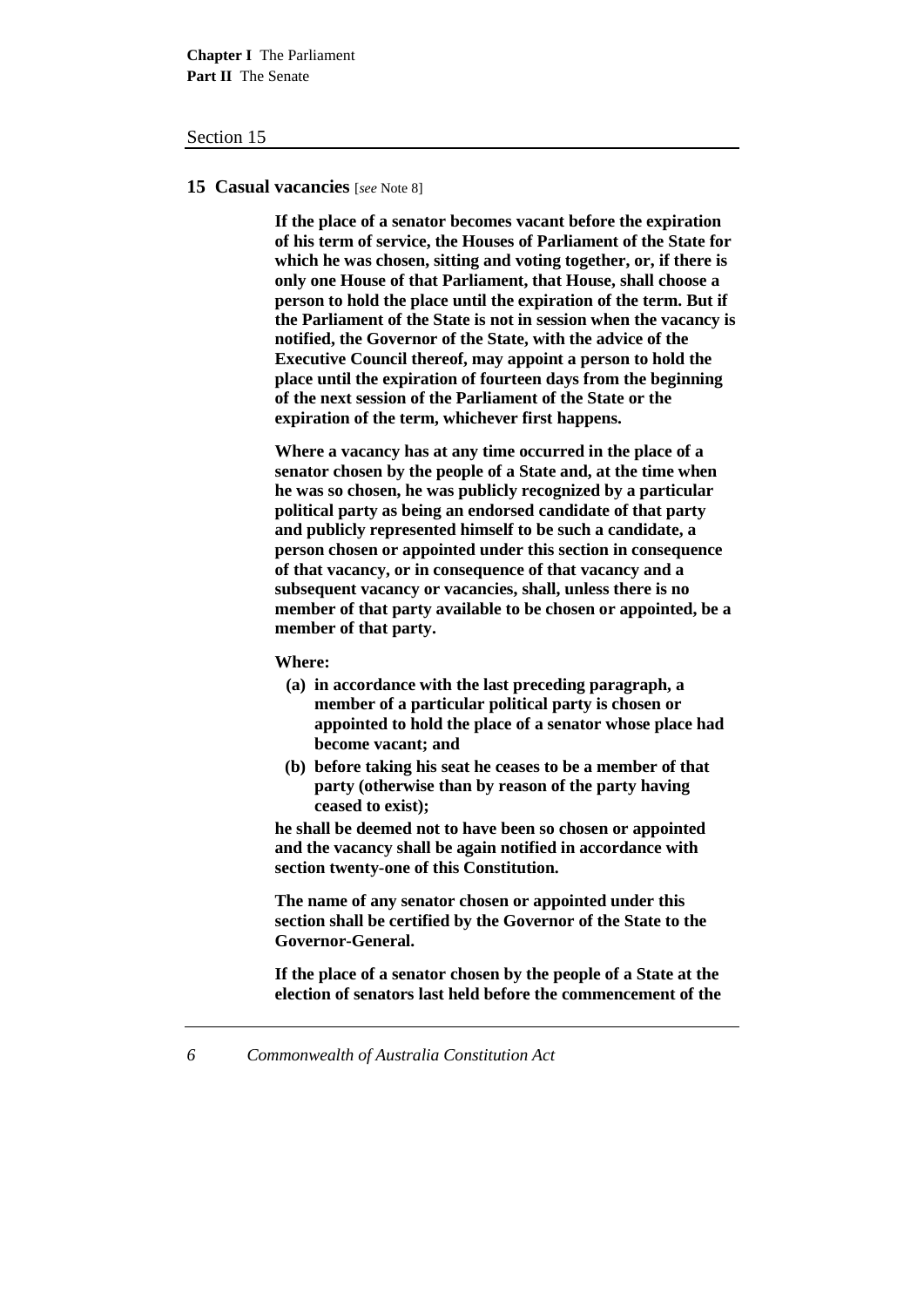## 15 Casual vacancies [*see* Note 8]

**If the place of a senator becomes vacant before the expiration of his term of service, the Houses of Parliament of the State for which he was chosen, sitting and voting together, or, if there is only one House of that Parliament, that House, shall choose a person to hold the place until the expiration of the term. But if the Parliament of the State is not in session when the vacancy is notified, the Governor of the State, with the advice of the Executive Council thereof, may appoint a person to hold the place until the expiration of fourteen days from the beginning of the next session of the Parliament of the State or the expiration of the term, whichever first happens.**

**Where a vacancy has at any time occurred in the place of a senator chosen by the people of a State and, at the time when he was so chosen, he was publicly recognized by a particular political party as being an endorsed candidate of that party and publicly represented himself to be such a candidate, a person chosen or appointed under this section in consequence of that vacancy, or in consequence of that vacancy and a subsequent vacancy or vacancies, shall, unless there is no member of that party available to be chosen or appointed, be a member of that party.**

**Where:**

- **(a) in accordance with the last preceding paragraph, a member of a particular political party is chosen or appointed to hold the place of a senator whose place had become vacant; and**
- **(b) before taking his seat he ceases to be a member of that party (otherwise than by reason of the party having ceased to exist);**

**he shall be deemed not to have been so chosen or appointed and the vacancy shall be again notified in accordance with section twenty-one of this Constitution.**

**The name of any senator chosen or appointed under this section shall be certified by the Governor of the State to the Governor-General.**

**If the place of a senator chosen by the people of a State at the election of senators last held before the commencement of the**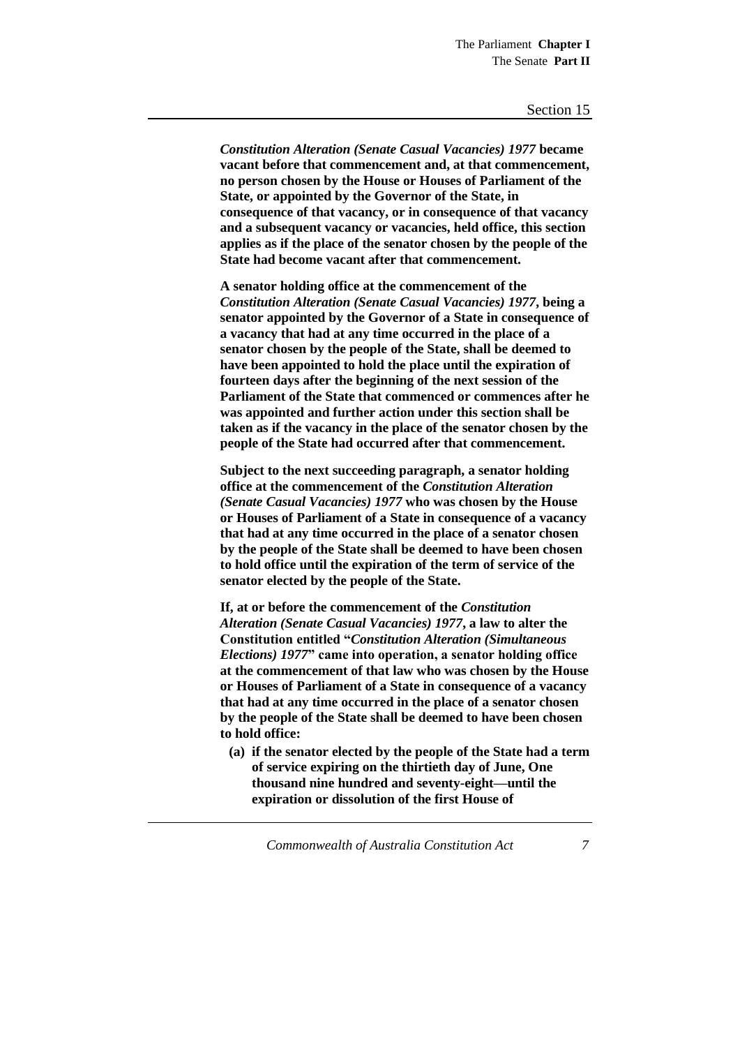***Constitution Alteration (Senate Casual Vacancies) 1977* became vacant before that commencement and, at that commencement, no person chosen by the House or Houses of Parliament of the State, or appointed by the Governor of the State, in consequence of that vacancy, or in consequence of that vacancy and a subsequent vacancy or vacancies, held office, this section applies as if the place of the senator chosen by the people of the State had become vacant after that commencement.**

**A senator holding office at the commencement of the *Constitution Alteration (Senate Casual Vacancies) 1977*, being a senator appointed by the Governor of a State in consequence of a vacancy that had at any time occurred in the place of a senator chosen by the people of the State, shall be deemed to have been appointed to hold the place until the expiration of fourteen days after the beginning of the next session of the Parliament of the State that commenced or commences after he was appointed and further action under this section shall be taken as if the vacancy in the place of the senator chosen by the people of the State had occurred after that commencement.**

**Subject to the next succeeding paragraph, a senator holding office at the commencement of the *Constitution Alteration (Senate Casual Vacancies) 1977* who was chosen by the House or Houses of Parliament of a State in consequence of a vacancy that had at any time occurred in the place of a senator chosen by the people of the State shall be deemed to have been chosen to hold office until the expiration of the term of service of the senator elected by the people of the State.**

**If, at or before the commencement of the *Constitution Alteration (Senate Casual Vacancies) 1977*, a law to alter the Constitution entitled "*Constitution Alteration (Simultaneous Elections) 1977*" came into operation, a senator holding office at the commencement of that law who was chosen by the House or Houses of Parliament of a State in consequence of a vacancy that had at any time occurred in the place of a senator chosen by the people of the State shall be deemed to have been chosen to hold office:**

**(a) if the senator elected by the people of the State had a term of service expiring on the thirtieth day of June, One thousand nine hundred and seventy-eight—until the expiration or dissolution of the first House of**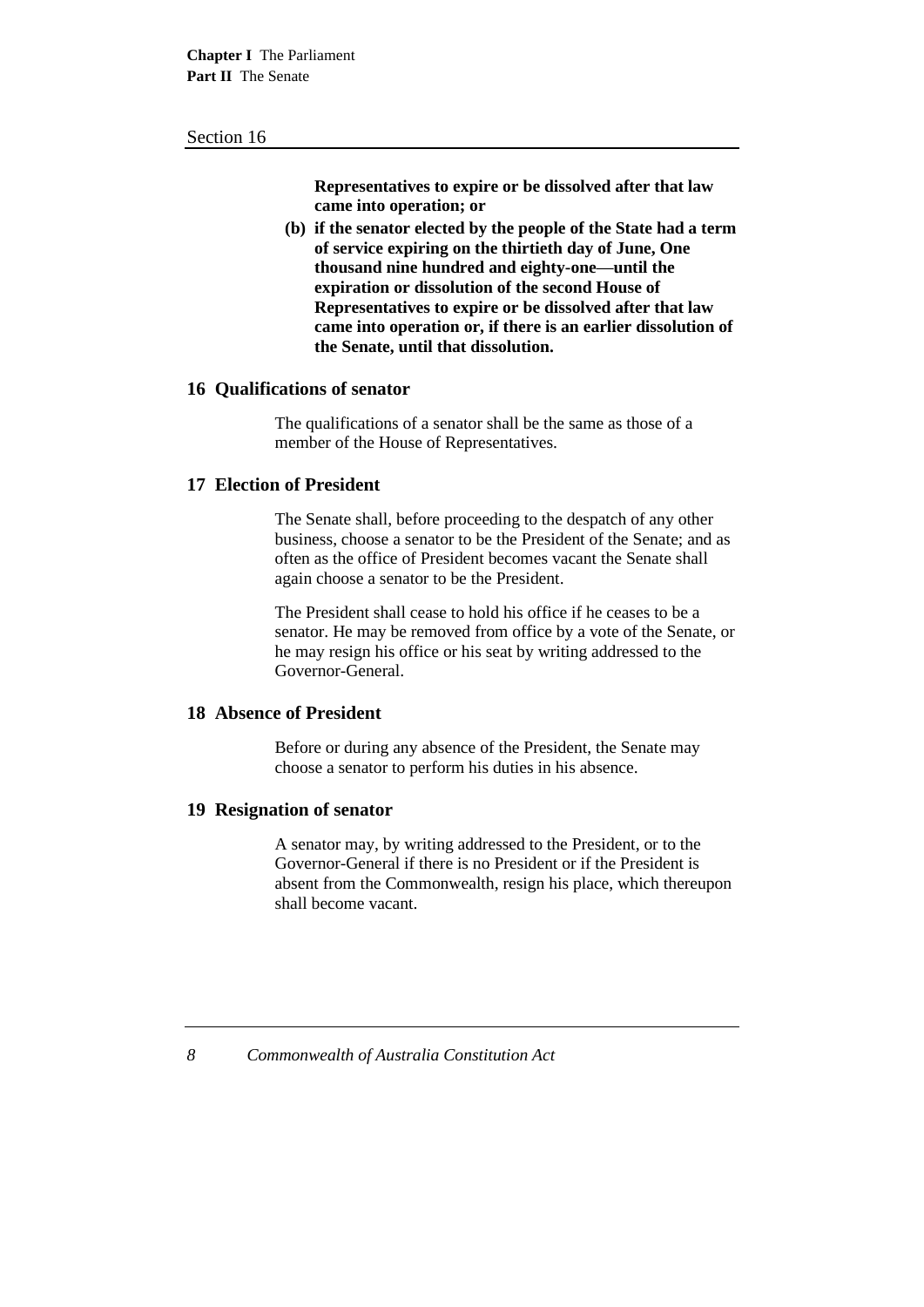**Representatives to expire or be dissolved after that law came into operation; or**

**(b) if the senator elected by the people of the State had a term of service expiring on the thirtieth day of June, One thousand nine hundred and eighty-one—until the expiration or dissolution of the second House of Representatives to expire or be dissolved after that law came into operation or, if there is an earlier dissolution of the Senate, until that dissolution.**

### 16 Qualifications of senator

The qualifications of a senator shall be the same as those of a member of the House of Representatives.

### 17 Election of President

The Senate shall, before proceeding to the despatch of any other business, choose a senator to be the President of the Senate; and as often as the office of President becomes vacant the Senate shall again choose a senator to be the President.

The President shall cease to hold his office if he ceases to be a senator. He may be removed from office by a vote of the Senate, or he may resign his office or his seat by writing addressed to the Governor-General.

### 18 Absence of President

Before or during any absence of the President, the Senate may choose a senator to perform his duties in his absence.

### 19 Resignation of senator

A senator may, by writing addressed to the President, or to the Governor-General if there is no President or if the President is absent from the Commonwealth, resign his place, which thereupon shall become vacant.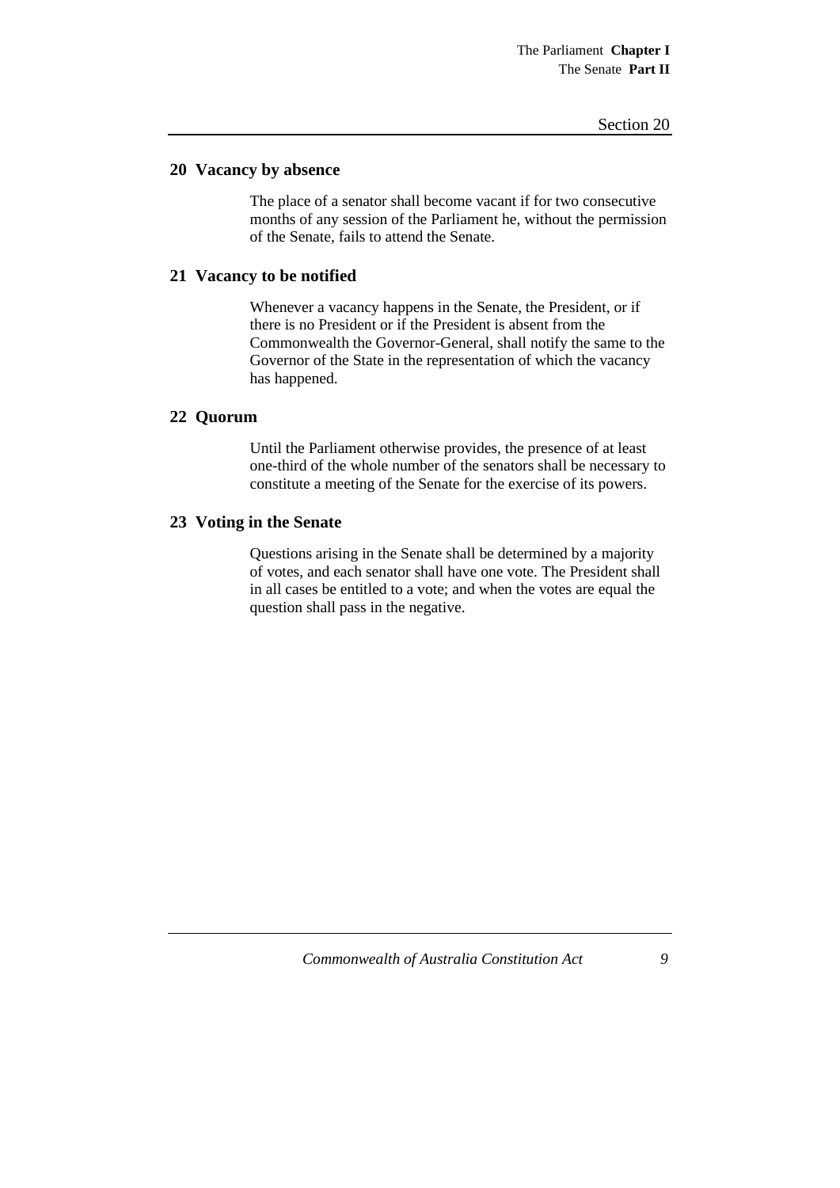## 20 Vacancy by absence

The place of a senator shall become vacant if for two consecutive months of any session of the Parliament he, without the permission of the Senate, fails to attend the Senate.

## 21 Vacancy to be notified

Whenever a vacancy happens in the Senate, the President, or if there is no President or if the President is absent from the Commonwealth the Governor-General, shall notify the same to the Governor of the State in the representation of which the vacancy has happened.

## 22 Quorum

Until the Parliament otherwise provides, the presence of at least one-third of the whole number of the senators shall be necessary to constitute a meeting of the Senate for the exercise of its powers.

## 23 Voting in the Senate

Questions arising in the Senate shall be determined by a majority of votes, and each senator shall have one vote. The President shall in all cases be entitled to a vote; and when the votes are equal the question shall pass in the negative.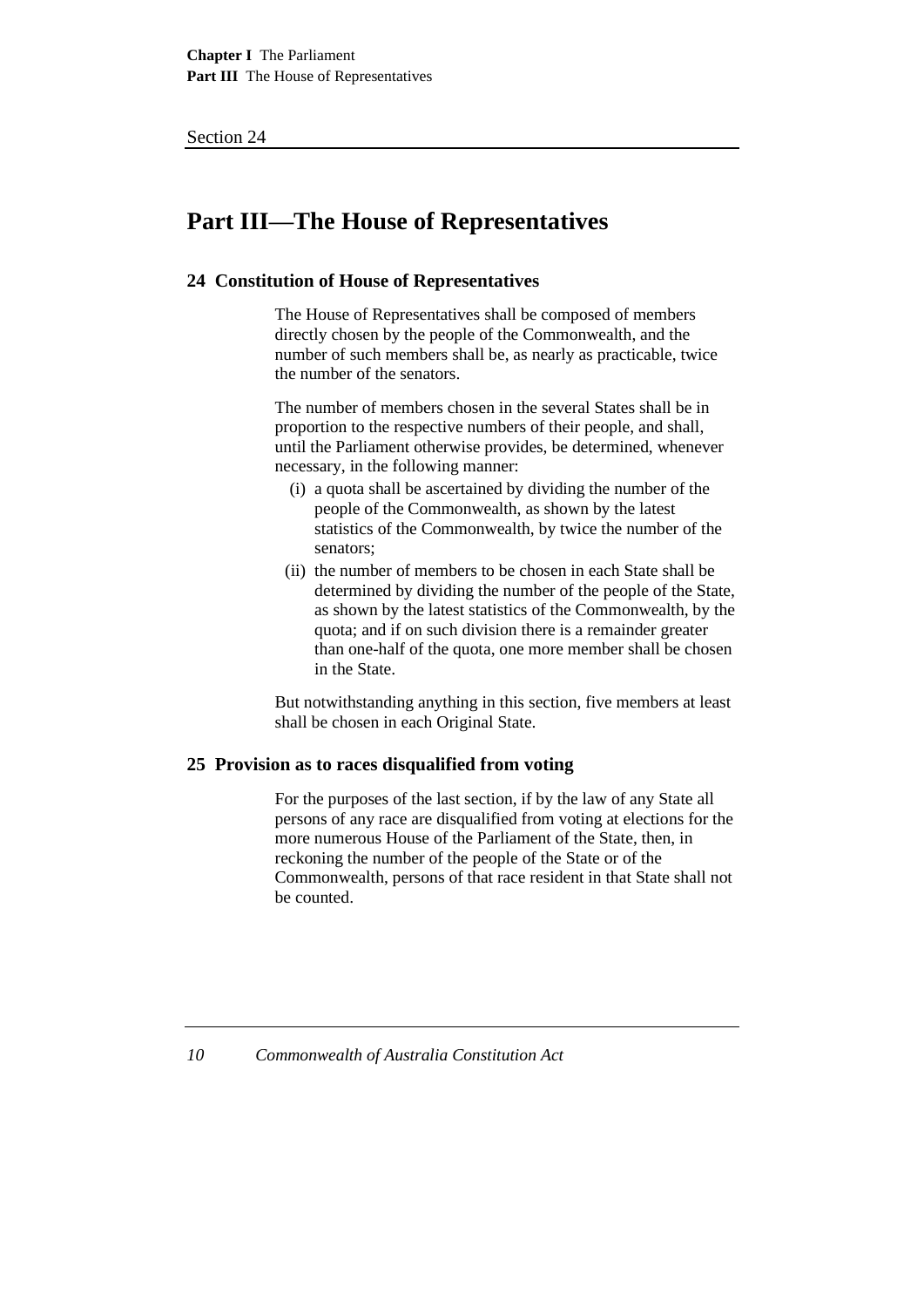# Part III—The House of Representatives

## 24 Constitution of House of Representatives

The House of Representatives shall be composed of members directly chosen by the people of the Commonwealth, and the number of such members shall be, as nearly as practicable, twice the number of the senators.

The number of members chosen in the several States shall be in proportion to the respective numbers of their people, and shall, until the Parliament otherwise provides, be determined, whenever necessary, in the following manner:

(i) a quota shall be ascertained by dividing the number of the people of the Commonwealth, as shown by the latest statistics of the Commonwealth, by twice the number of the senators;

(ii) the number of members to be chosen in each State shall be determined by dividing the number of the people of the State, as shown by the latest statistics of the Commonwealth, by the quota; and if on such division there is a remainder greater than one-half of the quota, one more member shall be chosen in the State.

But notwithstanding anything in this section, five members at least shall be chosen in each Original State.

## 25 Provision as to races disqualified from voting

For the purposes of the last section, if by the law of any State all persons of any race are disqualified from voting at elections for the more numerous House of the Parliament of the State, then, in reckoning the number of the people of the State or of the Commonwealth, persons of that race resident in that State shall not be counted.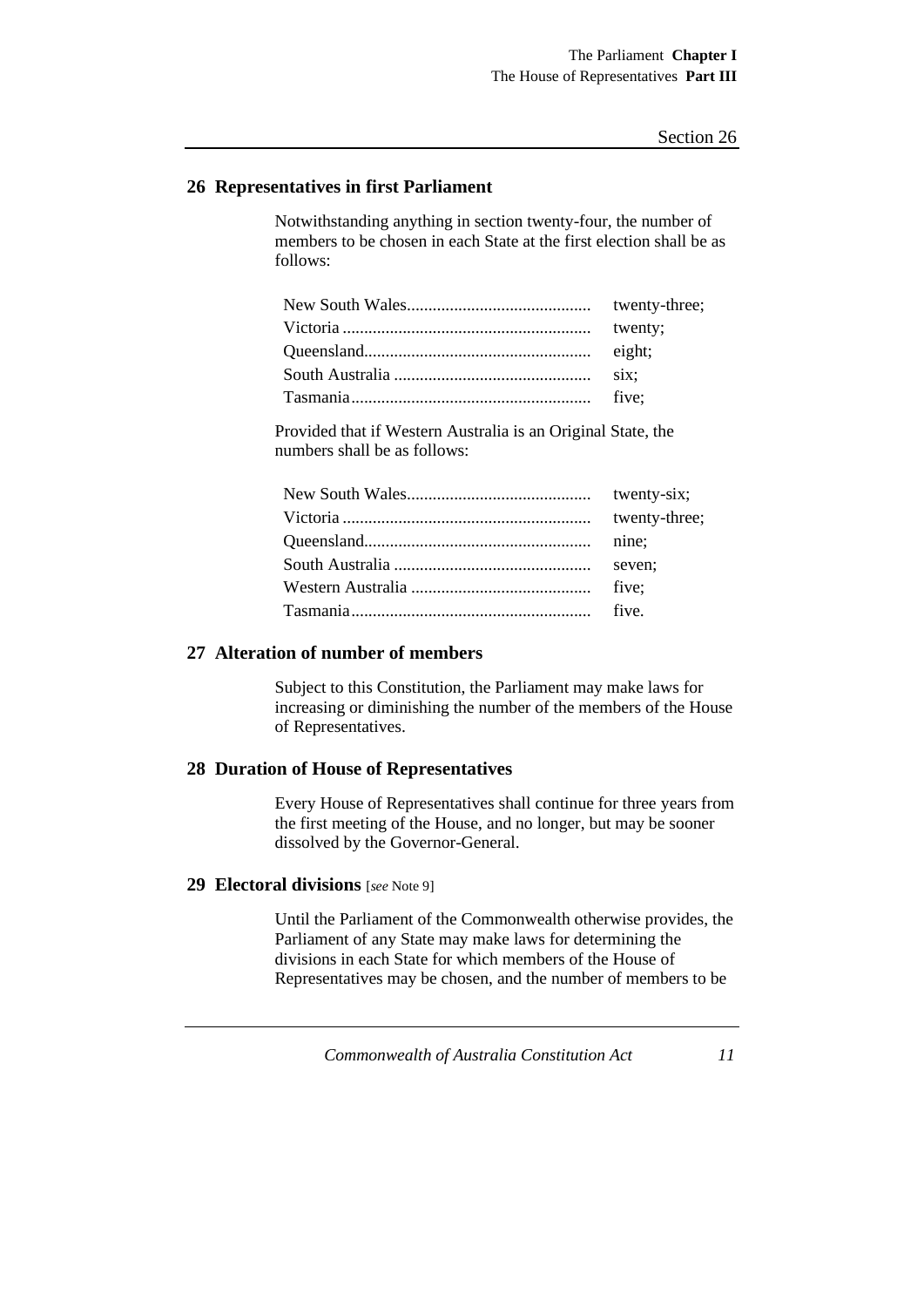## 26 Representatives in first Parliament

Notwithstanding anything in section twenty-four, the number of members to be chosen in each State at the first election shall be as follows:

New South Wales.......................................... twenty-three;
Victoria ......................................................... twenty;
Queensland.................................................... eight;
South Australia ............................................. six;
Tasmania....................................................... five;

Provided that if Western Australia is an Original State, the numbers shall be as follows:

New South Wales.......................................... twenty-six;
Victoria ......................................................... twenty-three;
Queensland.................................................... nine;
South Australia ............................................. seven;
Western Australia .......................................... five;
Tasmania....................................................... five.

## 27 Alteration of number of members

Subject to this Constitution, the Parliament may make laws for increasing or diminishing the number of the members of the House of Representatives.

## 28 Duration of House of Representatives

Every House of Representatives shall continue for three years from the first meeting of the House, and no longer, but may be sooner dissolved by the Governor-General.

## 29 Electoral divisions [*see* Note 9]

Until the Parliament of the Commonwealth otherwise provides, the Parliament of any State may make laws for determining the divisions in each State for which members of the House of Representatives may be chosen, and the number of members to be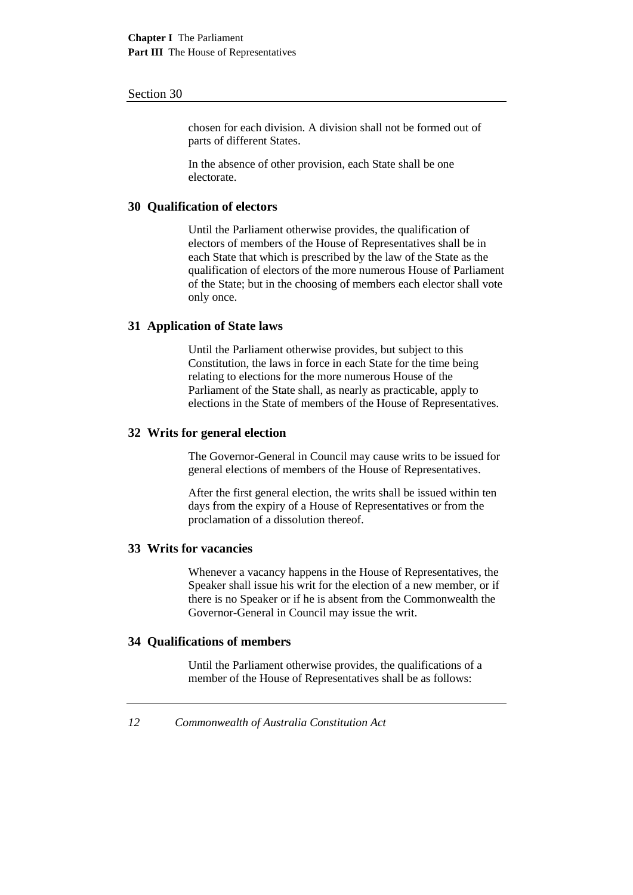chosen for each division. A division shall not be formed out of parts of different States.

In the absence of other provision, each State shall be one electorate.

### 30 Qualification of electors

Until the Parliament otherwise provides, the qualification of electors of members of the House of Representatives shall be in each State that which is prescribed by the law of the State as the qualification of electors of the more numerous House of Parliament of the State; but in the choosing of members each elector shall vote only once.

### 31 Application of State laws

Until the Parliament otherwise provides, but subject to this Constitution, the laws in force in each State for the time being relating to elections for the more numerous House of the Parliament of the State shall, as nearly as practicable, apply to elections in the State of members of the House of Representatives.

### 32 Writs for general election

The Governor-General in Council may cause writs to be issued for general elections of members of the House of Representatives.

After the first general election, the writs shall be issued within ten days from the expiry of a House of Representatives or from the proclamation of a dissolution thereof.

### 33 Writs for vacancies

Whenever a vacancy happens in the House of Representatives, the Speaker shall issue his writ for the election of a new member, or if there is no Speaker or if he is absent from the Commonwealth the Governor-General in Council may issue the writ.

### 34 Qualifications of members

Until the Parliament otherwise provides, the qualifications of a member of the House of Representatives shall be as follows: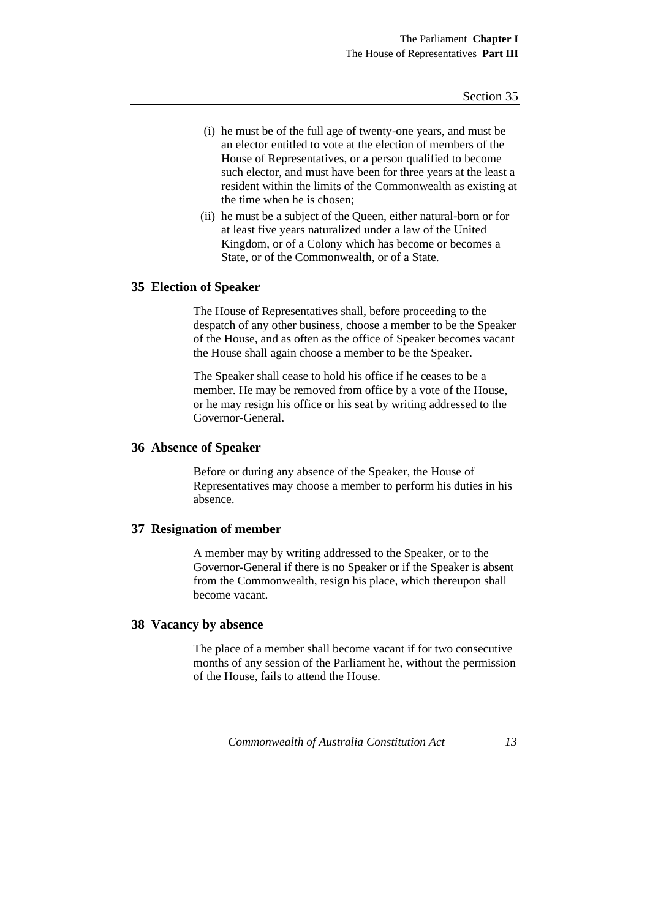(i) he must be of the full age of twenty-one years, and must be an elector entitled to vote at the election of members of the House of Representatives, or a person qualified to become such elector, and must have been for three years at the least a resident within the limits of the Commonwealth as existing at the time when he is chosen;

(ii) he must be a subject of the Queen, either natural-born or for at least five years naturalized under a law of the United Kingdom, or of a Colony which has become or becomes a State, or of the Commonwealth, or of a State.

## 35 Election of Speaker

The House of Representatives shall, before proceeding to the despatch of any other business, choose a member to be the Speaker of the House, and as often as the office of Speaker becomes vacant the House shall again choose a member to be the Speaker.

The Speaker shall cease to hold his office if he ceases to be a member. He may be removed from office by a vote of the House, or he may resign his office or his seat by writing addressed to the Governor-General.

## 36 Absence of Speaker

Before or during any absence of the Speaker, the House of Representatives may choose a member to perform his duties in his absence.

## 37 Resignation of member

A member may by writing addressed to the Speaker, or to the Governor-General if there is no Speaker or if the Speaker is absent from the Commonwealth, resign his place, which thereupon shall become vacant.

## 38 Vacancy by absence

The place of a member shall become vacant if for two consecutive months of any session of the Parliament he, without the permission of the House, fails to attend the House.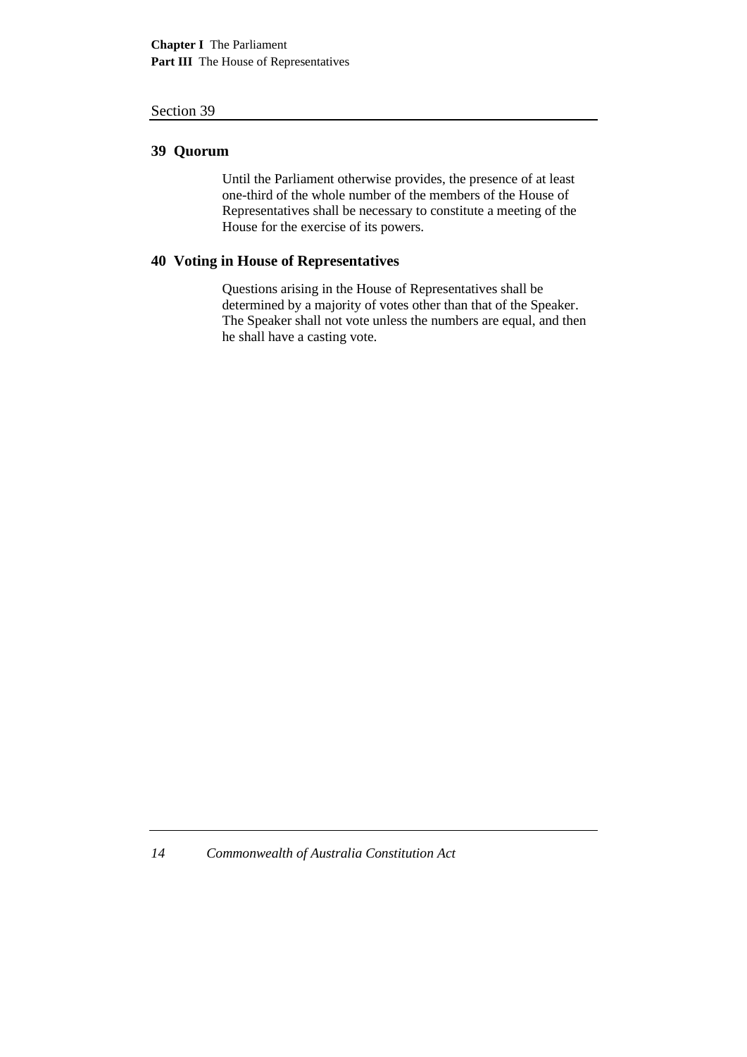### 39 Quorum

Until the Parliament otherwise provides, the presence of at least one-third of the whole number of the members of the House of Representatives shall be necessary to constitute a meeting of the House for the exercise of its powers.

### 40 Voting in House of Representatives

Questions arising in the House of Representatives shall be determined by a majority of votes other than that of the Speaker. The Speaker shall not vote unless the numbers are equal, and then he shall have a casting vote.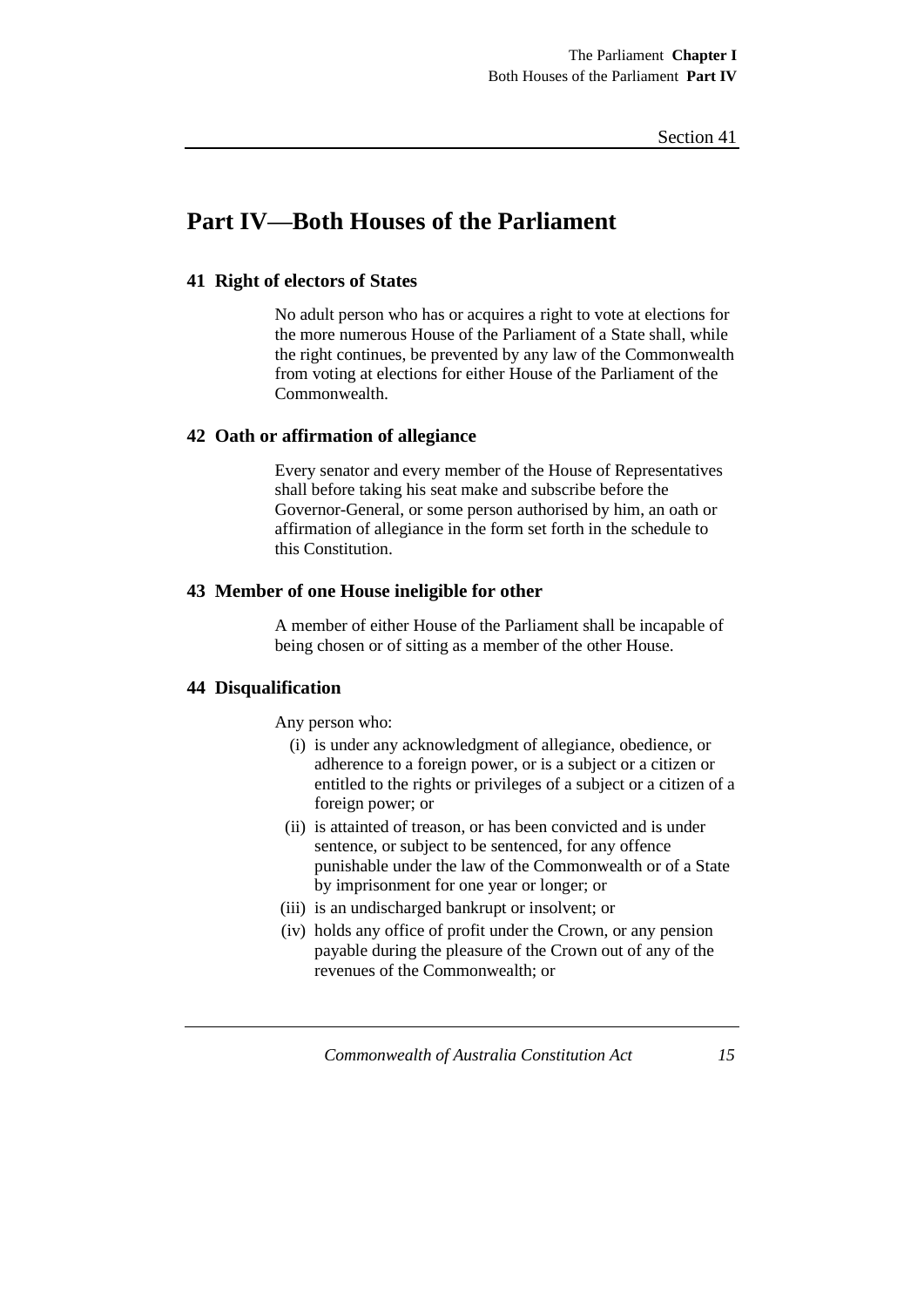# Part IV—Both Houses of the Parliament

### 41 Right of electors of States

No adult person who has or acquires a right to vote at elections for the more numerous House of the Parliament of a State shall, while the right continues, be prevented by any law of the Commonwealth from voting at elections for either House of the Parliament of the Commonwealth.

### 42 Oath or affirmation of allegiance

Every senator and every member of the House of Representatives shall before taking his seat make and subscribe before the Governor-General, or some person authorised by him, an oath or affirmation of allegiance in the form set forth in the schedule to this Constitution.

### 43 Member of one House ineligible for other

A member of either House of the Parliament shall be incapable of being chosen or of sitting as a member of the other House.

### 44 Disqualification

Any person who:

- (i) is under any acknowledgment of allegiance, obedience, or adherence to a foreign power, or is a subject or a citizen or entitled to the rights or privileges of a subject or a citizen of a foreign power; or
- (ii) is attainted of treason, or has been convicted and is under sentence, or subject to be sentenced, for any offence punishable under the law of the Commonwealth or of a State by imprisonment for one year or longer; or
- (iii) is an undischarged bankrupt or insolvent; or
- (iv) holds any office of profit under the Crown, or any pension payable during the pleasure of the Crown out of any of the revenues of the Commonwealth; or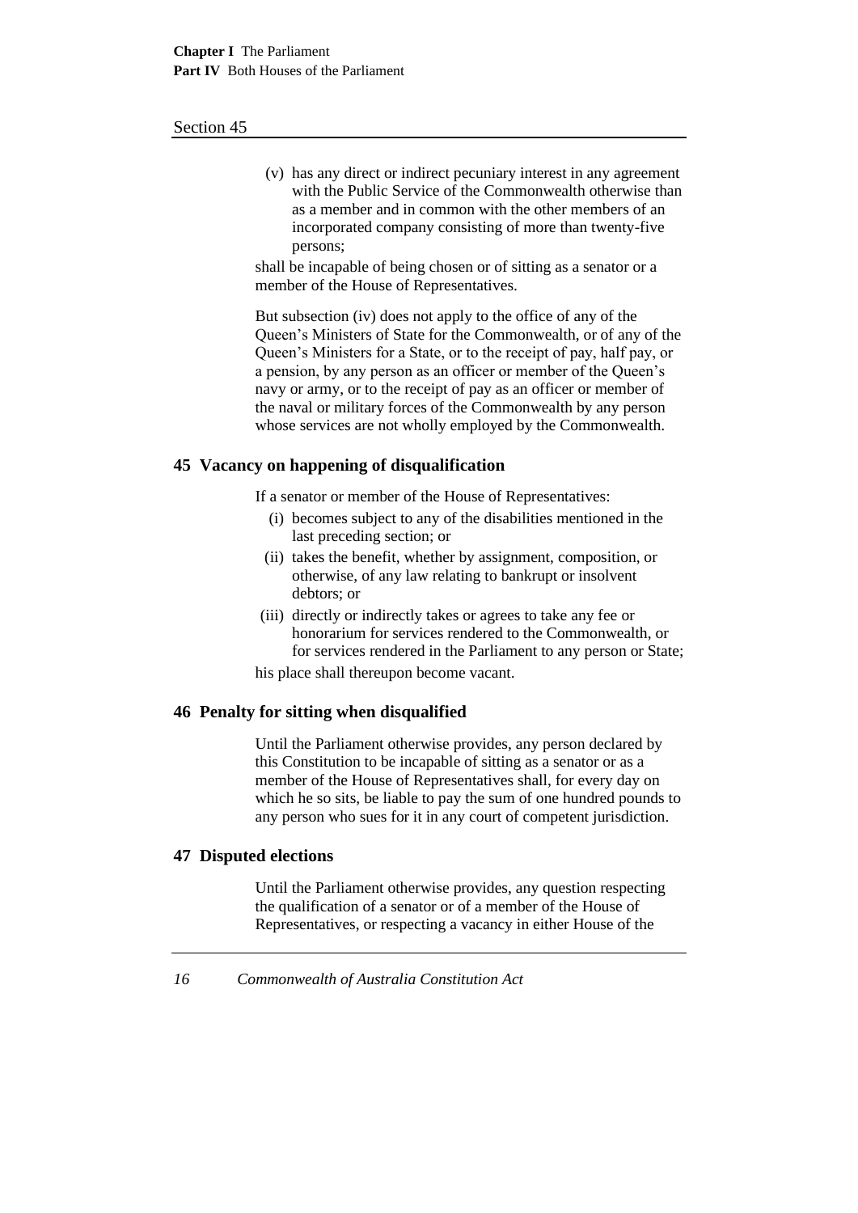(v) has any direct or indirect pecuniary interest in any agreement with the Public Service of the Commonwealth otherwise than as a member and in common with the other members of an incorporated company consisting of more than twenty-five persons;

shall be incapable of being chosen or of sitting as a senator or a member of the House of Representatives.

But subsection (iv) does not apply to the office of any of the Queen's Ministers of State for the Commonwealth, or of any of the Queen's Ministers for a State, or to the receipt of pay, half pay, or a pension, by any person as an officer or member of the Queen's navy or army, or to the receipt of pay as an officer or member of the naval or military forces of the Commonwealth by any person whose services are not wholly employed by the Commonwealth.

## 45 Vacancy on happening of disqualification

If a senator or member of the House of Representatives:

(i) becomes subject to any of the disabilities mentioned in the last preceding section; or

(ii) takes the benefit, whether by assignment, composition, or otherwise, of any law relating to bankrupt or insolvent debtors; or

(iii) directly or indirectly takes or agrees to take any fee or honorarium for services rendered to the Commonwealth, or for services rendered in the Parliament to any person or State;

his place shall thereupon become vacant.

## 46 Penalty for sitting when disqualified

Until the Parliament otherwise provides, any person declared by this Constitution to be incapable of sitting as a senator or as a member of the House of Representatives shall, for every day on which he so sits, be liable to pay the sum of one hundred pounds to any person who sues for it in any court of competent jurisdiction.

## 47 Disputed elections

Until the Parliament otherwise provides, any question respecting the qualification of a senator or of a member of the House of Representatives, or respecting a vacancy in either House of the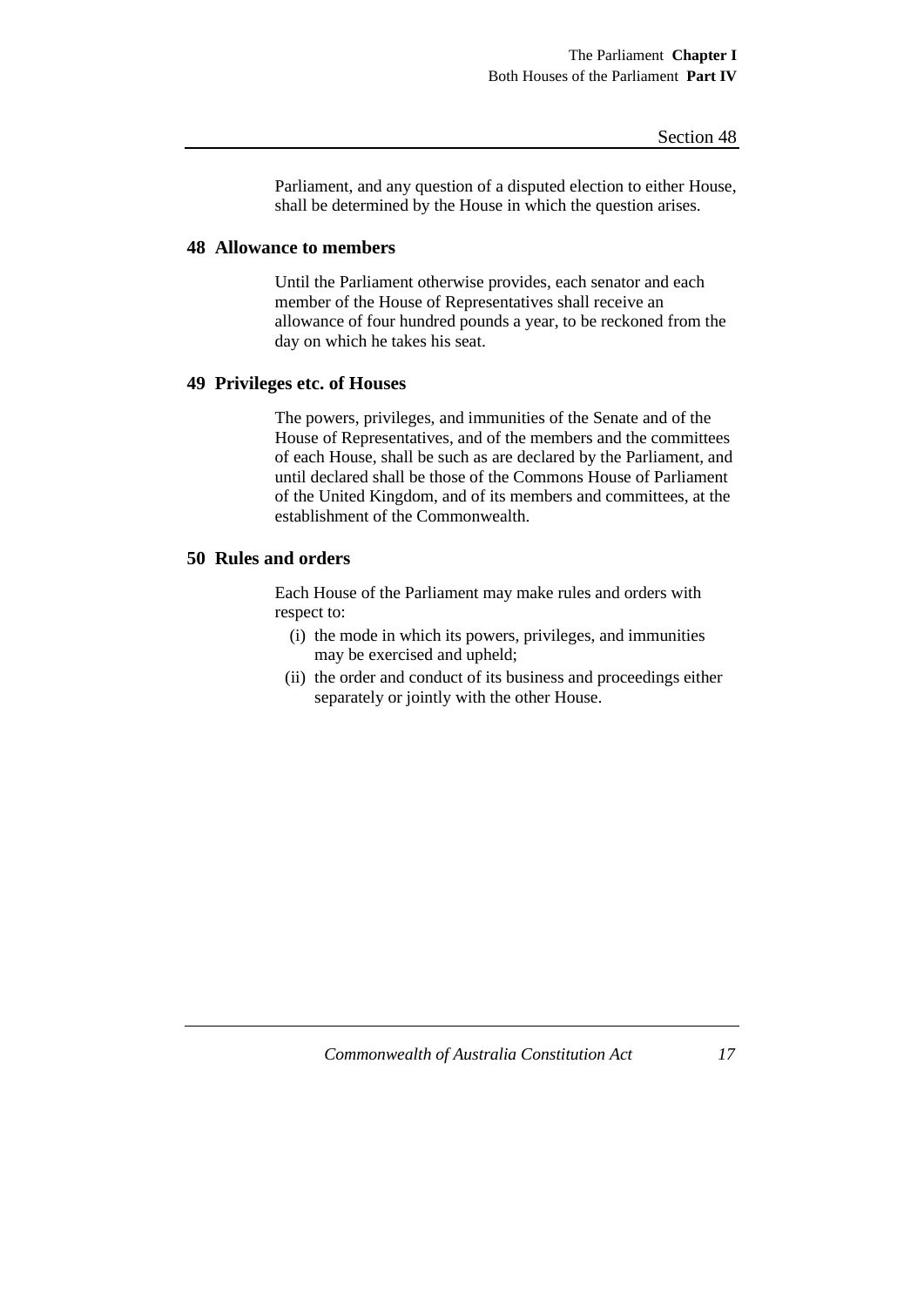Parliament, and any question of a disputed election to either House, shall be determined by the House in which the question arises.

## 48 Allowance to members

Until the Parliament otherwise provides, each senator and each member of the House of Representatives shall receive an allowance of four hundred pounds a year, to be reckoned from the day on which he takes his seat.

## 49 Privileges etc. of Houses

The powers, privileges, and immunities of the Senate and of the House of Representatives, and of the members and the committees of each House, shall be such as are declared by the Parliament, and until declared shall be those of the Commons House of Parliament of the United Kingdom, and of its members and committees, at the establishment of the Commonwealth.

## 50 Rules and orders

Each House of the Parliament may make rules and orders with respect to:

- (i) the mode in which its powers, privileges, and immunities may be exercised and upheld;
- (ii) the order and conduct of its business and proceedings either separately or jointly with the other House.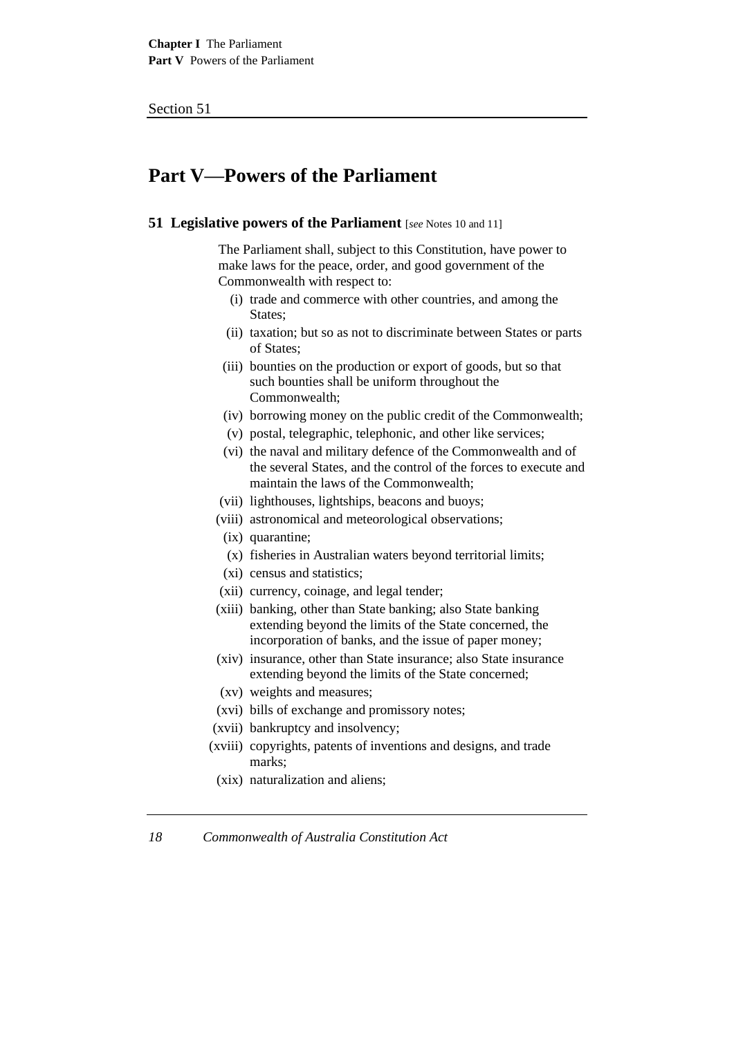# Part V—Powers of the Parliament

### 51 Legislative powers of the Parliament [*see* Notes 10 and 11]

The Parliament shall, subject to this Constitution, have power to make laws for the peace, order, and good government of the Commonwealth with respect to:

(i) trade and commerce with other countries, and among the States;

(ii) taxation; but so as not to discriminate between States or parts of States;

(iii) bounties on the production or export of goods, but so that such bounties shall be uniform throughout the Commonwealth;

(iv) borrowing money on the public credit of the Commonwealth;

(v) postal, telegraphic, telephonic, and other like services;

(vi) the naval and military defence of the Commonwealth and of the several States, and the control of the forces to execute and maintain the laws of the Commonwealth;

(vii) lighthouses, lightships, beacons and buoys;

(viii) astronomical and meteorological observations;

(ix) quarantine;

(x) fisheries in Australian waters beyond territorial limits;

(xi) census and statistics;

(xii) currency, coinage, and legal tender;

(xiii) banking, other than State banking; also State banking extending beyond the limits of the State concerned, the incorporation of banks, and the issue of paper money;

(xiv) insurance, other than State insurance; also State insurance extending beyond the limits of the State concerned;

(xv) weights and measures;

(xvi) bills of exchange and promissory notes;

(xvii) bankruptcy and insolvency;

(xviii) copyrights, patents of inventions and designs, and trade marks;

(xix) naturalization and aliens;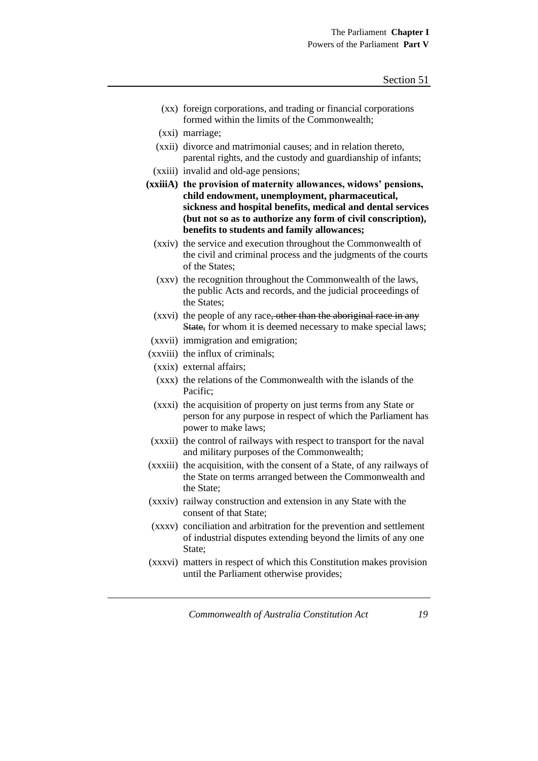(xx) foreign corporations, and trading or financial corporations formed within the limits of the Commonwealth;

(xxi) marriage;

(xxii) divorce and matrimonial causes; and in relation thereto, parental rights, and the custody and guardianship of infants;

(xxiii) invalid and old-age pensions;

**(xxiiiA) the provision of maternity allowances, widows' pensions, child endowment, unemployment, pharmaceutical, sickness and hospital benefits, medical and dental services (but not so as to authorize any form of civil conscription), benefits to students and family allowances;**

(xxiv) the service and execution throughout the Commonwealth of the civil and criminal process and the judgments of the courts of the States;

(xxv) the recognition throughout the Commonwealth of the laws, the public Acts and records, and the judicial proceedings of the States;

(xxvi) the people of any race~~, other than the aboriginal race in any State,~~ for whom it is deemed necessary to make special laws;

(xxvii) immigration and emigration;

(xxviii) the influx of criminals;

(xxix) external affairs;

(xxx) the relations of the Commonwealth with the islands of the Pacific;

(xxxi) the acquisition of property on just terms from any State or person for any purpose in respect of which the Parliament has power to make laws;

(xxxii) the control of railways with respect to transport for the naval and military purposes of the Commonwealth;

(xxxiii) the acquisition, with the consent of a State, of any railways of the State on terms arranged between the Commonwealth and the State;

(xxxiv) railway construction and extension in any State with the consent of that State;

(xxxv) conciliation and arbitration for the prevention and settlement of industrial disputes extending beyond the limits of any one State;

(xxxvi) matters in respect of which this Constitution makes provision until the Parliament otherwise provides;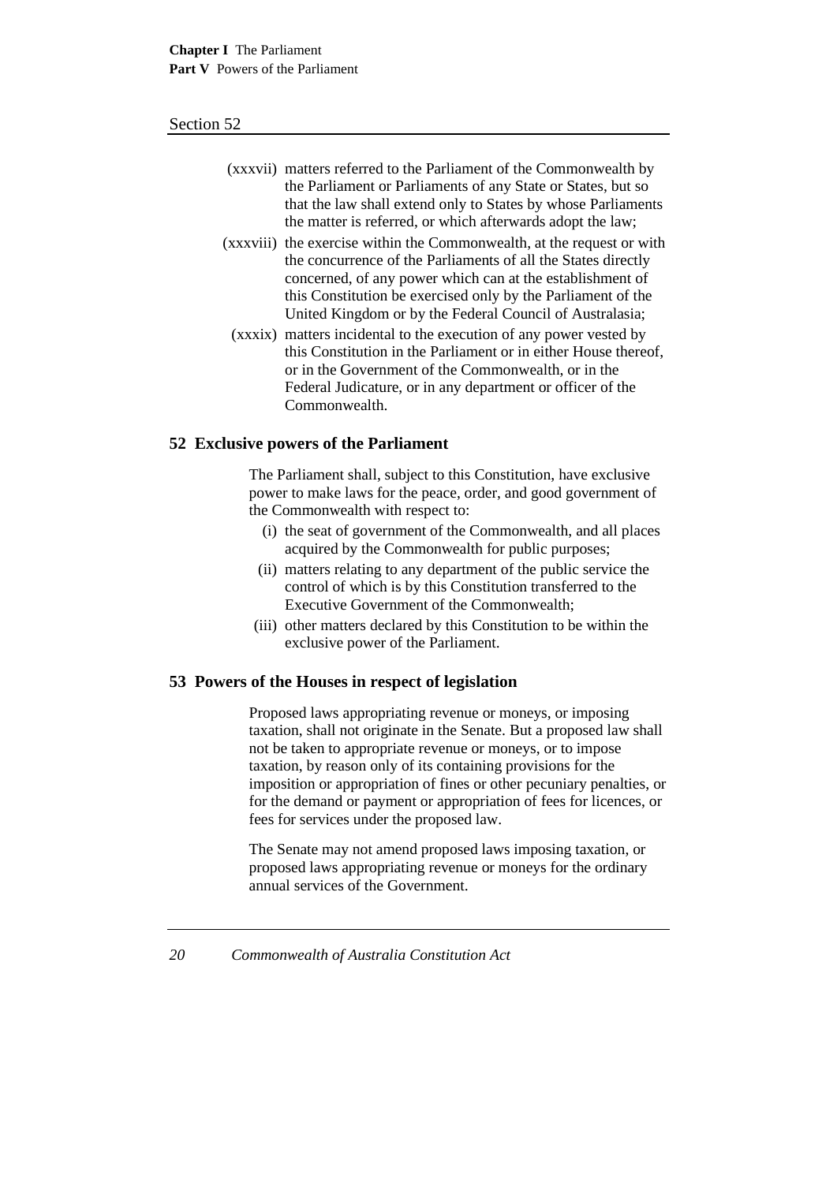(xxxvii) matters referred to the Parliament of the Commonwealth by the Parliament or Parliaments of any State or States, but so that the law shall extend only to States by whose Parliaments the matter is referred, or which afterwards adopt the law;

(xxxviii) the exercise within the Commonwealth, at the request or with the concurrence of the Parliaments of all the States directly concerned, of any power which can at the establishment of this Constitution be exercised only by the Parliament of the United Kingdom or by the Federal Council of Australasia;

(xxxix) matters incidental to the execution of any power vested by this Constitution in the Parliament or in either House thereof, or in the Government of the Commonwealth, or in the Federal Judicature, or in any department or officer of the Commonwealth.

## 52 Exclusive powers of the Parliament

The Parliament shall, subject to this Constitution, have exclusive power to make laws for the peace, order, and good government of the Commonwealth with respect to:

(i) the seat of government of the Commonwealth, and all places acquired by the Commonwealth for public purposes;

(ii) matters relating to any department of the public service the control of which is by this Constitution transferred to the Executive Government of the Commonwealth;

(iii) other matters declared by this Constitution to be within the exclusive power of the Parliament.

## 53 Powers of the Houses in respect of legislation

Proposed laws appropriating revenue or moneys, or imposing taxation, shall not originate in the Senate. But a proposed law shall not be taken to appropriate revenue or moneys, or to impose taxation, by reason only of its containing provisions for the imposition or appropriation of fines or other pecuniary penalties, or for the demand or payment or appropriation of fees for licences, or fees for services under the proposed law.

The Senate may not amend proposed laws imposing taxation, or proposed laws appropriating revenue or moneys for the ordinary annual services of the Government.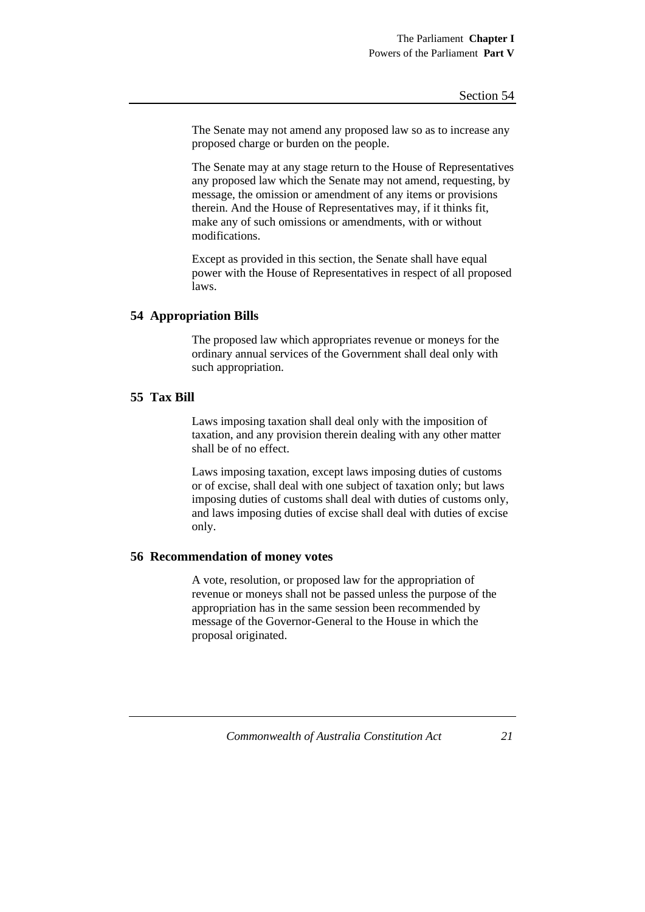The Senate may not amend any proposed law so as to increase any proposed charge or burden on the people.

The Senate may at any stage return to the House of Representatives any proposed law which the Senate may not amend, requesting, by message, the omission or amendment of any items or provisions therein. And the House of Representatives may, if it thinks fit, make any of such omissions or amendments, with or without modifications.

Except as provided in this section, the Senate shall have equal power with the House of Representatives in respect of all proposed laws.

## 54 Appropriation Bills

The proposed law which appropriates revenue or moneys for the ordinary annual services of the Government shall deal only with such appropriation.

## 55 Tax Bill

Laws imposing taxation shall deal only with the imposition of taxation, and any provision therein dealing with any other matter shall be of no effect.

Laws imposing taxation, except laws imposing duties of customs or of excise, shall deal with one subject of taxation only; but laws imposing duties of customs shall deal with duties of customs only, and laws imposing duties of excise shall deal with duties of excise only.

## 56 Recommendation of money votes

A vote, resolution, or proposed law for the appropriation of revenue or moneys shall not be passed unless the purpose of the appropriation has in the same session been recommended by message of the Governor-General to the House in which the proposal originated.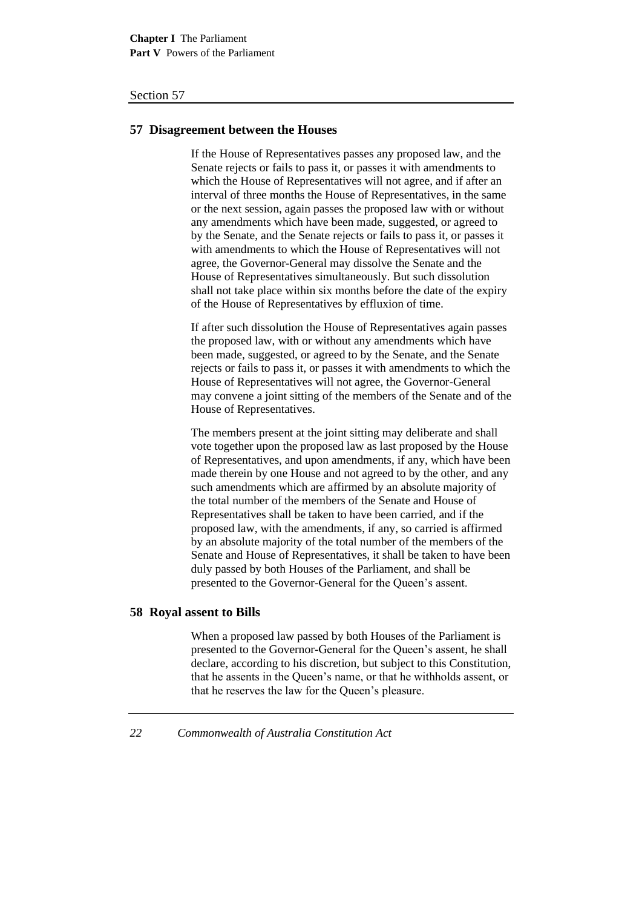## 57 Disagreement between the Houses

If the House of Representatives passes any proposed law, and the Senate rejects or fails to pass it, or passes it with amendments to which the House of Representatives will not agree, and if after an interval of three months the House of Representatives, in the same or the next session, again passes the proposed law with or without any amendments which have been made, suggested, or agreed to by the Senate, and the Senate rejects or fails to pass it, or passes it with amendments to which the House of Representatives will not agree, the Governor-General may dissolve the Senate and the House of Representatives simultaneously. But such dissolution shall not take place within six months before the date of the expiry of the House of Representatives by effluxion of time.

If after such dissolution the House of Representatives again passes the proposed law, with or without any amendments which have been made, suggested, or agreed to by the Senate, and the Senate rejects or fails to pass it, or passes it with amendments to which the House of Representatives will not agree, the Governor-General may convene a joint sitting of the members of the Senate and of the House of Representatives.

The members present at the joint sitting may deliberate and shall vote together upon the proposed law as last proposed by the House of Representatives, and upon amendments, if any, which have been made therein by one House and not agreed to by the other, and any such amendments which are affirmed by an absolute majority of the total number of the members of the Senate and House of Representatives shall be taken to have been carried, and if the proposed law, with the amendments, if any, so carried is affirmed by an absolute majority of the total number of the members of the Senate and House of Representatives, it shall be taken to have been duly passed by both Houses of the Parliament, and shall be presented to the Governor-General for the Queen's assent.

## 58 Royal assent to Bills

When a proposed law passed by both Houses of the Parliament is presented to the Governor-General for the Queen's assent, he shall declare, according to his discretion, but subject to this Constitution, that he assents in the Queen's name, or that he withholds assent, or that he reserves the law for the Queen's pleasure.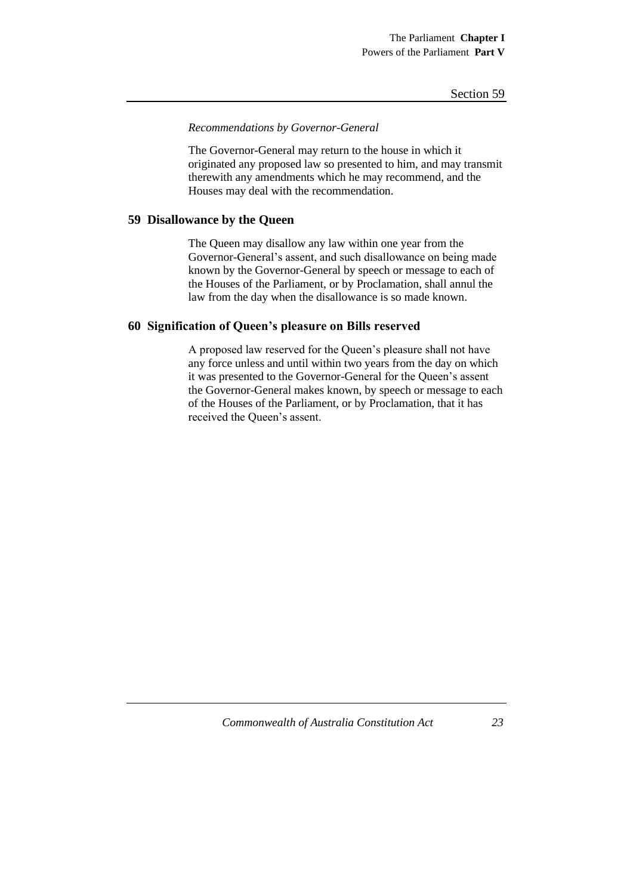*Recommendations by Governor-General*

The Governor-General may return to the house in which it originated any proposed law so presented to him, and may transmit therewith any amendments which he may recommend, and the Houses may deal with the recommendation.

## 59 Disallowance by the Queen

The Queen may disallow any law within one year from the Governor-General's assent, and such disallowance on being made known by the Governor-General by speech or message to each of the Houses of the Parliament, or by Proclamation, shall annul the law from the day when the disallowance is so made known.

## 60 Signification of Queen's pleasure on Bills reserved

A proposed law reserved for the Queen's pleasure shall not have any force unless and until within two years from the day on which it was presented to the Governor-General for the Queen's assent the Governor-General makes known, by speech or message to each of the Houses of the Parliament, or by Proclamation, that it has received the Queen's assent.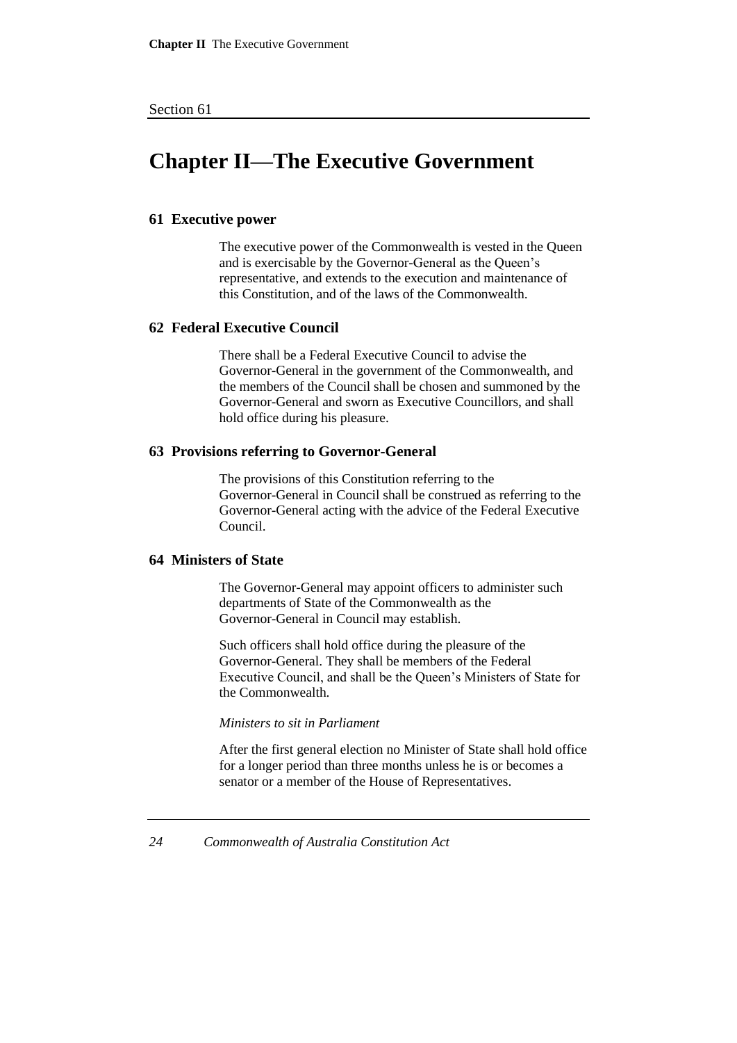# Chapter II—The Executive Government

### 61 Executive power

The executive power of the Commonwealth is vested in the Queen and is exercisable by the Governor-General as the Queen's representative, and extends to the execution and maintenance of this Constitution, and of the laws of the Commonwealth.

### 62 Federal Executive Council

There shall be a Federal Executive Council to advise the Governor-General in the government of the Commonwealth, and the members of the Council shall be chosen and summoned by the Governor-General and sworn as Executive Councillors, and shall hold office during his pleasure.

### 63 Provisions referring to Governor-General

The provisions of this Constitution referring to the Governor-General in Council shall be construed as referring to the Governor-General acting with the advice of the Federal Executive Council.

### 64 Ministers of State

The Governor-General may appoint officers to administer such departments of State of the Commonwealth as the Governor-General in Council may establish.

Such officers shall hold office during the pleasure of the Governor-General. They shall be members of the Federal Executive Council, and shall be the Queen's Ministers of State for the Commonwealth.

*Ministers to sit in Parliament*

After the first general election no Minister of State shall hold office for a longer period than three months unless he is or becomes a senator or a member of the House of Representatives.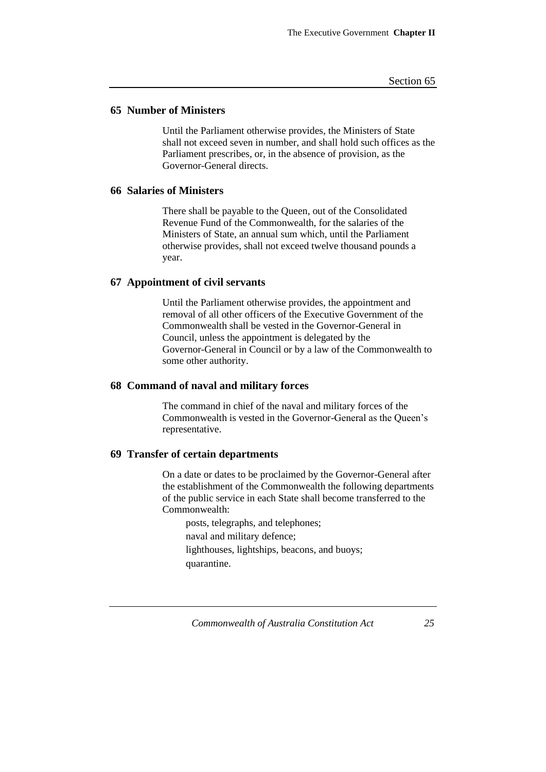## 65 Number of Ministers

Until the Parliament otherwise provides, the Ministers of State shall not exceed seven in number, and shall hold such offices as the Parliament prescribes, or, in the absence of provision, as the Governor-General directs.

## 66 Salaries of Ministers

There shall be payable to the Queen, out of the Consolidated Revenue Fund of the Commonwealth, for the salaries of the Ministers of State, an annual sum which, until the Parliament otherwise provides, shall not exceed twelve thousand pounds a year.

## 67 Appointment of civil servants

Until the Parliament otherwise provides, the appointment and removal of all other officers of the Executive Government of the Commonwealth shall be vested in the Governor-General in Council, unless the appointment is delegated by the Governor-General in Council or by a law of the Commonwealth to some other authority.

## 68 Command of naval and military forces

The command in chief of the naval and military forces of the Commonwealth is vested in the Governor-General as the Queen's representative.

## 69 Transfer of certain departments

On a date or dates to be proclaimed by the Governor-General after the establishment of the Commonwealth the following departments of the public service in each State shall become transferred to the Commonwealth:

posts, telegraphs, and telephones;

naval and military defence;

lighthouses, lightships, beacons, and buoys;

quarantine.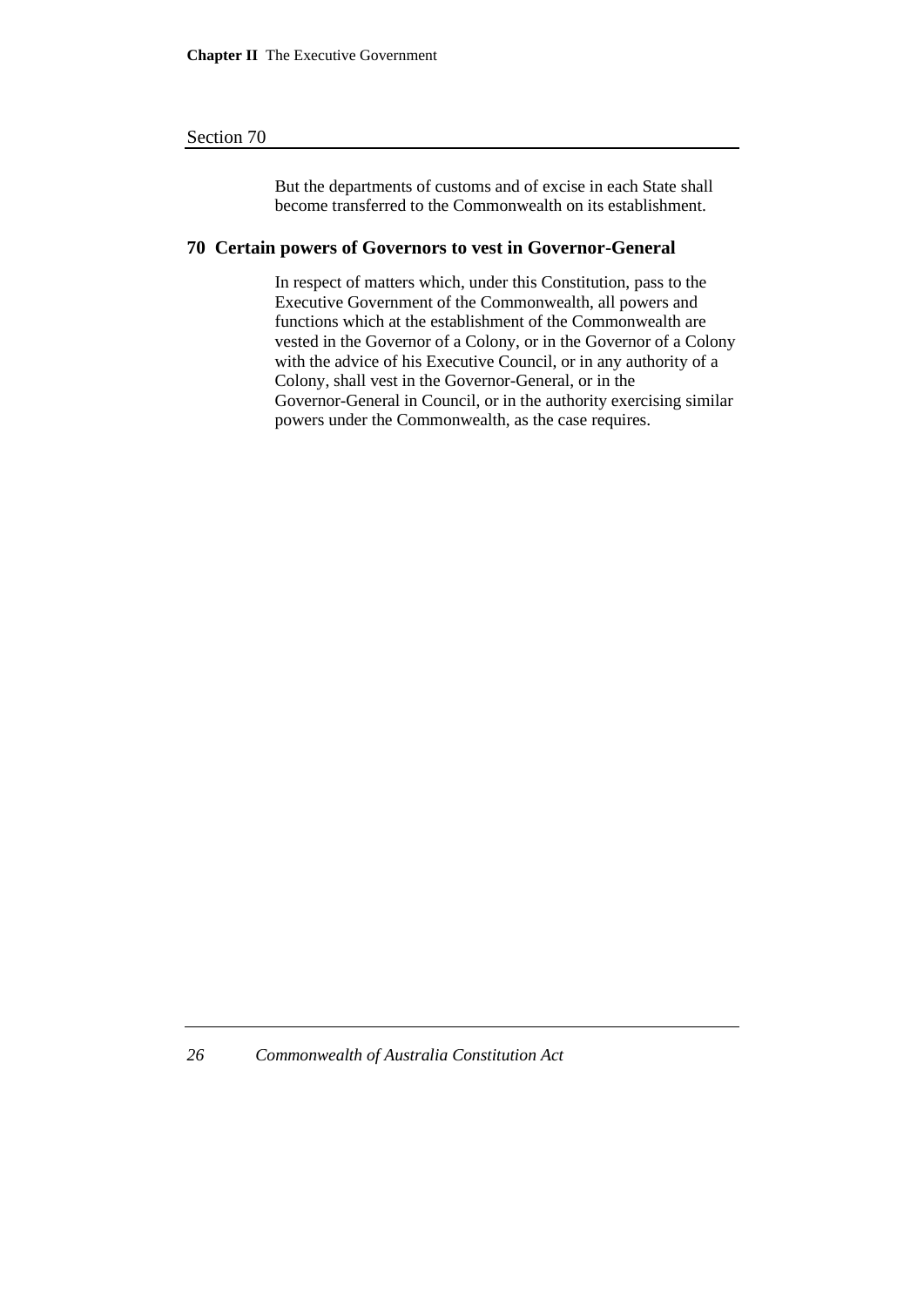But the departments of customs and of excise in each State shall become transferred to the Commonwealth on its establishment.

## 70 Certain powers of Governors to vest in Governor-General

In respect of matters which, under this Constitution, pass to the Executive Government of the Commonwealth, all powers and functions which at the establishment of the Commonwealth are vested in the Governor of a Colony, or in the Governor of a Colony with the advice of his Executive Council, or in any authority of a Colony, shall vest in the Governor-General, or in the Governor-General in Council, or in the authority exercising similar powers under the Commonwealth, as the case requires.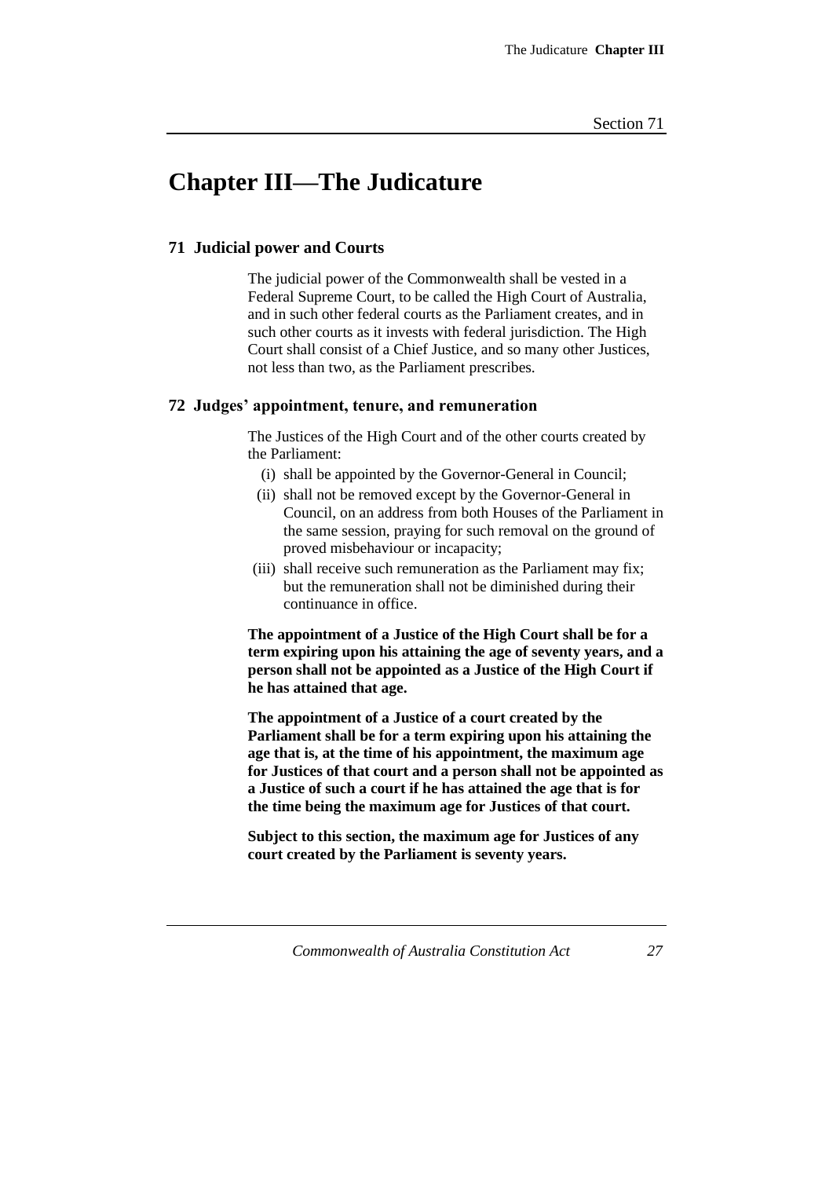# Chapter III—The Judicature

### 71 Judicial power and Courts

The judicial power of the Commonwealth shall be vested in a Federal Supreme Court, to be called the High Court of Australia, and in such other federal courts as the Parliament creates, and in such other courts as it invests with federal jurisdiction. The High Court shall consist of a Chief Justice, and so many other Justices, not less than two, as the Parliament prescribes.

### 72 Judges' appointment, tenure, and remuneration

The Justices of the High Court and of the other courts created by the Parliament:

- (i) shall be appointed by the Governor-General in Council;
- (ii) shall not be removed except by the Governor-General in Council, on an address from both Houses of the Parliament in the same session, praying for such removal on the ground of proved misbehaviour or incapacity;
- (iii) shall receive such remuneration as the Parliament may fix; but the remuneration shall not be diminished during their continuance in office.

**The appointment of a Justice of the High Court shall be for a term expiring upon his attaining the age of seventy years, and a person shall not be appointed as a Justice of the High Court if he has attained that age.**

**The appointment of a Justice of a court created by the Parliament shall be for a term expiring upon his attaining the age that is, at the time of his appointment, the maximum age for Justices of that court and a person shall not be appointed as a Justice of such a court if he has attained the age that is for the time being the maximum age for Justices of that court.**

**Subject to this section, the maximum age for Justices of any court created by the Parliament is seventy years.**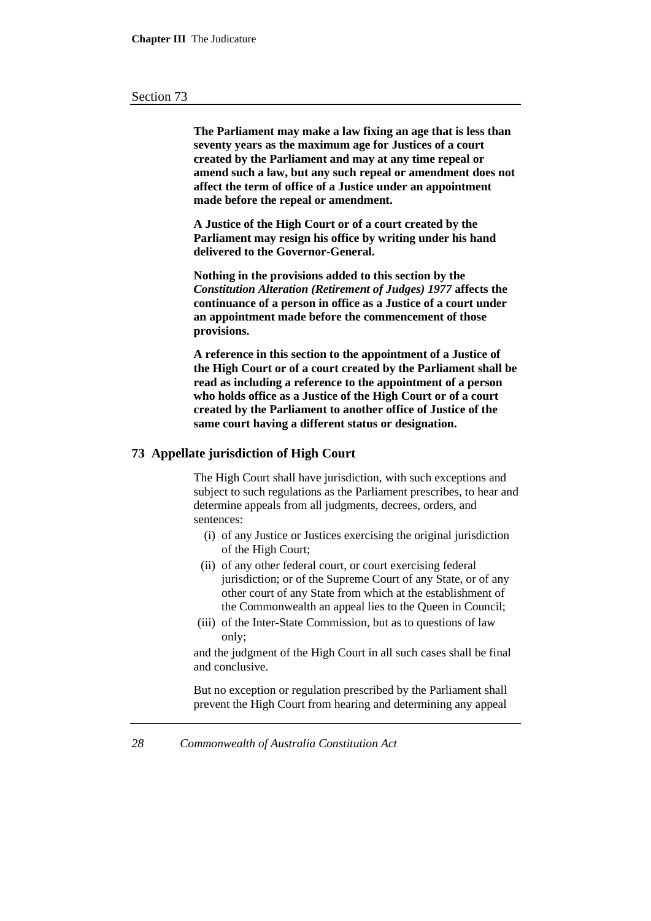**The Parliament may make a law fixing an age that is less than seventy years as the maximum age for Justices of a court created by the Parliament and may at any time repeal or amend such a law, but any such repeal or amendment does not affect the term of office of a Justice under an appointment made before the repeal or amendment.**

**A Justice of the High Court or of a court created by the Parliament may resign his office by writing under his hand delivered to the Governor-General.**

**Nothing in the provisions added to this section by the *Constitution Alteration (Retirement of Judges) 1977* affects the continuance of a person in office as a Justice of a court under an appointment made before the commencement of those provisions.**

**A reference in this section to the appointment of a Justice of the High Court or of a court created by the Parliament shall be read as including a reference to the appointment of a person who holds office as a Justice of the High Court or of a court created by the Parliament to another office of Justice of the same court having a different status or designation.**

## 73 Appellate jurisdiction of High Court

The High Court shall have jurisdiction, with such exceptions and subject to such regulations as the Parliament prescribes, to hear and determine appeals from all judgments, decrees, orders, and sentences:

(i) of any Justice or Justices exercising the original jurisdiction of the High Court;

(ii) of any other federal court, or court exercising federal jurisdiction; or of the Supreme Court of any State, or of any other court of any State from which at the establishment of the Commonwealth an appeal lies to the Queen in Council;

(iii) of the Inter-State Commission, but as to questions of law only;

and the judgment of the High Court in all such cases shall be final and conclusive.

But no exception or regulation prescribed by the Parliament shall prevent the High Court from hearing and determining any appeal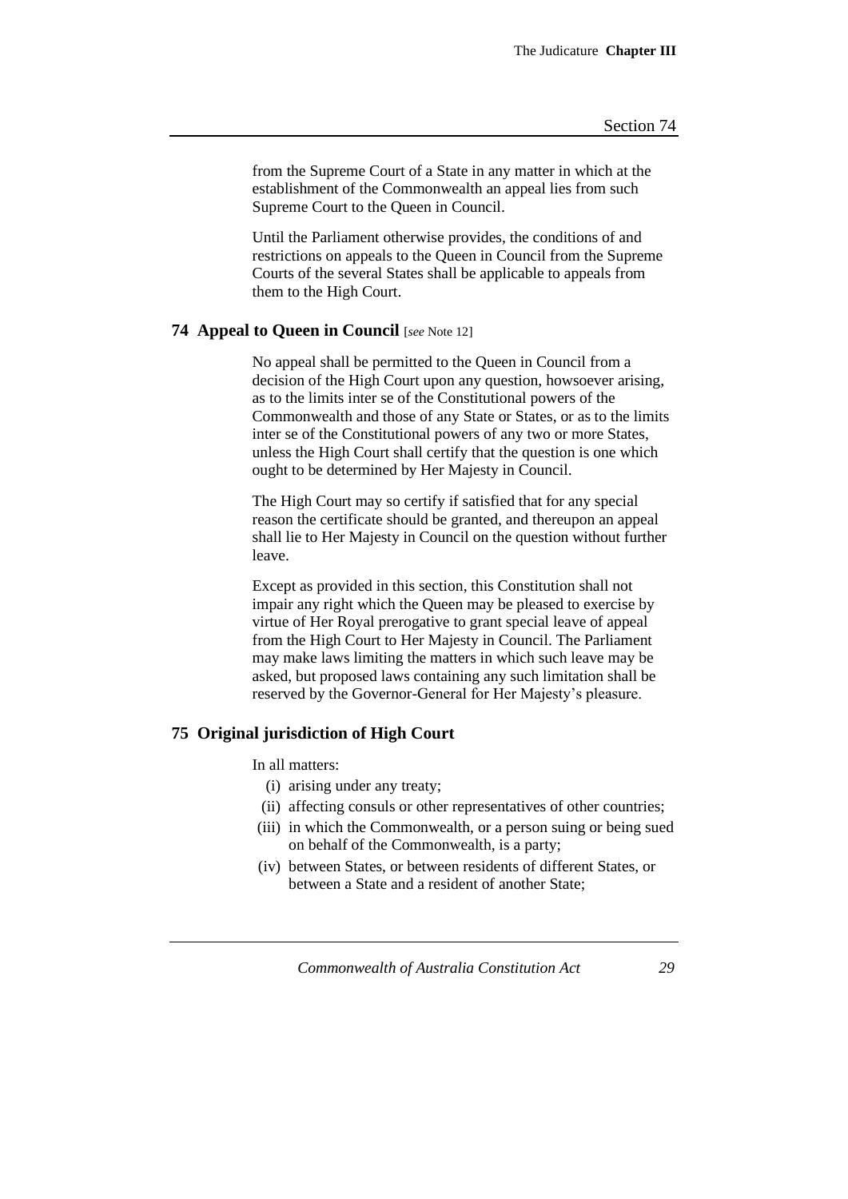from the Supreme Court of a State in any matter in which at the establishment of the Commonwealth an appeal lies from such Supreme Court to the Queen in Council.

Until the Parliament otherwise provides, the conditions of and restrictions on appeals to the Queen in Council from the Supreme Courts of the several States shall be applicable to appeals from them to the High Court.

### 74 Appeal to Queen in Council [*see* Note 12]

No appeal shall be permitted to the Queen in Council from a decision of the High Court upon any question, howsoever arising, as to the limits inter se of the Constitutional powers of the Commonwealth and those of any State or States, or as to the limits inter se of the Constitutional powers of any two or more States, unless the High Court shall certify that the question is one which ought to be determined by Her Majesty in Council.

The High Court may so certify if satisfied that for any special reason the certificate should be granted, and thereupon an appeal shall lie to Her Majesty in Council on the question without further leave.

Except as provided in this section, this Constitution shall not impair any right which the Queen may be pleased to exercise by virtue of Her Royal prerogative to grant special leave of appeal from the High Court to Her Majesty in Council. The Parliament may make laws limiting the matters in which such leave may be asked, but proposed laws containing any such limitation shall be reserved by the Governor-General for Her Majesty's pleasure.

### 75 Original jurisdiction of High Court

In all matters:

(i) arising under any treaty;

(ii) affecting consuls or other representatives of other countries;

(iii) in which the Commonwealth, or a person suing or being sued on behalf of the Commonwealth, is a party;

(iv) between States, or between residents of different States, or between a State and a resident of another State;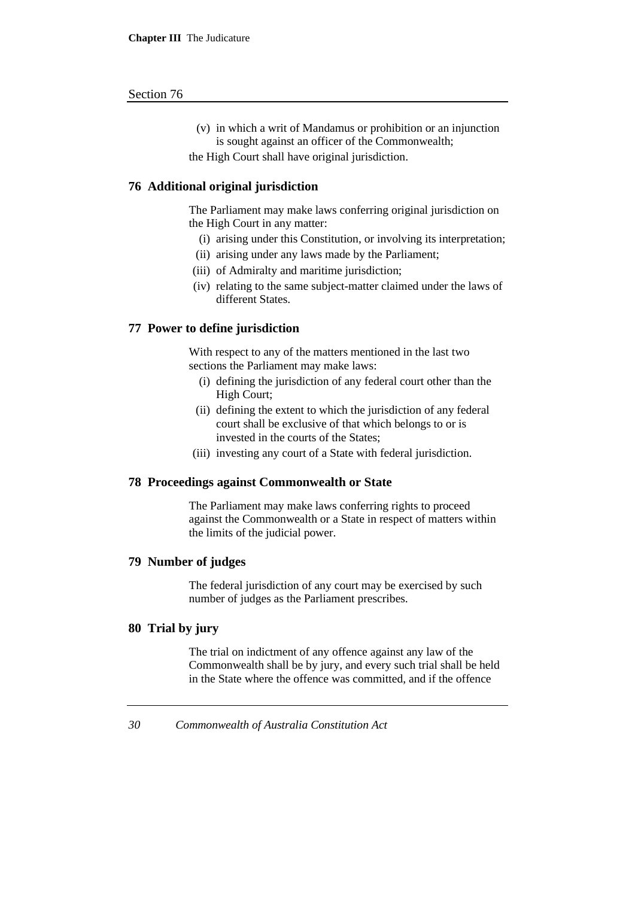(v) in which a writ of Mandamus or prohibition or an injunction is sought against an officer of the Commonwealth;

the High Court shall have original jurisdiction.

### 76 Additional original jurisdiction

The Parliament may make laws conferring original jurisdiction on the High Court in any matter:

(i) arising under this Constitution, or involving its interpretation;

(ii) arising under any laws made by the Parliament;

(iii) of Admiralty and maritime jurisdiction;

(iv) relating to the same subject-matter claimed under the laws of different States.

### 77 Power to define jurisdiction

With respect to any of the matters mentioned in the last two sections the Parliament may make laws:

(i) defining the jurisdiction of any federal court other than the High Court;

(ii) defining the extent to which the jurisdiction of any federal court shall be exclusive of that which belongs to or is invested in the courts of the States;

(iii) investing any court of a State with federal jurisdiction.

### 78 Proceedings against Commonwealth or State

The Parliament may make laws conferring rights to proceed against the Commonwealth or a State in respect of matters within the limits of the judicial power.

### 79 Number of judges

The federal jurisdiction of any court may be exercised by such number of judges as the Parliament prescribes.

### 80 Trial by jury

The trial on indictment of any offence against any law of the Commonwealth shall be by jury, and every such trial shall be held in the State where the offence was committed, and if the offence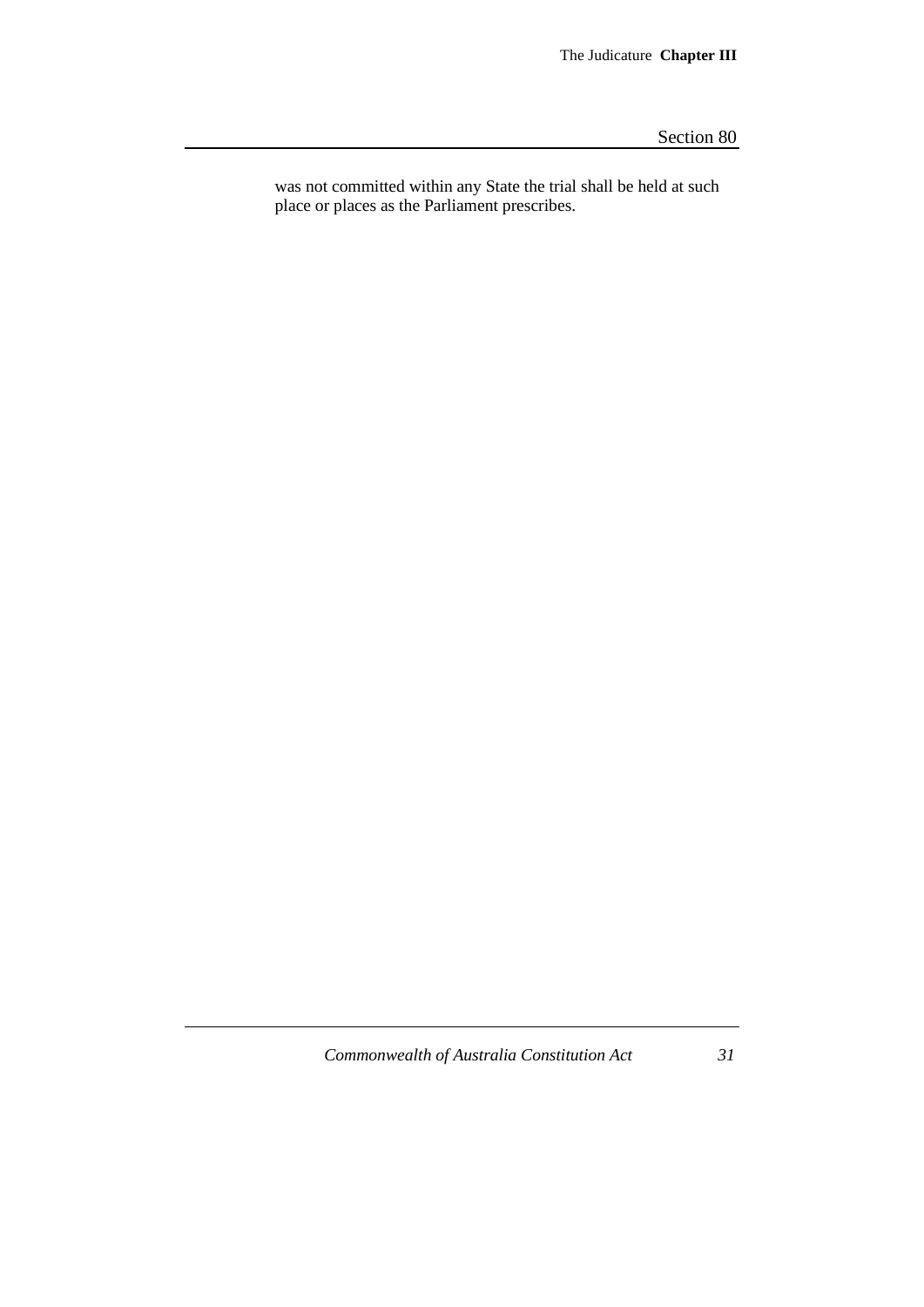was not committed within any State the trial shall be held at such place or places as the Parliament prescribes.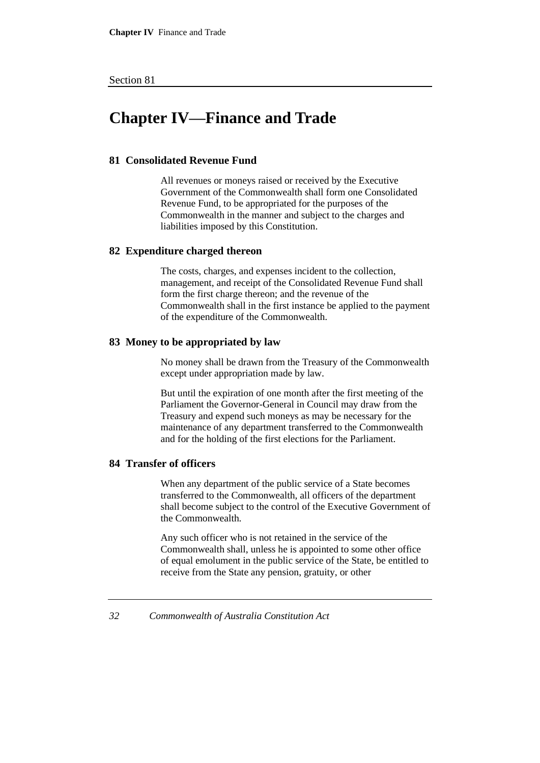# Chapter IV—Finance and Trade

### 81 Consolidated Revenue Fund

All revenues or moneys raised or received by the Executive Government of the Commonwealth shall form one Consolidated Revenue Fund, to be appropriated for the purposes of the Commonwealth in the manner and subject to the charges and liabilities imposed by this Constitution.

### 82 Expenditure charged thereon

The costs, charges, and expenses incident to the collection, management, and receipt of the Consolidated Revenue Fund shall form the first charge thereon; and the revenue of the Commonwealth shall in the first instance be applied to the payment of the expenditure of the Commonwealth.

### 83 Money to be appropriated by law

No money shall be drawn from the Treasury of the Commonwealth except under appropriation made by law.

But until the expiration of one month after the first meeting of the Parliament the Governor-General in Council may draw from the Treasury and expend such moneys as may be necessary for the maintenance of any department transferred to the Commonwealth and for the holding of the first elections for the Parliament.

### 84 Transfer of officers

When any department of the public service of a State becomes transferred to the Commonwealth, all officers of the department shall become subject to the control of the Executive Government of the Commonwealth.

Any such officer who is not retained in the service of the Commonwealth shall, unless he is appointed to some other office of equal emolument in the public service of the State, be entitled to receive from the State any pension, gratuity, or other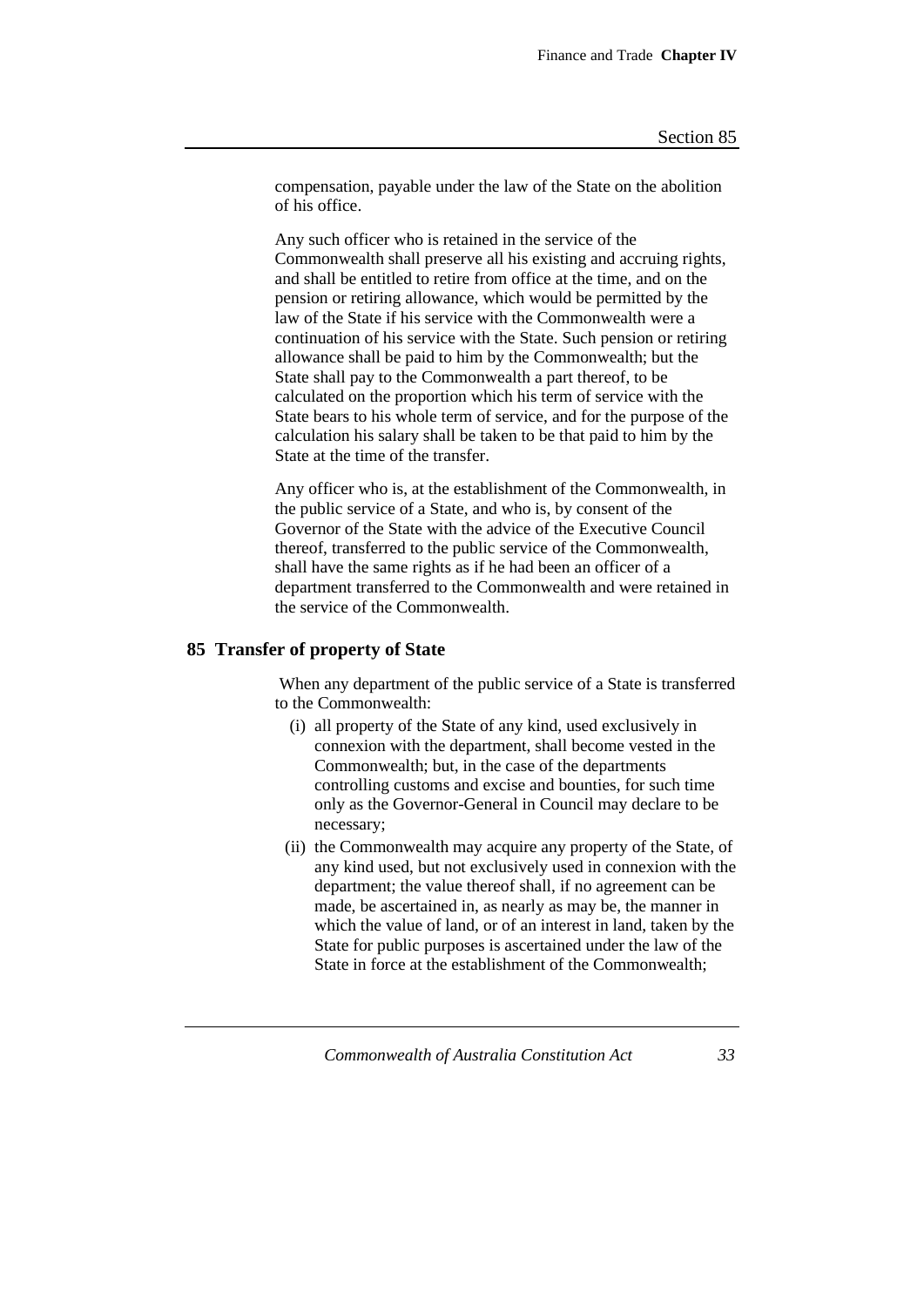compensation, payable under the law of the State on the abolition of his office.

Any such officer who is retained in the service of the Commonwealth shall preserve all his existing and accruing rights, and shall be entitled to retire from office at the time, and on the pension or retiring allowance, which would be permitted by the law of the State if his service with the Commonwealth were a continuation of his service with the State. Such pension or retiring allowance shall be paid to him by the Commonwealth; but the State shall pay to the Commonwealth a part thereof, to be calculated on the proportion which his term of service with the State bears to his whole term of service, and for the purpose of the calculation his salary shall be taken to be that paid to him by the State at the time of the transfer.

Any officer who is, at the establishment of the Commonwealth, in the public service of a State, and who is, by consent of the Governor of the State with the advice of the Executive Council thereof, transferred to the public service of the Commonwealth, shall have the same rights as if he had been an officer of a department transferred to the Commonwealth and were retained in the service of the Commonwealth.

## 85 Transfer of property of State

When any department of the public service of a State is transferred to the Commonwealth:

(i) all property of the State of any kind, used exclusively in connexion with the department, shall become vested in the Commonwealth; but, in the case of the departments controlling customs and excise and bounties, for such time only as the Governor-General in Council may declare to be necessary;

(ii) the Commonwealth may acquire any property of the State, of any kind used, but not exclusively used in connexion with the department; the value thereof shall, if no agreement can be made, be ascertained in, as nearly as may be, the manner in which the value of land, or of an interest in land, taken by the State for public purposes is ascertained under the law of the State in force at the establishment of the Commonwealth;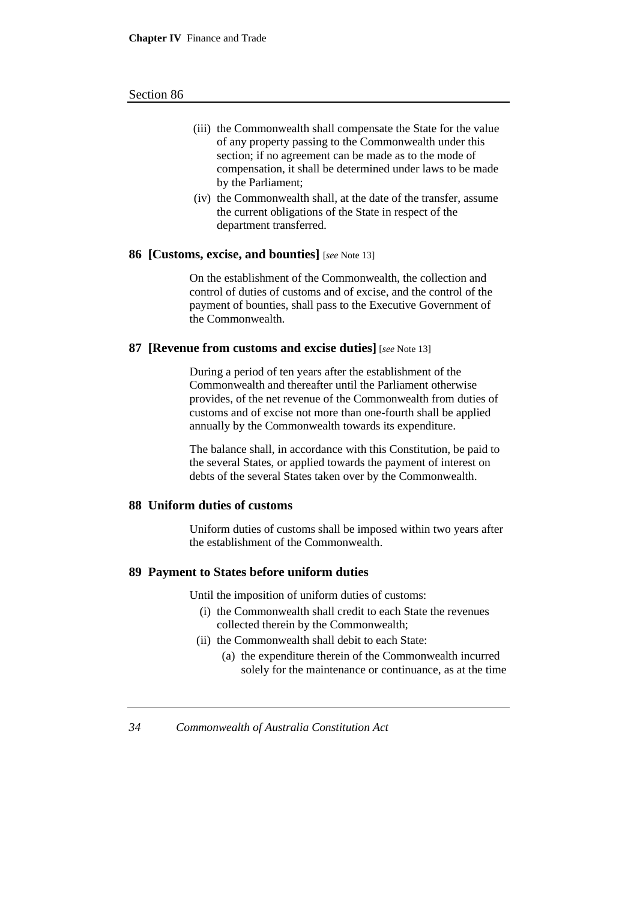(iii) the Commonwealth shall compensate the State for the value of any property passing to the Commonwealth under this section; if no agreement can be made as to the mode of compensation, it shall be determined under laws to be made by the Parliament;

(iv) the Commonwealth shall, at the date of the transfer, assume the current obligations of the State in respect of the department transferred.

### 86 [Customs, excise, and bounties] [*see* Note 13]

On the establishment of the Commonwealth, the collection and control of duties of customs and of excise, and the control of the payment of bounties, shall pass to the Executive Government of the Commonwealth.

### 87 [Revenue from customs and excise duties] [*see* Note 13]

During a period of ten years after the establishment of the Commonwealth and thereafter until the Parliament otherwise provides, of the net revenue of the Commonwealth from duties of customs and of excise not more than one-fourth shall be applied annually by the Commonwealth towards its expenditure.

The balance shall, in accordance with this Constitution, be paid to the several States, or applied towards the payment of interest on debts of the several States taken over by the Commonwealth.

### 88 Uniform duties of customs

Uniform duties of customs shall be imposed within two years after the establishment of the Commonwealth.

### 89 Payment to States before uniform duties

Until the imposition of uniform duties of customs:

(i) the Commonwealth shall credit to each State the revenues collected therein by the Commonwealth;

(ii) the Commonwealth shall debit to each State:

(a) the expenditure therein of the Commonwealth incurred solely for the maintenance or continuance, as at the time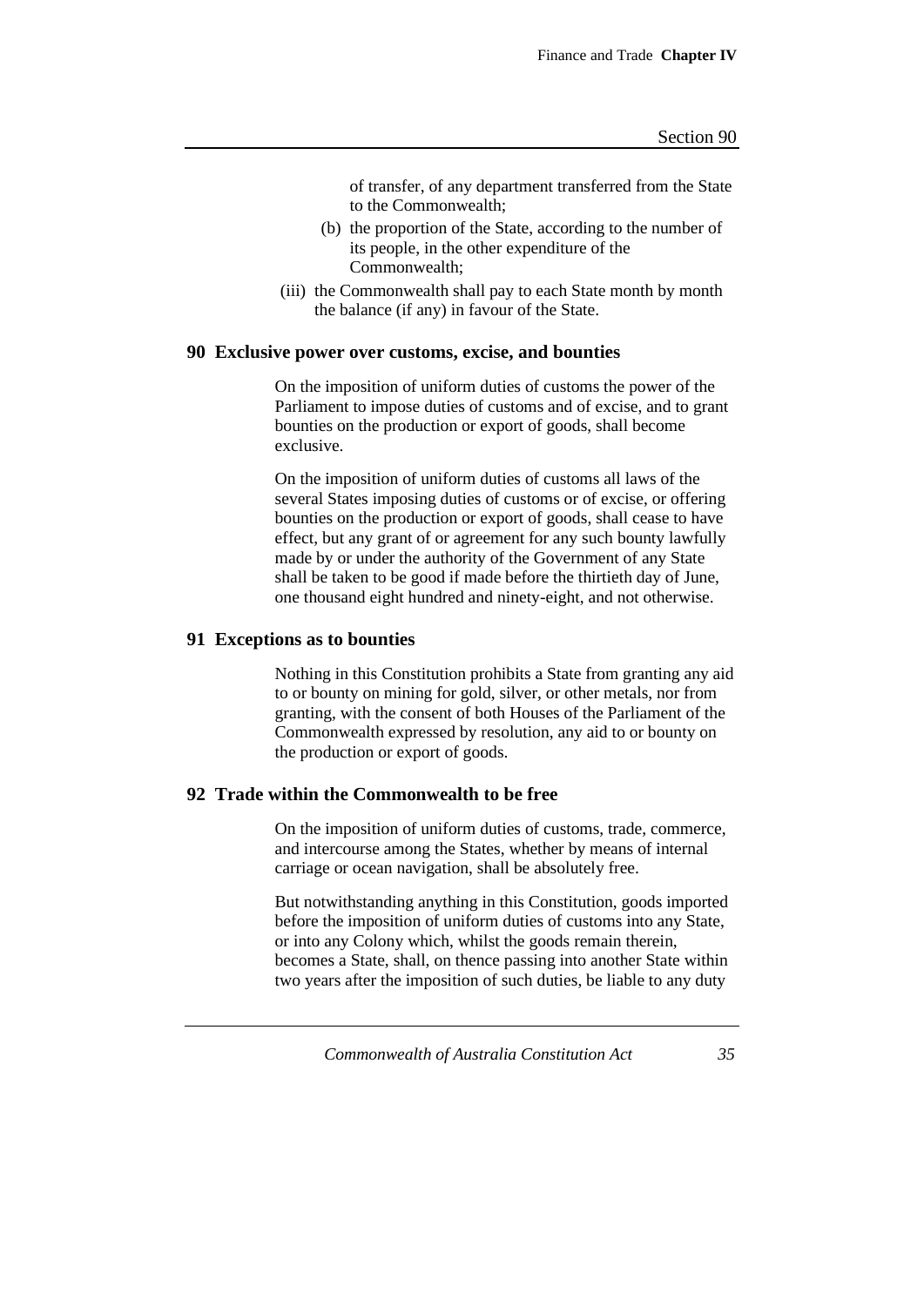of transfer, of any department transferred from the State to the Commonwealth;

(b) the proportion of the State, according to the number of its people, in the other expenditure of the Commonwealth;

(iii) the Commonwealth shall pay to each State month by month the balance (if any) in favour of the State.

## 90 Exclusive power over customs, excise, and bounties

On the imposition of uniform duties of customs the power of the Parliament to impose duties of customs and of excise, and to grant bounties on the production or export of goods, shall become exclusive.

On the imposition of uniform duties of customs all laws of the several States imposing duties of customs or of excise, or offering bounties on the production or export of goods, shall cease to have effect, but any grant of or agreement for any such bounty lawfully made by or under the authority of the Government of any State shall be taken to be good if made before the thirtieth day of June, one thousand eight hundred and ninety-eight, and not otherwise.

## 91 Exceptions as to bounties

Nothing in this Constitution prohibits a State from granting any aid to or bounty on mining for gold, silver, or other metals, nor from granting, with the consent of both Houses of the Parliament of the Commonwealth expressed by resolution, any aid to or bounty on the production or export of goods.

## 92 Trade within the Commonwealth to be free

On the imposition of uniform duties of customs, trade, commerce, and intercourse among the States, whether by means of internal carriage or ocean navigation, shall be absolutely free.

But notwithstanding anything in this Constitution, goods imported before the imposition of uniform duties of customs into any State, or into any Colony which, whilst the goods remain therein, becomes a State, shall, on thence passing into another State within two years after the imposition of such duties, be liable to any duty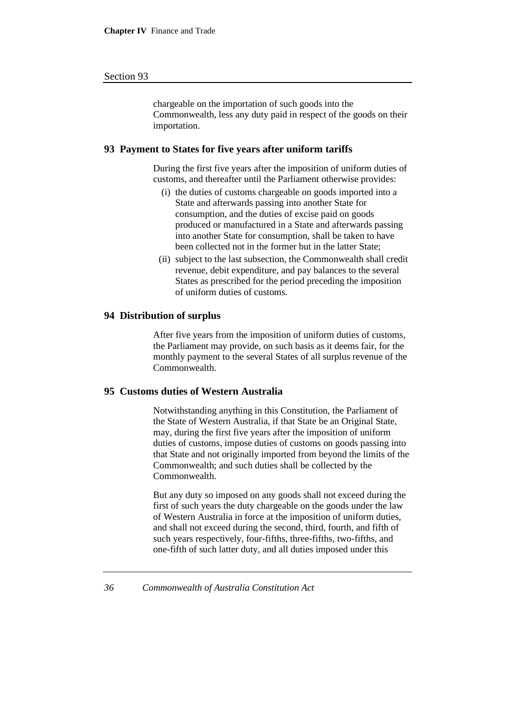chargeable on the importation of such goods into the Commonwealth, less any duty paid in respect of the goods on their importation.

### 93 Payment to States for five years after uniform tariffs

During the first five years after the imposition of uniform duties of customs, and thereafter until the Parliament otherwise provides:

(i) the duties of customs chargeable on goods imported into a State and afterwards passing into another State for consumption, and the duties of excise paid on goods produced or manufactured in a State and afterwards passing into another State for consumption, shall be taken to have been collected not in the former but in the latter State;

(ii) subject to the last subsection, the Commonwealth shall credit revenue, debit expenditure, and pay balances to the several States as prescribed for the period preceding the imposition of uniform duties of customs.

### 94 Distribution of surplus

After five years from the imposition of uniform duties of customs, the Parliament may provide, on such basis as it deems fair, for the monthly payment to the several States of all surplus revenue of the Commonwealth.

### 95 Customs duties of Western Australia

Notwithstanding anything in this Constitution, the Parliament of the State of Western Australia, if that State be an Original State, may, during the first five years after the imposition of uniform duties of customs, impose duties of customs on goods passing into that State and not originally imported from beyond the limits of the Commonwealth; and such duties shall be collected by the Commonwealth.

But any duty so imposed on any goods shall not exceed during the first of such years the duty chargeable on the goods under the law of Western Australia in force at the imposition of uniform duties, and shall not exceed during the second, third, fourth, and fifth of such years respectively, four-fifths, three-fifths, two-fifths, and one-fifth of such latter duty, and all duties imposed under this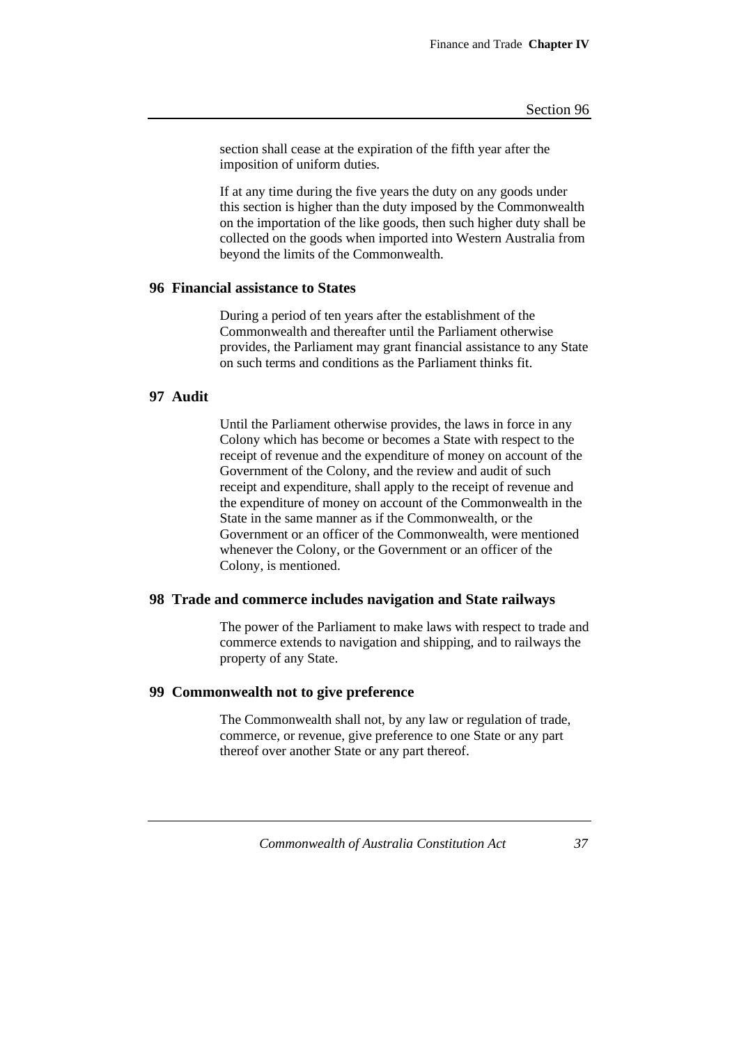section shall cease at the expiration of the fifth year after the imposition of uniform duties.

If at any time during the five years the duty on any goods under this section is higher than the duty imposed by the Commonwealth on the importation of the like goods, then such higher duty shall be collected on the goods when imported into Western Australia from beyond the limits of the Commonwealth.

## 96 Financial assistance to States

During a period of ten years after the establishment of the Commonwealth and thereafter until the Parliament otherwise provides, the Parliament may grant financial assistance to any State on such terms and conditions as the Parliament thinks fit.

## 97 Audit

Until the Parliament otherwise provides, the laws in force in any Colony which has become or becomes a State with respect to the receipt of revenue and the expenditure of money on account of the Government of the Colony, and the review and audit of such receipt and expenditure, shall apply to the receipt of revenue and the expenditure of money on account of the Commonwealth in the State in the same manner as if the Commonwealth, or the Government or an officer of the Commonwealth, were mentioned whenever the Colony, or the Government or an officer of the Colony, is mentioned.

## 98 Trade and commerce includes navigation and State railways

The power of the Parliament to make laws with respect to trade and commerce extends to navigation and shipping, and to railways the property of any State.

## 99 Commonwealth not to give preference

The Commonwealth shall not, by any law or regulation of trade, commerce, or revenue, give preference to one State or any part thereof over another State or any part thereof.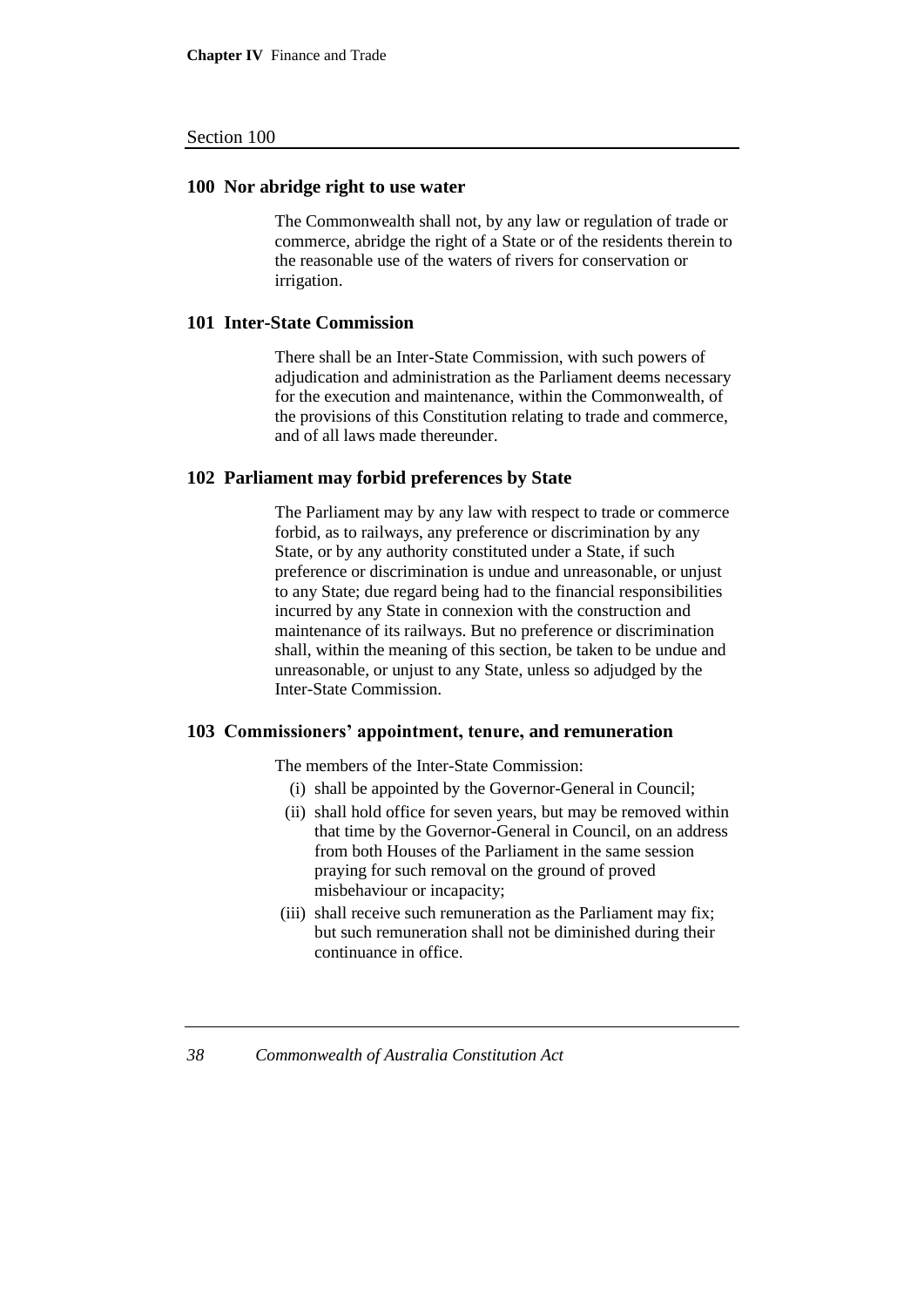### 100 Nor abridge right to use water

The Commonwealth shall not, by any law or regulation of trade or commerce, abridge the right of a State or of the residents therein to the reasonable use of the waters of rivers for conservation or irrigation.

### 101 Inter-State Commission

There shall be an Inter-State Commission, with such powers of adjudication and administration as the Parliament deems necessary for the execution and maintenance, within the Commonwealth, of the provisions of this Constitution relating to trade and commerce, and of all laws made thereunder.

### 102 Parliament may forbid preferences by State

The Parliament may by any law with respect to trade or commerce forbid, as to railways, any preference or discrimination by any State, or by any authority constituted under a State, if such preference or discrimination is undue and unreasonable, or unjust to any State; due regard being had to the financial responsibilities incurred by any State in connexion with the construction and maintenance of its railways. But no preference or discrimination shall, within the meaning of this section, be taken to be undue and unreasonable, or unjust to any State, unless so adjudged by the Inter-State Commission.

### 103 Commissioners' appointment, tenure, and remuneration

The members of the Inter-State Commission:

(i) shall be appointed by the Governor-General in Council;

(ii) shall hold office for seven years, but may be removed within that time by the Governor-General in Council, on an address from both Houses of the Parliament in the same session praying for such removal on the ground of proved misbehaviour or incapacity;

(iii) shall receive such remuneration as the Parliament may fix; but such remuneration shall not be diminished during their continuance in office.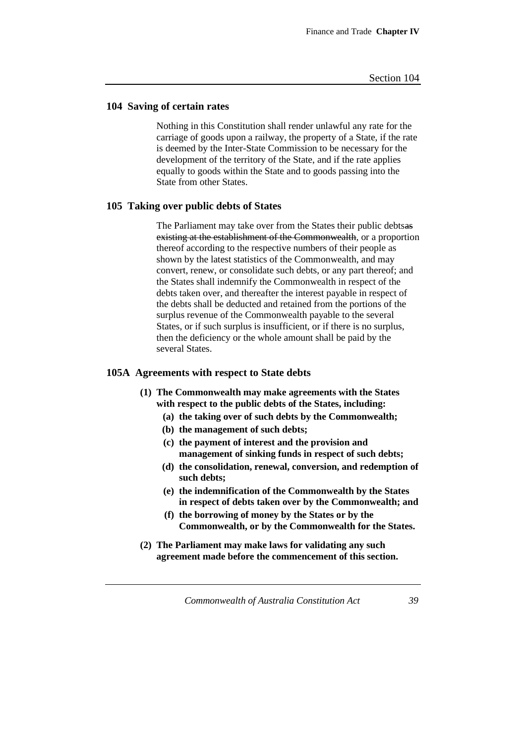## 104 Saving of certain rates

Nothing in this Constitution shall render unlawful any rate for the carriage of goods upon a railway, the property of a State, if the rate is deemed by the Inter-State Commission to be necessary for the development of the territory of the State, and if the rate applies equally to goods within the State and to goods passing into the State from other States.

## 105 Taking over public debts of States

The Parliament may take over from the States their public debts~~as existing at the establishment of the Commonwealth~~, or a proportion thereof according to the respective numbers of their people as shown by the latest statistics of the Commonwealth, and may convert, renew, or consolidate such debts, or any part thereof; and the States shall indemnify the Commonwealth in respect of the debts taken over, and thereafter the interest payable in respect of the debts shall be deducted and retained from the portions of the surplus revenue of the Commonwealth payable to the several States, or if such surplus is insufficient, or if there is no surplus, then the deficiency or the whole amount shall be paid by the several States.

## 105A Agreements with respect to State debts

**(1) The Commonwealth may make agreements with the States with respect to the public debts of the States, including:**

- **(a) the taking over of such debts by the Commonwealth;**
- **(b) the management of such debts;**
- **(c) the payment of interest and the provision and management of sinking funds in respect of such debts;**
- **(d) the consolidation, renewal, conversion, and redemption of such debts;**
- **(e) the indemnification of the Commonwealth by the States in respect of debts taken over by the Commonwealth; and**
- **(f) the borrowing of money by the States or by the Commonwealth, or by the Commonwealth for the States.**

**(2) The Parliament may make laws for validating any such agreement made before the commencement of this section.**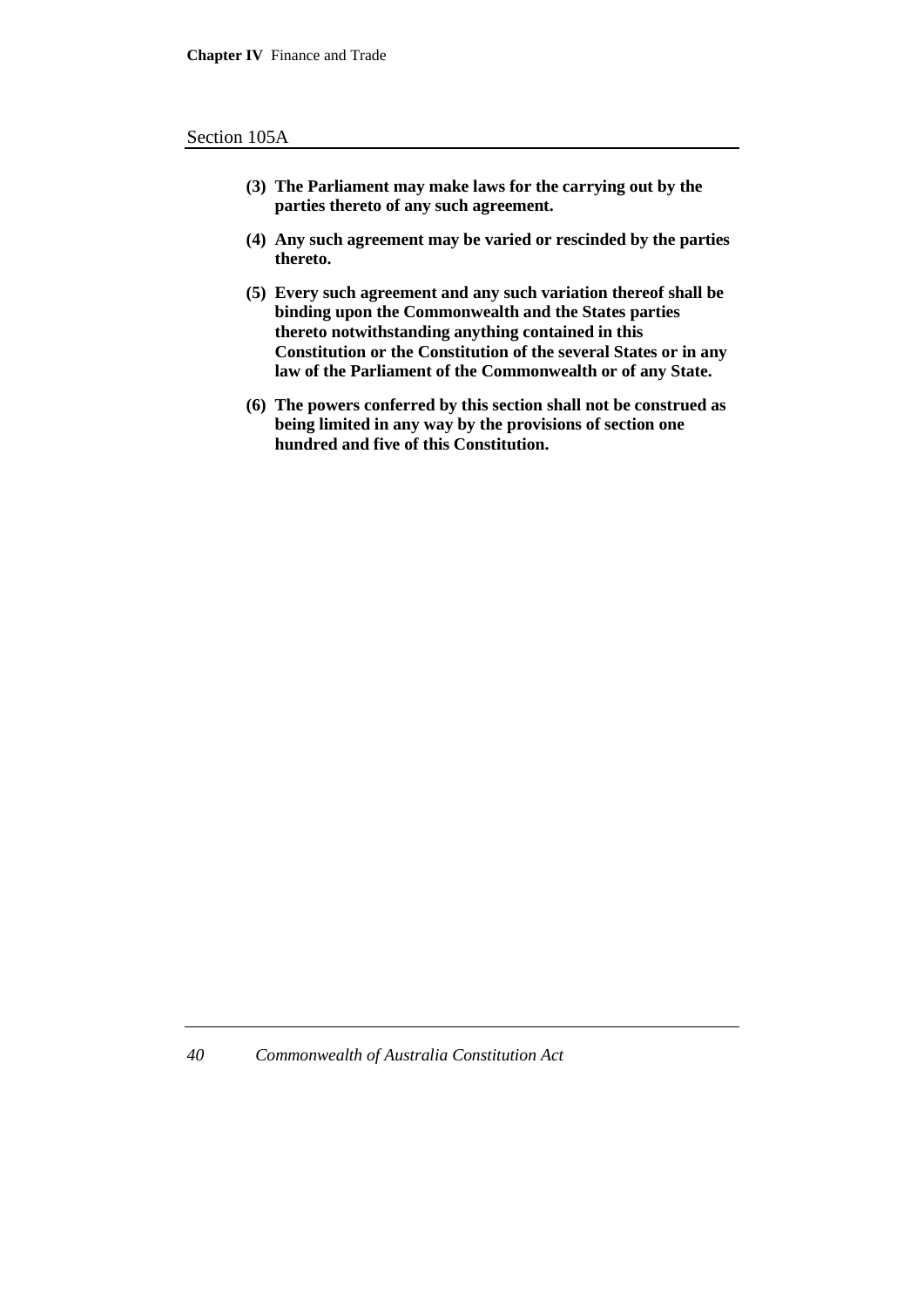**(3) The Parliament may make laws for the carrying out by the parties thereto of any such agreement.**

**(4) Any such agreement may be varied or rescinded by the parties thereto.**

**(5) Every such agreement and any such variation thereof shall be binding upon the Commonwealth and the States parties thereto notwithstanding anything contained in this Constitution or the Constitution of the several States or in any law of the Parliament of the Commonwealth or of any State.**

**(6) The powers conferred by this section shall not be construed as being limited in any way by the provisions of section one hundred and five of this Constitution.**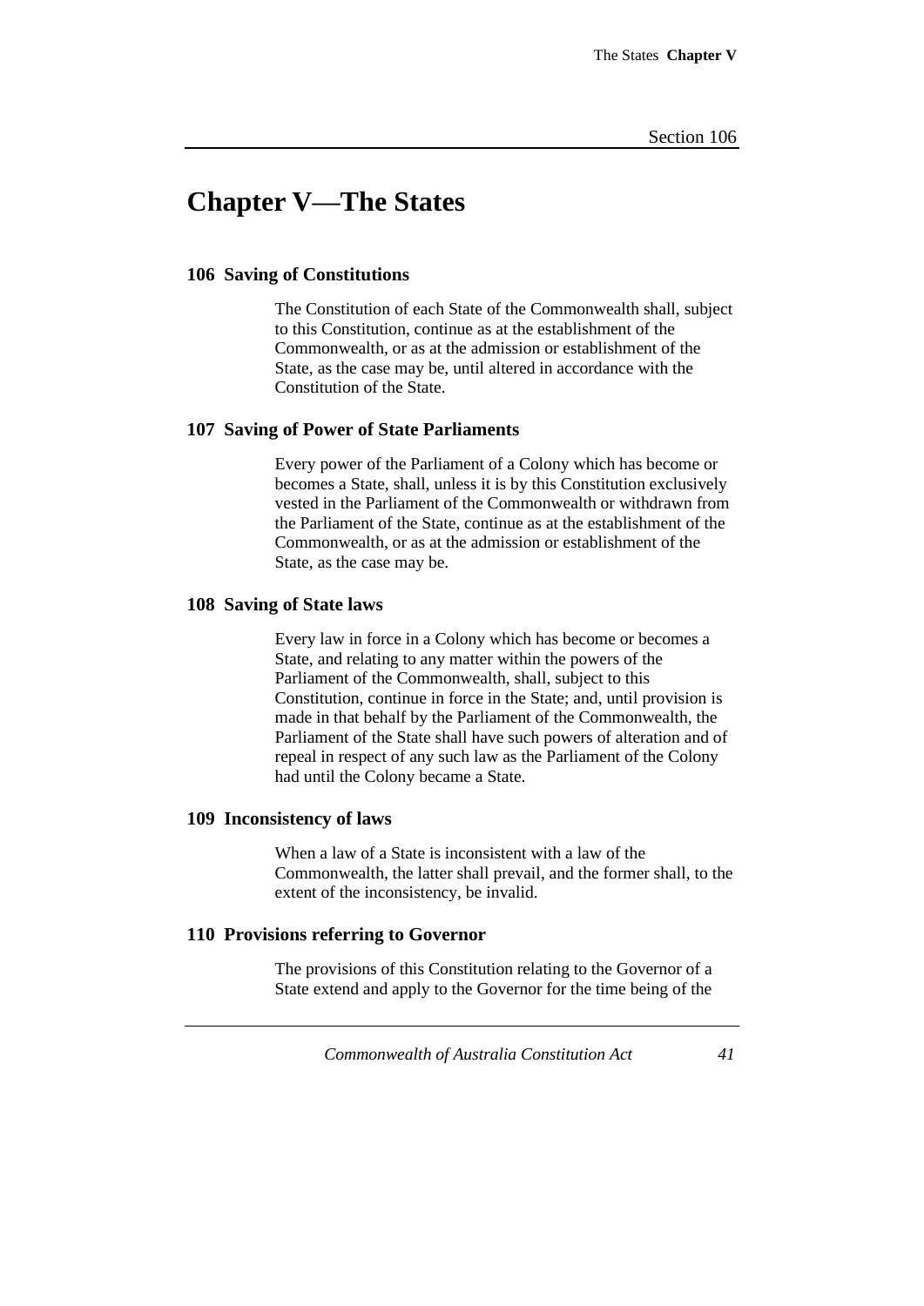# Chapter V—The States

### 106 Saving of Constitutions

The Constitution of each State of the Commonwealth shall, subject to this Constitution, continue as at the establishment of the Commonwealth, or as at the admission or establishment of the State, as the case may be, until altered in accordance with the Constitution of the State.

### 107 Saving of Power of State Parliaments

Every power of the Parliament of a Colony which has become or becomes a State, shall, unless it is by this Constitution exclusively vested in the Parliament of the Commonwealth or withdrawn from the Parliament of the State, continue as at the establishment of the Commonwealth, or as at the admission or establishment of the State, as the case may be.

### 108 Saving of State laws

Every law in force in a Colony which has become or becomes a State, and relating to any matter within the powers of the Parliament of the Commonwealth, shall, subject to this Constitution, continue in force in the State; and, until provision is made in that behalf by the Parliament of the Commonwealth, the Parliament of the State shall have such powers of alteration and of repeal in respect of any such law as the Parliament of the Colony had until the Colony became a State.

### 109 Inconsistency of laws

When a law of a State is inconsistent with a law of the Commonwealth, the latter shall prevail, and the former shall, to the extent of the inconsistency, be invalid.

### 110 Provisions referring to Governor

The provisions of this Constitution relating to the Governor of a State extend and apply to the Governor for the time being of the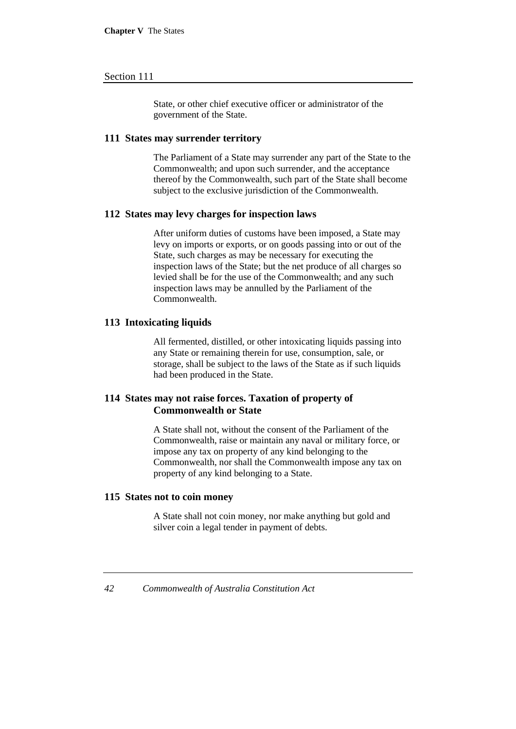State, or other chief executive officer or administrator of the government of the State.

### 111 States may surrender territory

The Parliament of a State may surrender any part of the State to the Commonwealth; and upon such surrender, and the acceptance thereof by the Commonwealth, such part of the State shall become subject to the exclusive jurisdiction of the Commonwealth.

### 112 States may levy charges for inspection laws

After uniform duties of customs have been imposed, a State may levy on imports or exports, or on goods passing into or out of the State, such charges as may be necessary for executing the inspection laws of the State; but the net produce of all charges so levied shall be for the use of the Commonwealth; and any such inspection laws may be annulled by the Parliament of the Commonwealth.

### 113 Intoxicating liquids

All fermented, distilled, or other intoxicating liquids passing into any State or remaining therein for use, consumption, sale, or storage, shall be subject to the laws of the State as if such liquids had been produced in the State.

### 114 States may not raise forces. Taxation of property of Commonwealth or State

A State shall not, without the consent of the Parliament of the Commonwealth, raise or maintain any naval or military force, or impose any tax on property of any kind belonging to the Commonwealth, nor shall the Commonwealth impose any tax on property of any kind belonging to a State.

### 115 States not to coin money

A State shall not coin money, nor make anything but gold and silver coin a legal tender in payment of debts.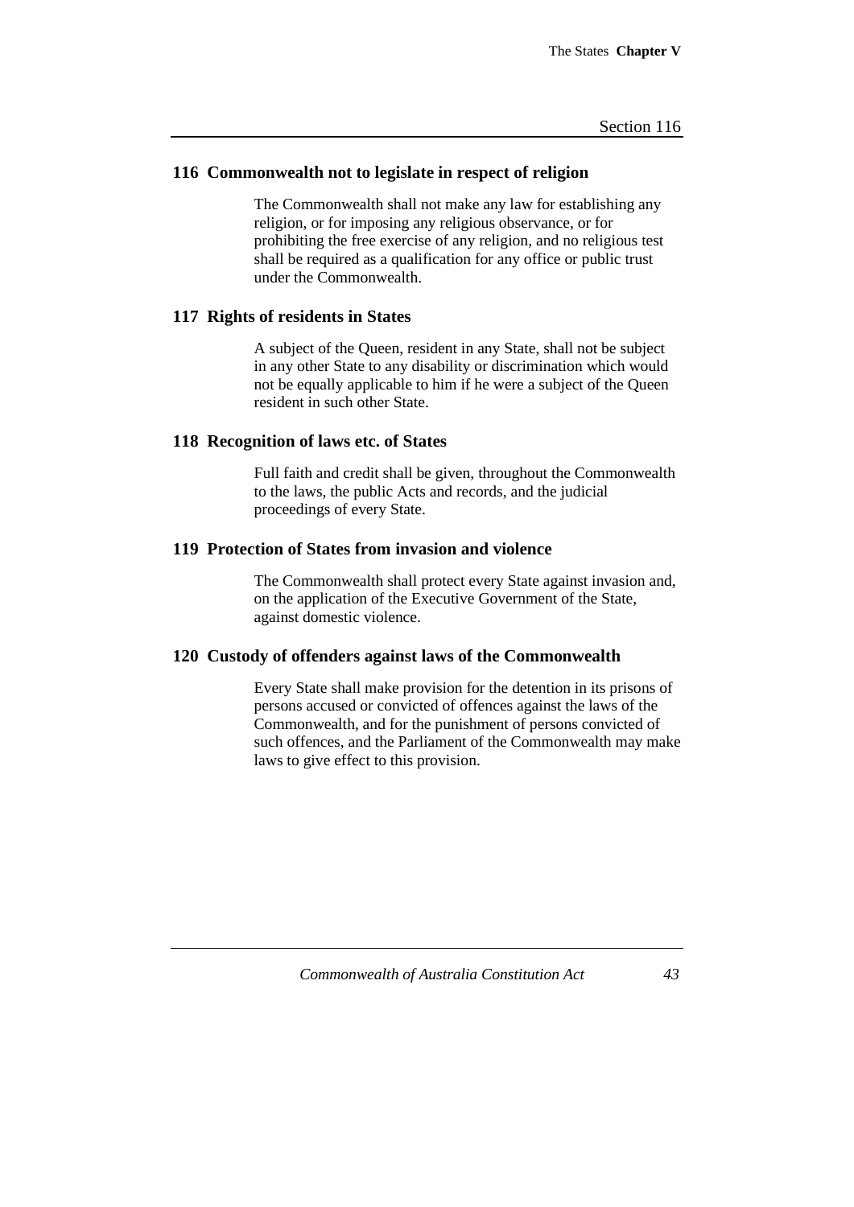### 116 Commonwealth not to legislate in respect of religion

The Commonwealth shall not make any law for establishing any religion, or for imposing any religious observance, or for prohibiting the free exercise of any religion, and no religious test shall be required as a qualification for any office or public trust under the Commonwealth.

### 117 Rights of residents in States

A subject of the Queen, resident in any State, shall not be subject in any other State to any disability or discrimination which would not be equally applicable to him if he were a subject of the Queen resident in such other State.

### 118 Recognition of laws etc. of States

Full faith and credit shall be given, throughout the Commonwealth to the laws, the public Acts and records, and the judicial proceedings of every State.

### 119 Protection of States from invasion and violence

The Commonwealth shall protect every State against invasion and, on the application of the Executive Government of the State, against domestic violence.

### 120 Custody of offenders against laws of the Commonwealth

Every State shall make provision for the detention in its prisons of persons accused or convicted of offences against the laws of the Commonwealth, and for the punishment of persons convicted of such offences, and the Parliament of the Commonwealth may make laws to give effect to this provision.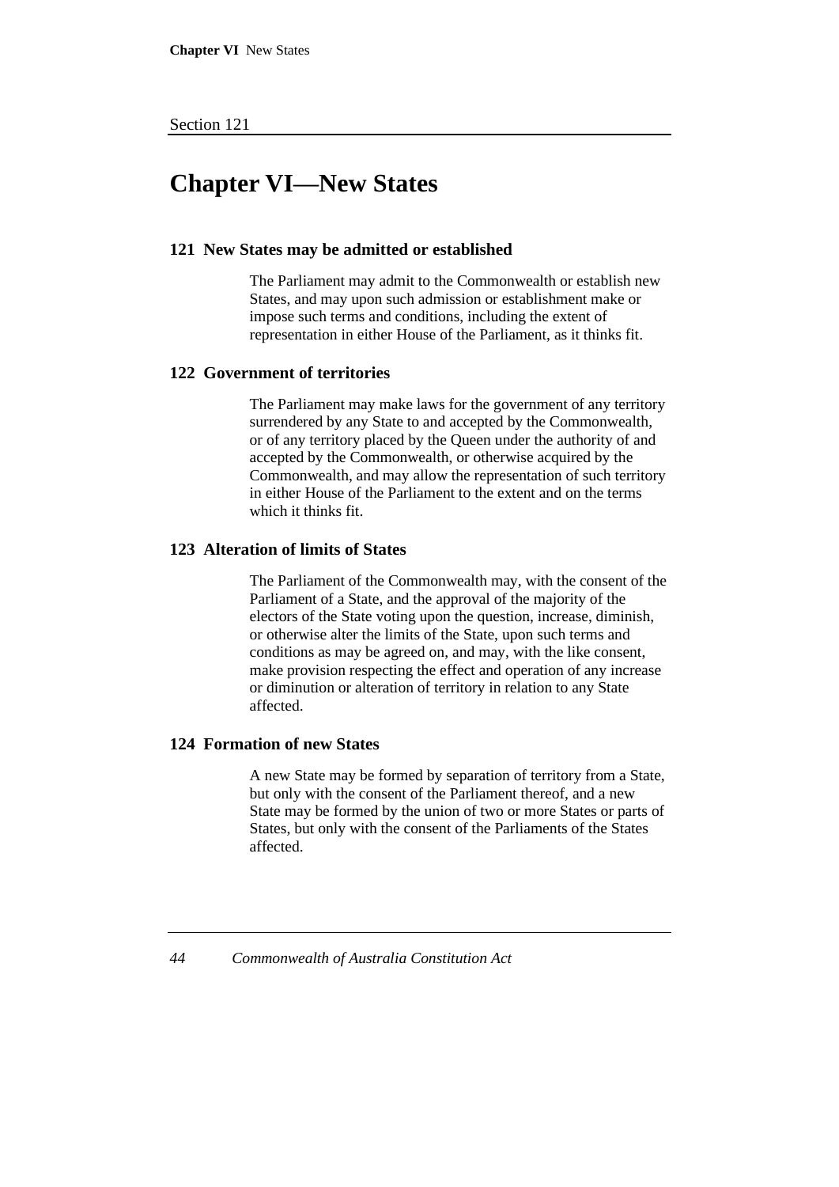# Chapter VI—New States

### 121 New States may be admitted or established

The Parliament may admit to the Commonwealth or establish new States, and may upon such admission or establishment make or impose such terms and conditions, including the extent of representation in either House of the Parliament, as it thinks fit.

### 122 Government of territories

The Parliament may make laws for the government of any territory surrendered by any State to and accepted by the Commonwealth, or of any territory placed by the Queen under the authority of and accepted by the Commonwealth, or otherwise acquired by the Commonwealth, and may allow the representation of such territory in either House of the Parliament to the extent and on the terms which it thinks fit.

### 123 Alteration of limits of States

The Parliament of the Commonwealth may, with the consent of the Parliament of a State, and the approval of the majority of the electors of the State voting upon the question, increase, diminish, or otherwise alter the limits of the State, upon such terms and conditions as may be agreed on, and may, with the like consent, make provision respecting the effect and operation of any increase or diminution or alteration of territory in relation to any State affected.

### 124 Formation of new States

A new State may be formed by separation of territory from a State, but only with the consent of the Parliament thereof, and a new State may be formed by the union of two or more States or parts of States, but only with the consent of the Parliaments of the States affected.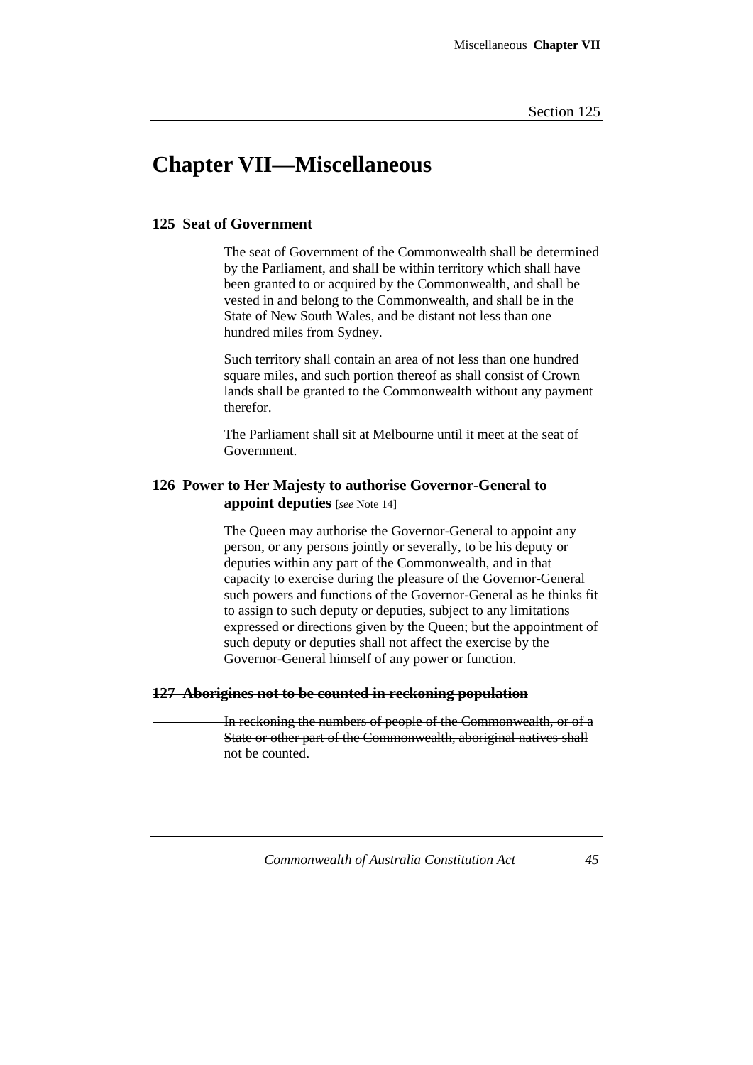# Chapter VII—Miscellaneous

### 125 Seat of Government

The seat of Government of the Commonwealth shall be determined by the Parliament, and shall be within territory which shall have been granted to or acquired by the Commonwealth, and shall be vested in and belong to the Commonwealth, and shall be in the State of New South Wales, and be distant not less than one hundred miles from Sydney.

Such territory shall contain an area of not less than one hundred square miles, and such portion thereof as shall consist of Crown lands shall be granted to the Commonwealth without any payment therefor.

The Parliament shall sit at Melbourne until it meet at the seat of Government.

### 126 Power to Her Majesty to authorise Governor-General to appoint deputies [*see* Note 14]

The Queen may authorise the Governor-General to appoint any person, or any persons jointly or severally, to be his deputy or deputies within any part of the Commonwealth, and in that capacity to exercise during the pleasure of the Governor-General such powers and functions of the Governor-General as he thinks fit to assign to such deputy or deputies, subject to any limitations expressed or directions given by the Queen; but the appointment of such deputy or deputies shall not affect the exercise by the Governor-General himself of any power or function.

### ~~127 Aborigines not to be counted in reckoning population~~

~~In reckoning the numbers of people of the Commonwealth, or of a State or other part of the Commonwealth, aboriginal natives shall not be counted.~~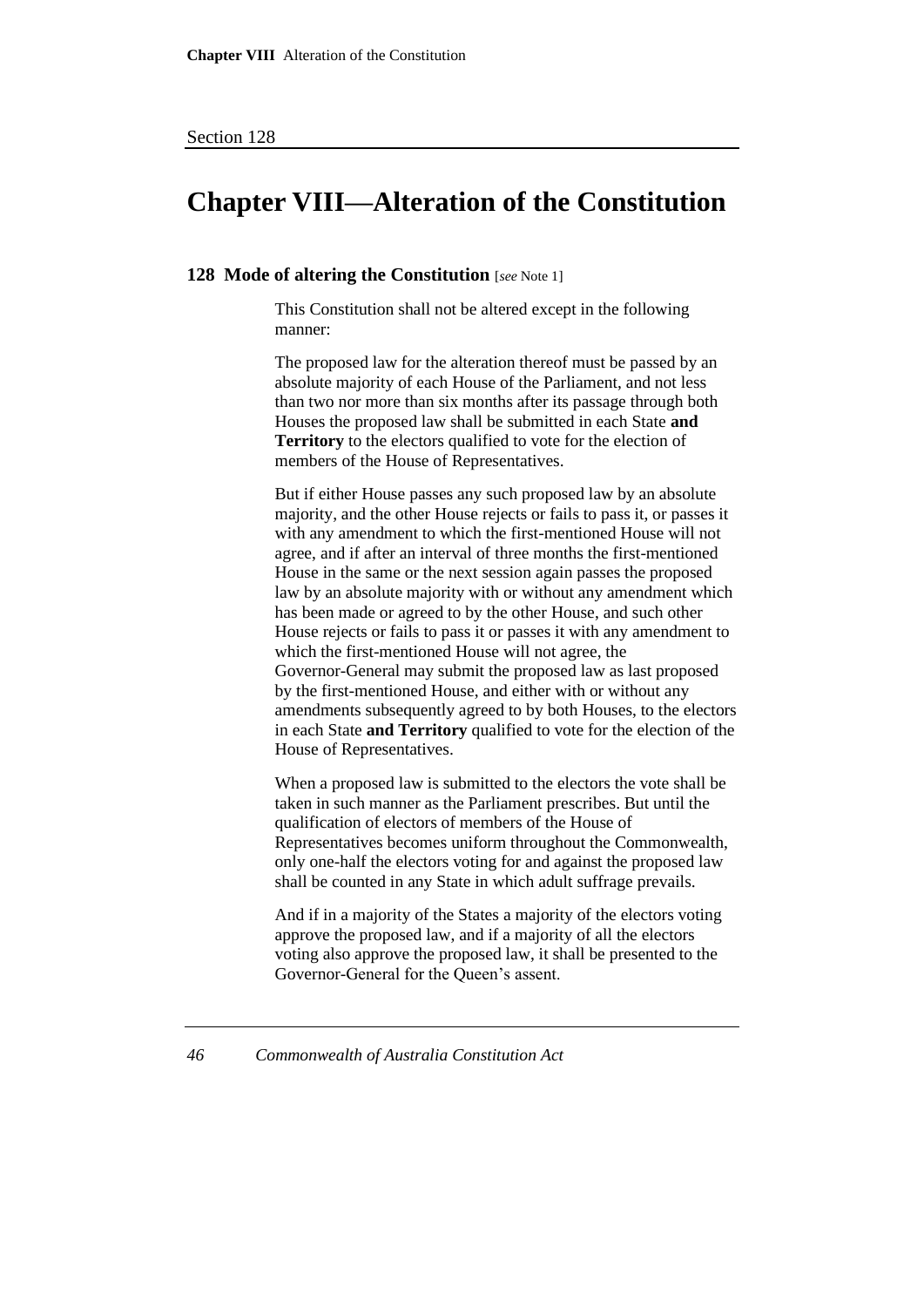# Chapter VIII—Alteration of the Constitution

### 128 Mode of altering the Constitution [*see* Note 1]

This Constitution shall not be altered except in the following manner:

The proposed law for the alteration thereof must be passed by an absolute majority of each House of the Parliament, and not less than two nor more than six months after its passage through both Houses the proposed law shall be submitted in each State **and Territory** to the electors qualified to vote for the election of members of the House of Representatives.

But if either House passes any such proposed law by an absolute majority, and the other House rejects or fails to pass it, or passes it with any amendment to which the first-mentioned House will not agree, and if after an interval of three months the first-mentioned House in the same or the next session again passes the proposed law by an absolute majority with or without any amendment which has been made or agreed to by the other House, and such other House rejects or fails to pass it or passes it with any amendment to which the first-mentioned House will not agree, the Governor-General may submit the proposed law as last proposed by the first-mentioned House, and either with or without any amendments subsequently agreed to by both Houses, to the electors in each State **and Territory** qualified to vote for the election of the House of Representatives.

When a proposed law is submitted to the electors the vote shall be taken in such manner as the Parliament prescribes. But until the qualification of electors of members of the House of Representatives becomes uniform throughout the Commonwealth, only one-half the electors voting for and against the proposed law shall be counted in any State in which adult suffrage prevails.

And if in a majority of the States a majority of the electors voting approve the proposed law, and if a majority of all the electors voting also approve the proposed law, it shall be presented to the Governor-General for the Queen's assent.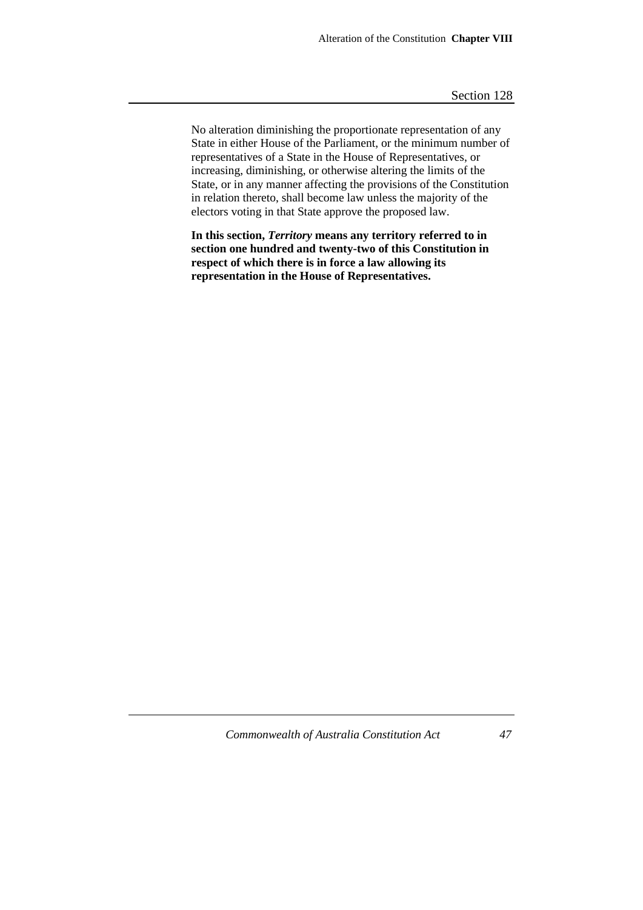No alteration diminishing the proportionate representation of any State in either House of the Parliament, or the minimum number of representatives of a State in the House of Representatives, or increasing, diminishing, or otherwise altering the limits of the State, or in any manner affecting the provisions of the Constitution in relation thereto, shall become law unless the majority of the electors voting in that State approve the proposed law.

**In this section, *Territory* means any territory referred to in section one hundred and twenty-two of this Constitution in respect of which there is in force a law allowing its representation in the House of Representatives.**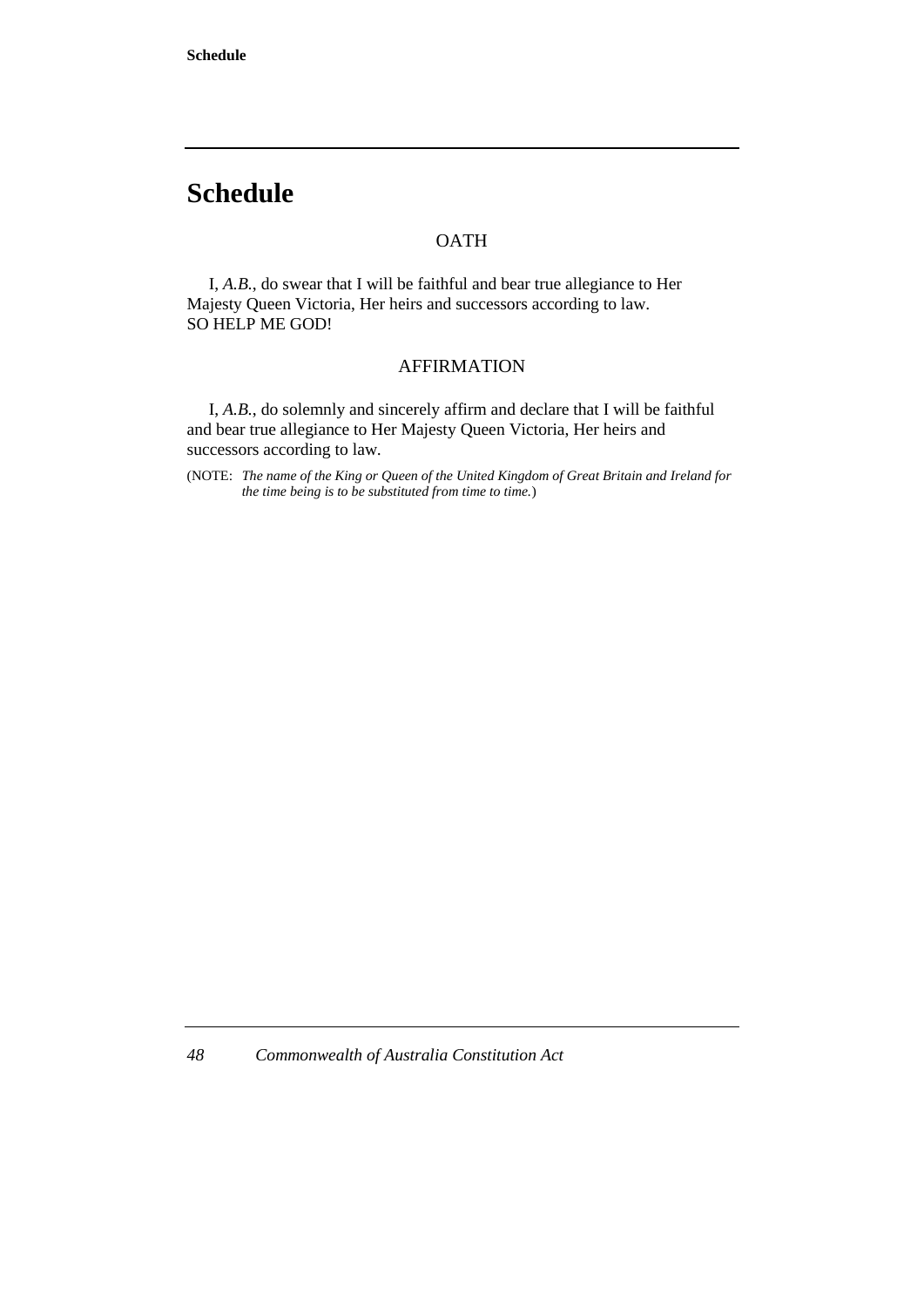# Schedule

OATH

I, *A.B.*, do swear that I will be faithful and bear true allegiance to Her Majesty Queen Victoria, Her heirs and successors according to law.
SO HELP ME GOD!

AFFIRMATION

I, *A.B.*, do solemnly and sincerely affirm and declare that I will be faithful and bear true allegiance to Her Majesty Queen Victoria, Her heirs and successors according to law.

(NOTE: *The name of the King or Queen of the United Kingdom of Great Britain and Ireland for the time being is to be substituted from time to time.*)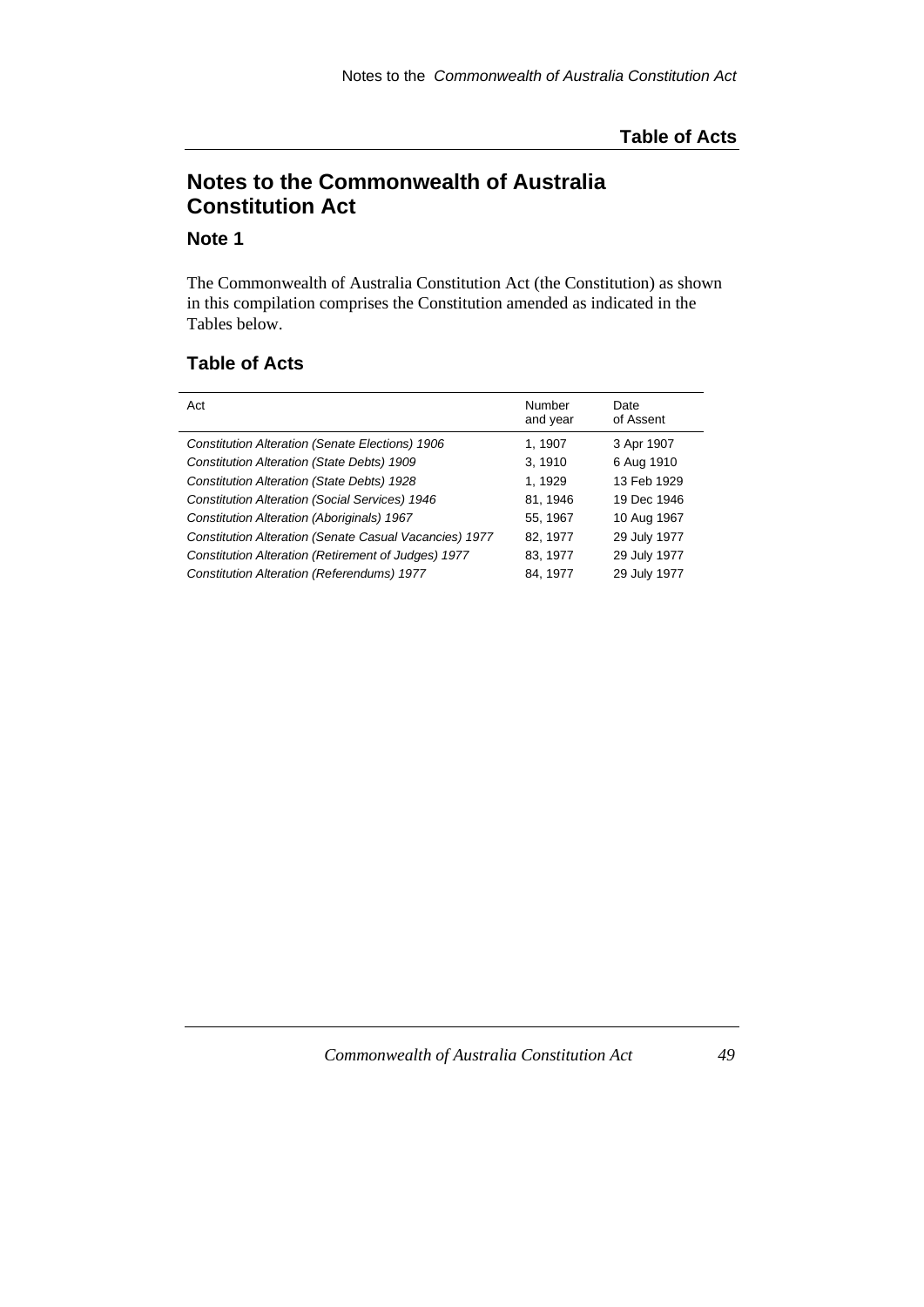## Notes to the Commonwealth of Australia Constitution Act

### Note 1

The Commonwealth of Australia Constitution Act (the Constitution) as shown in this compilation comprises the Constitution amended as indicated in the Tables below.

### Table of Acts

| Act | Number and year | Date of Assent |
|---|---|---|
| *Constitution Alteration (Senate Elections) 1906* | 1, 1907 | 3 Apr 1907 |
| *Constitution Alteration (State Debts) 1909* | 3, 1910 | 6 Aug 1910 |
| *Constitution Alteration (State Debts) 1928* | 1, 1929 | 13 Feb 1929 |
| *Constitution Alteration (Social Services) 1946* | 81, 1946 | 19 Dec 1946 |
| *Constitution Alteration (Aboriginals) 1967* | 55, 1967 | 10 Aug 1967 |
| *Constitution Alteration (Senate Casual Vacancies) 1977* | 82, 1977 | 29 July 1977 |
| *Constitution Alteration (Retirement of Judges) 1977* | 83, 1977 | 29 July 1977 |
| *Constitution Alteration (Referendums) 1977* | 84, 1977 | 29 July 1977 |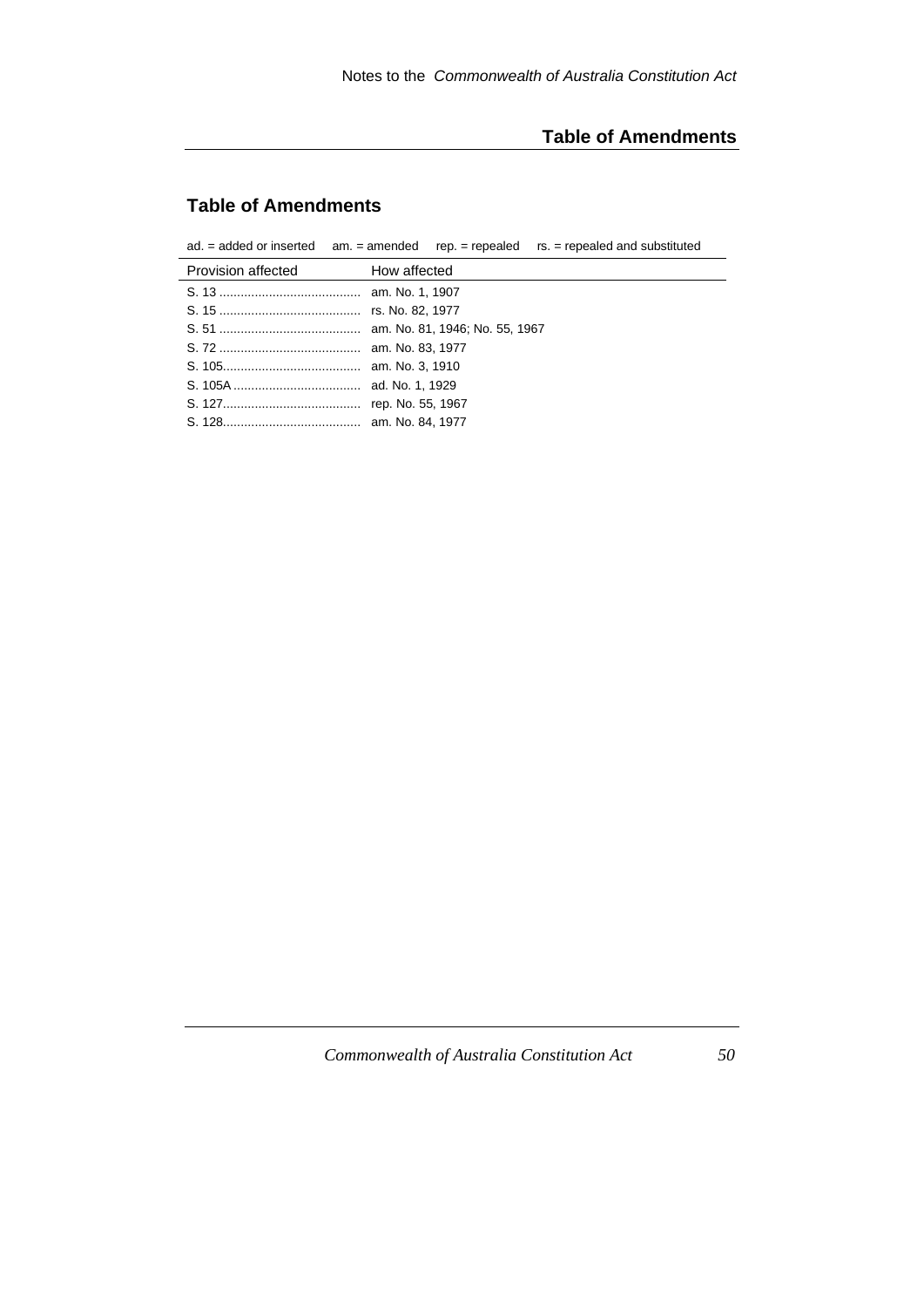## Table of Amendments

ad. = added or inserted    am. = amended    rep. = repealed    rs. = repealed and substituted

| Provision affected | How affected |
| --- | --- |
| S. 13 | am. No. 1, 1907 |
| S. 15 | rs. No. 82, 1977 |
| S. 51 | am. No. 81, 1946; No. 55, 1967 |
| S. 72 | am. No. 83, 1977 |
| S. 105 | am. No. 3, 1910 |
| S. 105A | ad. No. 1, 1929 |
| S. 127 | rep. No. 55, 1967 |
| S. 128 | am. No. 84, 1977 |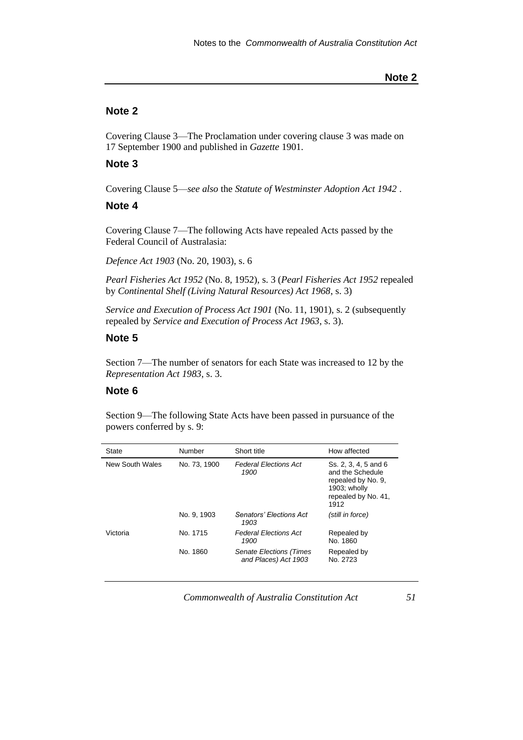## Note 2

Covering Clause 3—The Proclamation under covering clause 3 was made on 17 September 1900 and published in *Gazette* 1901.

## Note 3

Covering Clause 5—*see also* the *Statute of Westminster Adoption Act 1942* .

## Note 4

Covering Clause 7—The following Acts have repealed Acts passed by the Federal Council of Australasia:

*Defence Act 1903* (No. 20, 1903), s. 6

*Pearl Fisheries Act 1952* (No. 8, 1952), s. 3 (*Pearl Fisheries Act 1952* repealed by *Continental Shelf (Living Natural Resources) Act 1968*, s. 3)

*Service and Execution of Process Act 1901* (No. 11, 1901), s. 2 (subsequently repealed by *Service and Execution of Process Act 1963*, s. 3).

## Note 5

Section 7—The number of senators for each State was increased to 12 by the *Representation Act 1983*, s. 3.

## Note 6

Section 9—The following State Acts have been passed in pursuance of the powers conferred by s. 9:

| State | Number | Short title | How affected |
|---|---|---|---|
| New South Wales | No. 73, 1900 | *Federal Elections Act 1900* | Ss. 2, 3, 4, 5 and 6 and the Schedule repealed by No. 9, 1903; wholly repealed by No. 41, 1912 |
| | No. 9, 1903 | *Senators' Elections Act 1903* | *(still in force)* |
| Victoria | No. 1715 | *Federal Elections Act 1900* | Repealed by No. 1860 |
| | No. 1860 | *Senate Elections (Times and Places) Act 1903* | Repealed by No. 2723 |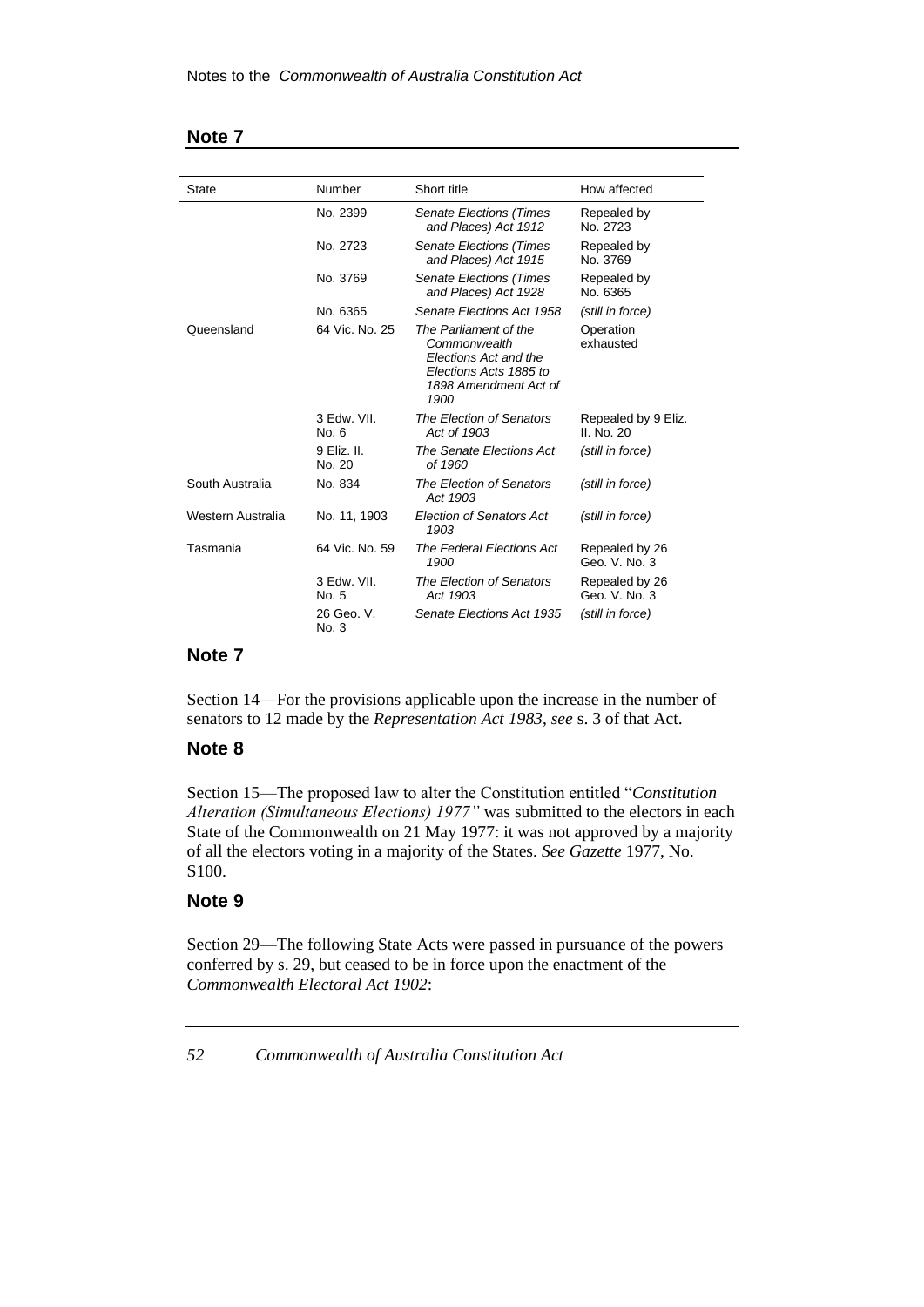## Note 7

| State | Number | Short title | How affected |
|---|---|---|---|
| | No. 2399 | *Senate Elections (Times and Places) Act 1912* | Repealed by No. 2723 |
| | No. 2723 | *Senate Elections (Times and Places) Act 1915* | Repealed by No. 3769 |
| | No. 3769 | *Senate Elections (Times and Places) Act 1928* | Repealed by No. 6365 |
| | No. 6365 | *Senate Elections Act 1958* | *(still in force)* |
| Queensland | 64 Vic. No. 25 | *The Parliament of the Commonwealth Elections Act and the Elections Acts 1885 to 1898 Amendment Act of 1900* | Operation exhausted |
| | 3 Edw. VII. No. 6 | *The Election of Senators Act of 1903* | Repealed by 9 Eliz. II. No. 20 |
| | 9 Eliz. II. No. 20 | *The Senate Elections Act of 1960* | *(still in force)* |
| South Australia | No. 834 | *The Election of Senators Act 1903* | *(still in force)* |
| Western Australia | No. 11, 1903 | *Election of Senators Act 1903* | *(still in force)* |
| Tasmania | 64 Vic. No. 59 | *The Federal Elections Act 1900* | Repealed by 26 Geo. V. No. 3 |
| | 3 Edw. VII. No. 5 | *The Election of Senators Act 1903* | Repealed by 26 Geo. V. No. 3 |
| | 26 Geo. V. No. 3 | *Senate Elections Act 1935* | *(still in force)* |

## Note 7

Section 14—For the provisions applicable upon the increase in the number of senators to 12 made by the *Representation Act 1983*, *see* s. 3 of that Act.

## Note 8

Section 15—The proposed law to alter the Constitution entitled "*Constitution Alteration (Simultaneous Elections) 1977"* was submitted to the electors in each State of the Commonwealth on 21 May 1977: it was not approved by a majority of all the electors voting in a majority of the States. *See Gazette* 1977, No. S100.

## Note 9

Section 29—The following State Acts were passed in pursuance of the powers conferred by s. 29, but ceased to be in force upon the enactment of the *Commonwealth Electoral Act 1902*: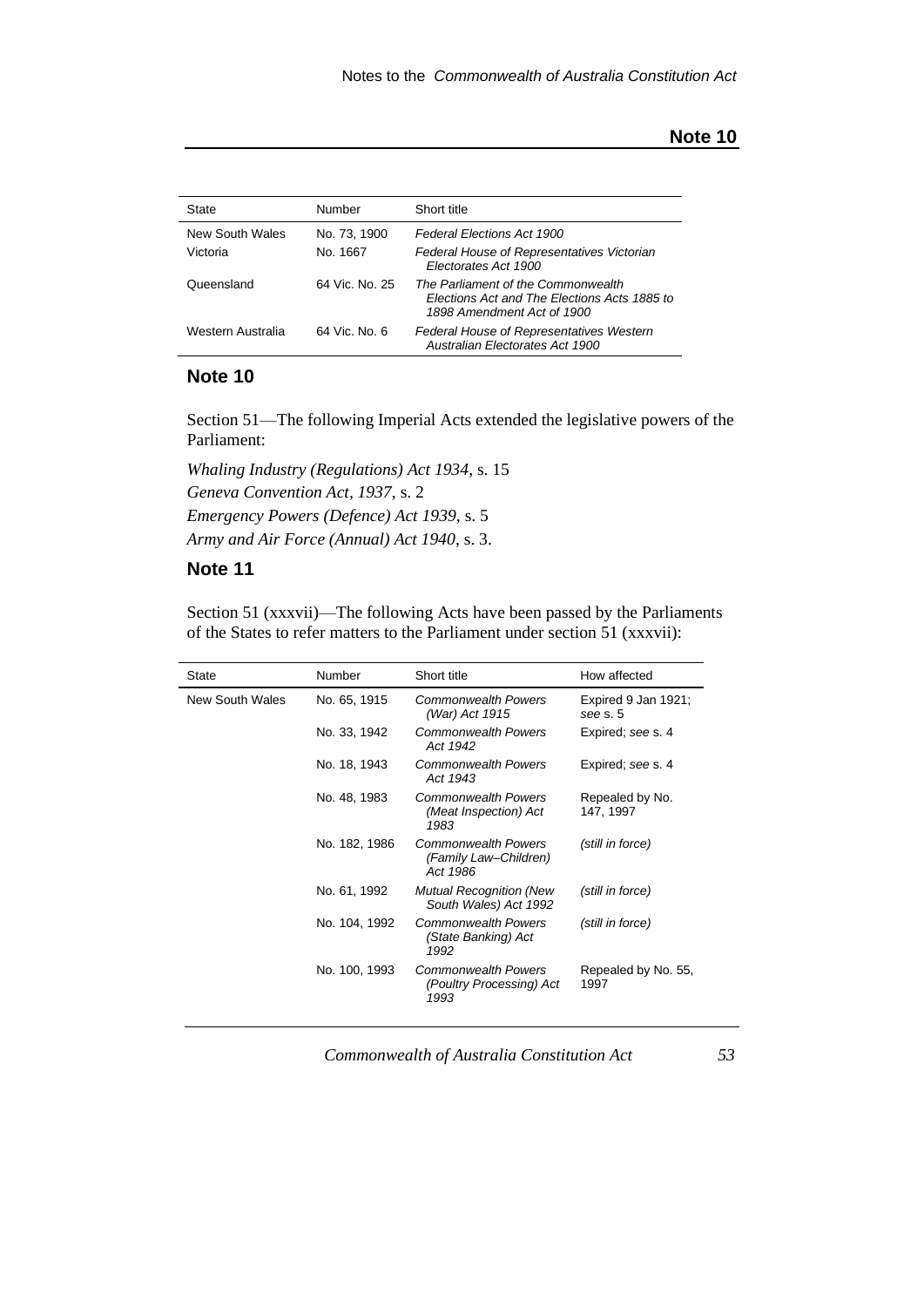| State | Number | Short title |
|---|---|---|
| New South Wales | No. 73, 1900 | *Federal Elections Act 1900* |
| Victoria | No. 1667 | *Federal House of Representatives Victorian Electorates Act 1900* |
| Queensland | 64 Vic. No. 25 | *The Parliament of the Commonwealth Elections Act and The Elections Acts 1885 to 1898 Amendment Act of 1900* |
| Western Australia | 64 Vic. No. 6 | *Federal House of Representatives Western Australian Electorates Act 1900* |

## Note 10

Section 51—The following Imperial Acts extended the legislative powers of the Parliament:

*Whaling Industry (Regulations) Act 1934*, s. 15
*Geneva Convention Act, 1937*, s. 2
*Emergency Powers (Defence) Act 1939*, s. 5
*Army and Air Force (Annual) Act 1940*, s. 3.

## Note 11

Section 51 (xxxvii)—The following Acts have been passed by the Parliaments of the States to refer matters to the Parliament under section 51 (xxxvii):

| State | Number | Short title | How affected |
|---|---|---|---|
| New South Wales | No. 65, 1915 | *Commonwealth Powers (War) Act 1915* | Expired 9 Jan 1921; *see* s. 5 |
| | No. 33, 1942 | *Commonwealth Powers Act 1942* | Expired; *see* s. 4 |
| | No. 18, 1943 | *Commonwealth Powers Act 1943* | Expired; *see* s. 4 |
| | No. 48, 1983 | *Commonwealth Powers (Meat Inspection) Act 1983* | Repealed by No. 147, 1997 |
| | No. 182, 1986 | *Commonwealth Powers (Family Law–Children) Act 1986* | *(still in force)* |
| | No. 61, 1992 | *Mutual Recognition (New South Wales) Act 1992* | *(still in force)* |
| | No. 104, 1992 | *Commonwealth Powers (State Banking) Act 1992* | *(still in force)* |
| | No. 100, 1993 | *Commonwealth Powers (Poultry Processing) Act 1993* | Repealed by No. 55, 1997 |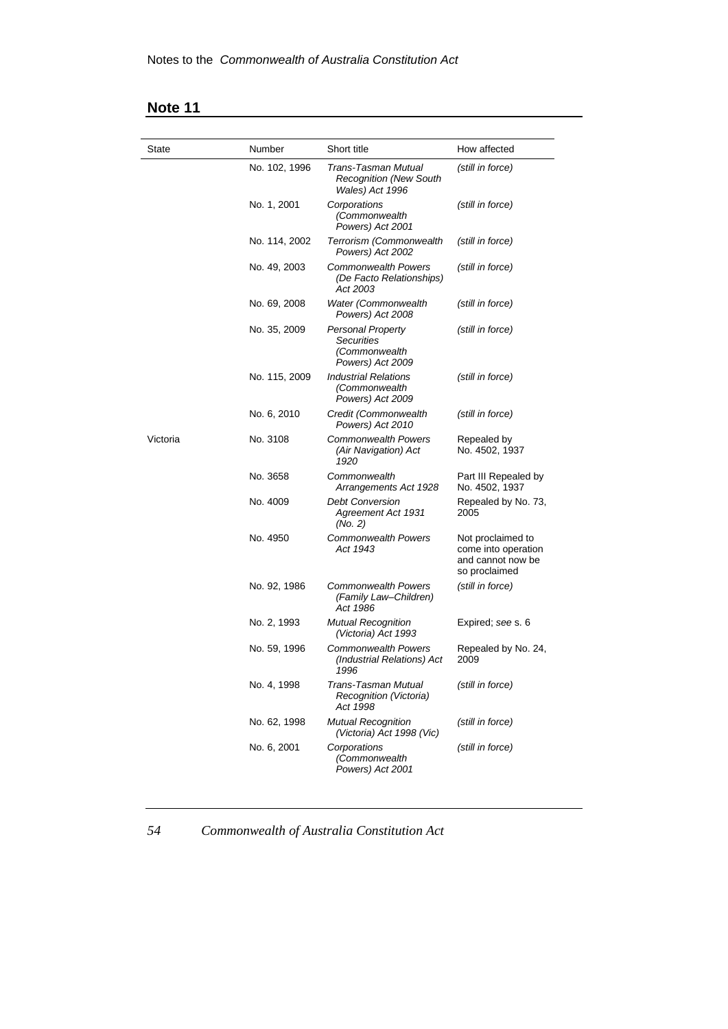## Note 11

| State | Number | Short title | How affected |
|---|---|---|---|
| | No. 102, 1996 | *Trans-Tasman Mutual Recognition (New South Wales) Act 1996* | *(still in force)* |
| | No. 1, 2001 | *Corporations (Commonwealth Powers) Act 2001* | *(still in force)* |
| | No. 114, 2002 | *Terrorism (Commonwealth Powers) Act 2002* | *(still in force)* |
| | No. 49, 2003 | *Commonwealth Powers (De Facto Relationships) Act 2003* | *(still in force)* |
| | No. 69, 2008 | *Water (Commonwealth Powers) Act 2008* | *(still in force)* |
| | No. 35, 2009 | *Personal Property Securities (Commonwealth Powers) Act 2009* | *(still in force)* |
| | No. 115, 2009 | *Industrial Relations (Commonwealth Powers) Act 2009* | *(still in force)* |
| | No. 6, 2010 | *Credit (Commonwealth Powers) Act 2010* | *(still in force)* |
| Victoria | No. 3108 | *Commonwealth Powers (Air Navigation) Act 1920* | Repealed by No. 4502, 1937 |
| | No. 3658 | *Commonwealth Arrangements Act 1928* | Part III Repealed by No. 4502, 1937 |
| | No. 4009 | *Debt Conversion Agreement Act 1931 (No. 2)* | Repealed by No. 73, 2005 |
| | No. 4950 | *Commonwealth Powers Act 1943* | Not proclaimed to come into operation and cannot now be so proclaimed |
| | No. 92, 1986 | *Commonwealth Powers (Family Law–Children) Act 1986* | *(still in force)* |
| | No. 2, 1993 | *Mutual Recognition (Victoria) Act 1993* | Expired; *see* s. 6 |
| | No. 59, 1996 | *Commonwealth Powers (Industrial Relations) Act 1996* | Repealed by No. 24, 2009 |
| | No. 4, 1998 | *Trans-Tasman Mutual Recognition (Victoria) Act 1998* | *(still in force)* |
| | No. 62, 1998 | *Mutual Recognition (Victoria) Act 1998 (Vic)* | *(still in force)* |
| | No. 6, 2001 | *Corporations (Commonwealth Powers) Act 2001* | *(still in force)* |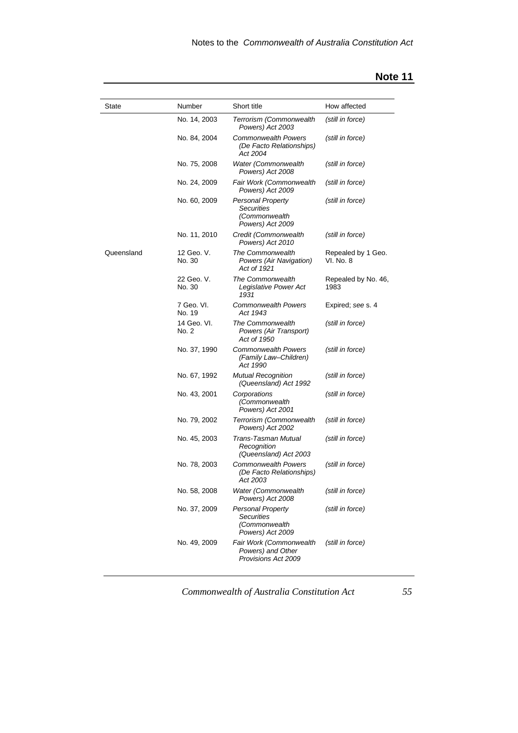## Note 11

| State | Number | Short title | How affected |
|---|---|---|---|
| | No. 14, 2003 | *Terrorism (Commonwealth Powers) Act 2003* | *(still in force)* |
| | No. 84, 2004 | *Commonwealth Powers (De Facto Relationships) Act 2004* | *(still in force)* |
| | No. 75, 2008 | *Water (Commonwealth Powers) Act 2008* | *(still in force)* |
| | No. 24, 2009 | *Fair Work (Commonwealth Powers) Act 2009* | *(still in force)* |
| | No. 60, 2009 | *Personal Property Securities (Commonwealth Powers) Act 2009* | *(still in force)* |
| | No. 11, 2010 | *Credit (Commonwealth Powers) Act 2010* | *(still in force)* |
| Queensland | 12 Geo. V. No. 30 | *The Commonwealth Powers (Air Navigation) Act of 1921* | Repealed by 1 Geo. VI. No. 8 |
| | 22 Geo. V. No. 30 | *The Commonwealth Legislative Power Act 1931* | Repealed by No. 46, 1983 |
| | 7 Geo. VI. No. 19 | *Commonwealth Powers Act 1943* | Expired; *see* s. 4 |
| | 14 Geo. VI. No. 2 | *The Commonwealth Powers (Air Transport) Act of 1950* | *(still in force)* |
| | No. 37, 1990 | *Commonwealth Powers (Family Law–Children) Act 1990* | *(still in force)* |
| | No. 67, 1992 | *Mutual Recognition (Queensland) Act 1992* | *(still in force)* |
| | No. 43, 2001 | *Corporations (Commonwealth Powers) Act 2001* | *(still in force)* |
| | No. 79, 2002 | *Terrorism (Commonwealth Powers) Act 2002* | *(still in force)* |
| | No. 45, 2003 | *Trans-Tasman Mutual Recognition (Queensland) Act 2003* | *(still in force)* |
| | No. 78, 2003 | *Commonwealth Powers (De Facto Relationships) Act 2003* | *(still in force)* |
| | No. 58, 2008 | *Water (Commonwealth Powers) Act 2008* | *(still in force)* |
| | No. 37, 2009 | *Personal Property Securities (Commonwealth Powers) Act 2009* | *(still in force)* |
| | No. 49, 2009 | *Fair Work (Commonwealth Powers) and Other Provisions Act 2009* | *(still in force)* |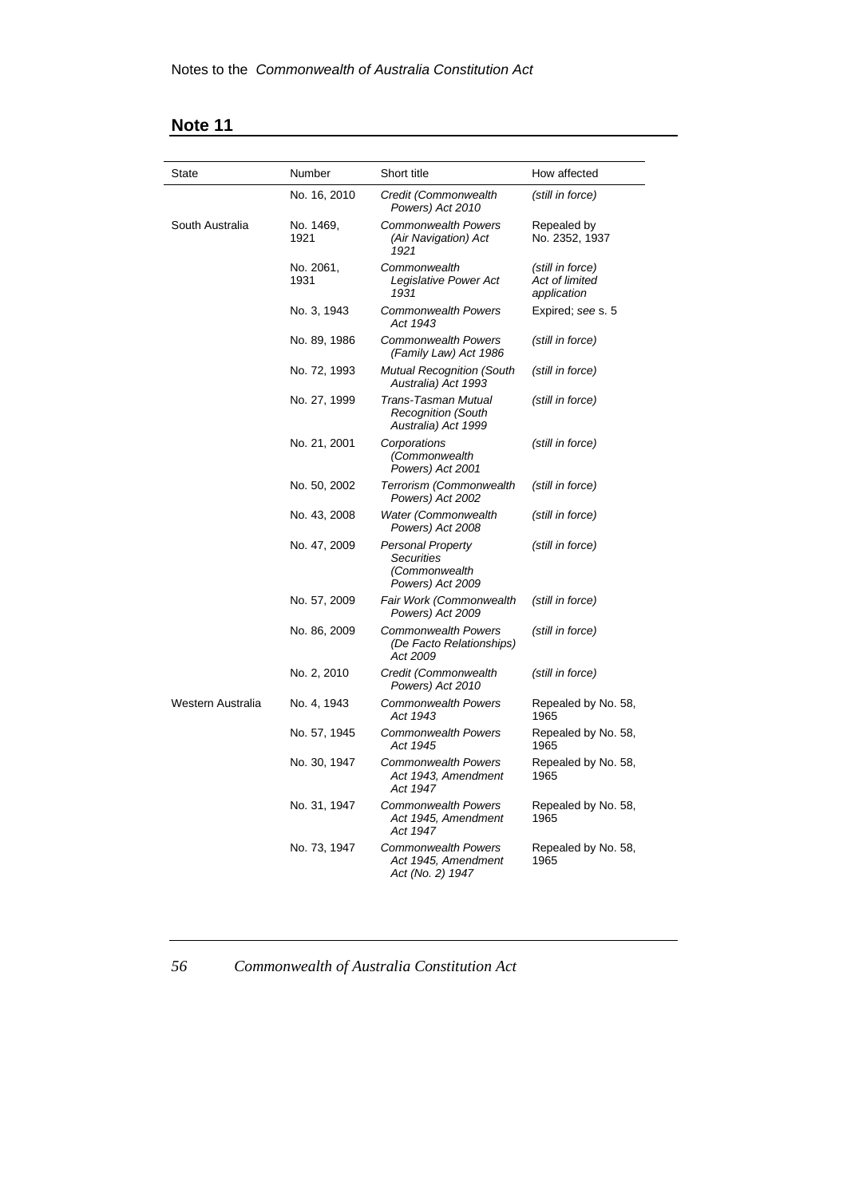## Note 11

| State | Number | Short title | How affected |
|---|---|---|---|
| | No. 16, 2010 | *Credit (Commonwealth Powers) Act 2010* | *(still in force)* |
| South Australia | No. 1469, 1921 | *Commonwealth Powers (Air Navigation) Act 1921* | Repealed by No. 2352, 1937 |
| | No. 2061, 1931 | *Commonwealth Legislative Power Act 1931* | *(still in force) Act of limited application* |
| | No. 3, 1943 | *Commonwealth Powers Act 1943* | Expired; *see* s. 5 |
| | No. 89, 1986 | *Commonwealth Powers (Family Law) Act 1986* | *(still in force)* |
| | No. 72, 1993 | *Mutual Recognition (South Australia) Act 1993* | *(still in force)* |
| | No. 27, 1999 | *Trans-Tasman Mutual Recognition (South Australia) Act 1999* | *(still in force)* |
| | No. 21, 2001 | *Corporations (Commonwealth Powers) Act 2001* | *(still in force)* |
| | No. 50, 2002 | *Terrorism (Commonwealth Powers) Act 2002* | *(still in force)* |
| | No. 43, 2008 | *Water (Commonwealth Powers) Act 2008* | *(still in force)* |
| | No. 47, 2009 | *Personal Property Securities (Commonwealth Powers) Act 2009* | *(still in force)* |
| | No. 57, 2009 | *Fair Work (Commonwealth Powers) Act 2009* | *(still in force)* |
| | No. 86, 2009 | *Commonwealth Powers (De Facto Relationships) Act 2009* | *(still in force)* |
| | No. 2, 2010 | *Credit (Commonwealth Powers) Act 2010* | *(still in force)* |
| Western Australia | No. 4, 1943 | *Commonwealth Powers Act 1943* | Repealed by No. 58, 1965 |
| | No. 57, 1945 | *Commonwealth Powers Act 1945* | Repealed by No. 58, 1965 |
| | No. 30, 1947 | *Commonwealth Powers Act 1943, Amendment Act 1947* | Repealed by No. 58, 1965 |
| | No. 31, 1947 | *Commonwealth Powers Act 1945, Amendment Act 1947* | Repealed by No. 58, 1965 |
| | No. 73, 1947 | *Commonwealth Powers Act 1945, Amendment Act (No. 2) 1947* | Repealed by No. 58, 1965 |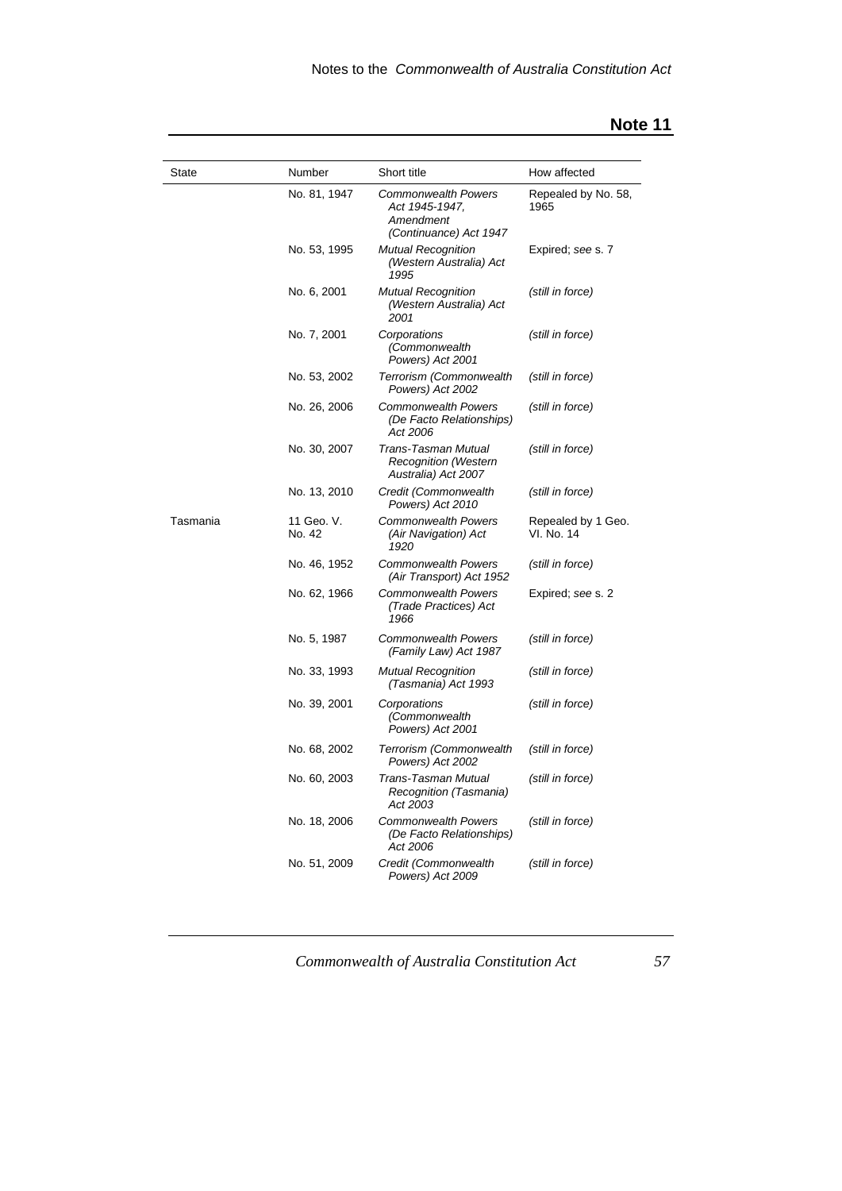## Note 11

| State | Number | Short title | How affected |
| --- | --- | --- | --- |
| | No. 81, 1947 | *Commonwealth Powers Act 1945-1947, Amendment (Continuance) Act 1947* | Repealed by No. 58, 1965 |
| | No. 53, 1995 | *Mutual Recognition (Western Australia) Act 1995* | Expired; *see* s. 7 |
| | No. 6, 2001 | *Mutual Recognition (Western Australia) Act 2001* | *(still in force)* |
| | No. 7, 2001 | *Corporations (Commonwealth Powers) Act 2001* | *(still in force)* |
| | No. 53, 2002 | *Terrorism (Commonwealth Powers) Act 2002* | *(still in force)* |
| | No. 26, 2006 | *Commonwealth Powers (De Facto Relationships) Act 2006* | *(still in force)* |
| | No. 30, 2007 | *Trans-Tasman Mutual Recognition (Western Australia) Act 2007* | *(still in force)* |
| | No. 13, 2010 | *Credit (Commonwealth Powers) Act 2010* | *(still in force)* |
| Tasmania | 11 Geo. V. No. 42 | *Commonwealth Powers (Air Navigation) Act 1920* | Repealed by 1 Geo. VI. No. 14 |
| | No. 46, 1952 | *Commonwealth Powers (Air Transport) Act 1952* | *(still in force)* |
| | No. 62, 1966 | *Commonwealth Powers (Trade Practices) Act 1966* | Expired; *see* s. 2 |
| | No. 5, 1987 | *Commonwealth Powers (Family Law) Act 1987* | *(still in force)* |
| | No. 33, 1993 | *Mutual Recognition (Tasmania) Act 1993* | *(still in force)* |
| | No. 39, 2001 | *Corporations (Commonwealth Powers) Act 2001* | *(still in force)* |
| | No. 68, 2002 | *Terrorism (Commonwealth Powers) Act 2002* | *(still in force)* |
| | No. 60, 2003 | *Trans-Tasman Mutual Recognition (Tasmania) Act 2003* | *(still in force)* |
| | No. 18, 2006 | *Commonwealth Powers (De Facto Relationships) Act 2006* | *(still in force)* |
| | No. 51, 2009 | *Credit (Commonwealth Powers) Act 2009* | *(still in force)* |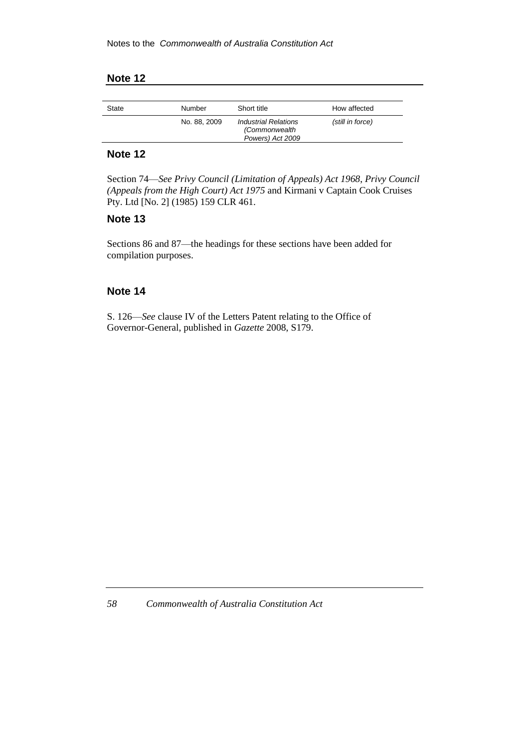## Note 12

| State | Number | Short title | How affected |
|---|---|---|---|
| | No. 88, 2009 | *Industrial Relations (Commonwealth Powers) Act 2009* | *(still in force)* |

## Note 12

Section 74—*See Privy Council (Limitation of Appeals) Act 1968*, *Privy Council (Appeals from the High Court) Act 1975* and Kirmani v Captain Cook Cruises Pty. Ltd [No. 2] (1985) 159 CLR 461.

## Note 13

Sections 86 and 87—the headings for these sections have been added for compilation purposes.

## Note 14

S. 126—*See* clause IV of the Letters Patent relating to the Office of Governor-General, published in *Gazette* 2008, S179.